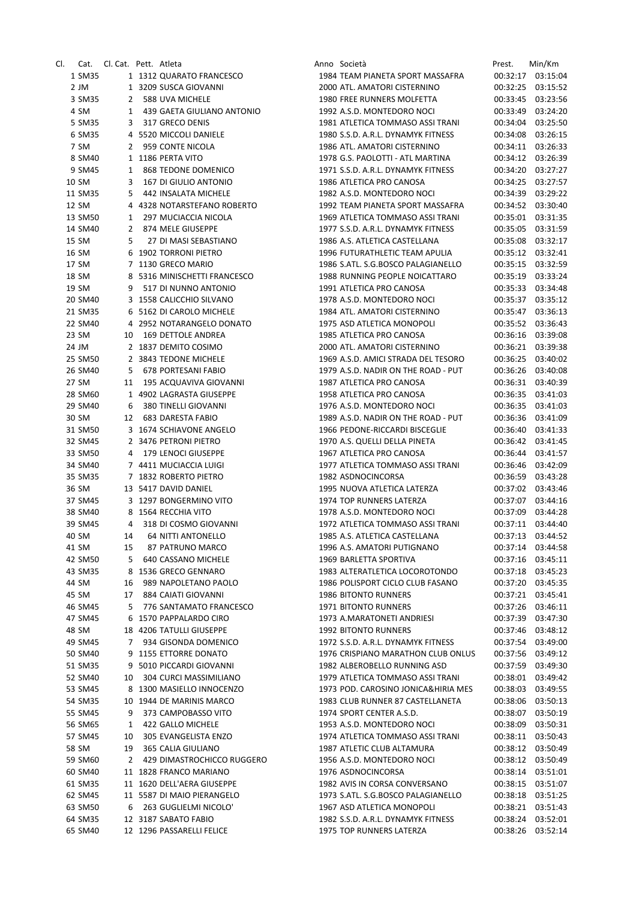| Cl. | Cat. | Cl. Cat. | Pett. | Atleta | Anno | Società | Prest. | Min/Km |
|---|---|---|---|---|---|---|---|---|
| 1 | SM35 | 1 | 1312 | QUARATO FRANCESCO | 1984 | TEAM PIANETA SPORT MASSAFRA | 00:32:17 | 03:15:04 |
| 2 | JM | 1 | 3209 | SUSCA GIOVANNI | 2000 | ATL. AMATORI CISTERNINO | 00:32:25 | 03:15:52 |
| 3 | SM35 | 2 | 588 | UVA MICHELE | 1980 | FREE RUNNERS MOLFETTA | 00:33:45 | 03:23:56 |
| 4 | SM | 1 | 439 | GAETA GIULIANO ANTONIO | 1992 | A.S.D. MONTEDORO NOCI | 00:33:49 | 03:24:20 |
| 5 | SM35 | 3 | 317 | GRECO DENIS | 1981 | ATLETICA TOMMASO ASSI TRANI | 00:34:04 | 03:25:50 |
| 6 | SM35 | 4 | 5520 | MICCOLI DANIELE | 1980 | S.S.D. A.R.L. DYNAMYK FITNESS | 00:34:08 | 03:26:15 |
| 7 | SM | 2 | 959 | CONTE NICOLA | 1986 | ATL. AMATORI CISTERNINO | 00:34:11 | 03:26:33 |
| 8 | SM40 | 1 | 1186 | PERTA VITO | 1978 | G.S. PAOLOTTI - ATL MARTINA | 00:34:12 | 03:26:39 |
| 9 | SM45 | 1 | 868 | TEDONE DOMENICO | 1971 | S.S.D. A.R.L. DYNAMYK FITNESS | 00:34:20 | 03:27:27 |
| 10 | SM | 3 | 167 | DI GIULIO ANTONIO | 1986 | ATLETICA PRO CANOSA | 00:34:25 | 03:27:57 |
| 11 | SM35 | 5 | 442 | INSALATA MICHELE | 1982 | A.S.D. MONTEDORO NOCI | 00:34:39 | 03:29:22 |
| 12 | SM | 4 | 4328 | NOTARSTEFANO ROBERTO | 1992 | TEAM PIANETA SPORT MASSAFRA | 00:34:52 | 03:30:40 |
| 13 | SM50 | 1 | 297 | MUCIACCIA NICOLA | 1969 | ATLETICA TOMMASO ASSI TRANI | 00:35:01 | 03:31:35 |
| 14 | SM40 | 2 | 874 | MELE GIUSEPPE | 1977 | S.S.D. A.R.L. DYNAMYK FITNESS | 00:35:05 | 03:31:59 |
| 15 | SM | 5 | 27 | DI MASI SEBASTIANO | 1986 | A.S. ATLETICA CASTELLANA | 00:35:08 | 03:32:17 |
| 16 | SM | 6 | 1902 | TORRONI PIETRO | 1996 | FUTURATHLETIC TEAM APULIA | 00:35:12 | 03:32:41 |
| 17 | SM | 7 | 1130 | GRECO MARIO | 1986 | S.ATL. S.G.BOSCO PALAGIANELLO | 00:35:15 | 03:32:59 |
| 18 | SM | 8 | 5316 | MINISCHETTI FRANCESCO | 1988 | RUNNING PEOPLE NOICATTARO | 00:35:19 | 03:33:24 |
| 19 | SM | 9 | 517 | DI NUNNO ANTONIO | 1991 | ATLETICA PRO CANOSA | 00:35:33 | 03:34:48 |
| 20 | SM40 | 3 | 1558 | CALICCHIO SILVANO | 1978 | A.S.D. MONTEDORO NOCI | 00:35:37 | 03:35:12 |
| 21 | SM35 | 6 | 5162 | DI CAROLO MICHELE | 1984 | ATL. AMATORI CISTERNINO | 00:35:47 | 03:36:13 |
| 22 | SM40 | 4 | 2952 | NOTARANGELO DONATO | 1975 | ASD ATLETICA MONOPOLI | 00:35:52 | 03:36:43 |
| 23 | SM | 10 | 169 | DETTOLE ANDREA | 1985 | ATLETICA PRO CANOSA | 00:36:16 | 03:39:08 |
| 24 | JM | 2 | 1837 | DEMITO COSIMO | 2000 | ATL. AMATORI CISTERNINO | 00:36:21 | 03:39:38 |
| 25 | SM50 | 2 | 3843 | TEDONE MICHELE | 1969 | A.S.D. AMICI STRADA DEL TESORO | 00:36:25 | 03:40:02 |
| 26 | SM40 | 5 | 678 | PORTESANI FABIO | 1979 | A.S.D. NADIR ON THE ROAD - PUT | 00:36:26 | 03:40:08 |
| 27 | SM | 11 | 195 | ACQUAVIVA GIOVANNI | 1987 | ATLETICA PRO CANOSA | 00:36:31 | 03:40:39 |
| 28 | SM60 | 1 | 4902 | LAGRASTA GIUSEPPE | 1958 | ATLETICA PRO CANOSA | 00:36:35 | 03:41:03 |
| 29 | SM40 | 6 | 380 | TINELLI GIOVANNI | 1976 | A.S.D. MONTEDORO NOCI | 00:36:35 | 03:41:03 |
| 30 | SM | 12 | 683 | DARESTA FABIO | 1989 | A.S.D. NADIR ON THE ROAD - PUT | 00:36:36 | 03:41:09 |
| 31 | SM50 | 3 | 1674 | SCHIAVONE ANGELO | 1966 | PEDONE-RICCARDI BISCEGLIE | 00:36:40 | 03:41:33 |
| 32 | SM45 | 2 | 3476 | PETRONI PIETRO | 1970 | A.S. QUELLI DELLA PINETA | 00:36:42 | 03:41:45 |
| 33 | SM50 | 4 | 179 | LENOCI GIUSEPPE | 1967 | ATLETICA PRO CANOSA | 00:36:44 | 03:41:57 |
| 34 | SM40 | 7 | 4411 | MUCIACCIA LUIGI | 1977 | ATLETICA TOMMASO ASSI TRANI | 00:36:46 | 03:42:09 |
| 35 | SM35 | 7 | 1832 | ROBERTO PIETRO | 1982 | ASDNOCINCORSA | 00:36:59 | 03:43:28 |
| 36 | SM | 13 | 5417 | DAVID DANIEL | 1995 | NUOVA ATLETICA LATERZA | 00:37:02 | 03:43:46 |
| 37 | SM45 | 3 | 1297 | BONGERMINO VITO | 1974 | TOP RUNNERS LATERZA | 00:37:07 | 03:44:16 |
| 38 | SM40 | 8 | 1564 | RECCHIA VITO | 1978 | A.S.D. MONTEDORO NOCI | 00:37:09 | 03:44:28 |
| 39 | SM45 | 4 | 318 | DI COSMO GIOVANNI | 1972 | ATLETICA TOMMASO ASSI TRANI | 00:37:11 | 03:44:40 |
| 40 | SM | 14 | 64 | NITTI ANTONELLO | 1985 | A.S. ATLETICA CASTELLANA | 00:37:13 | 03:44:52 |
| 41 | SM | 15 | 87 | PATRUNO MARCO | 1996 | A.S. AMATORI PUTIGNANO | 00:37:14 | 03:44:58 |
| 42 | SM50 | 5 | 640 | CASSANO MICHELE | 1969 | BARLETTA SPORTIVA | 00:37:16 | 03:45:11 |
| 43 | SM35 | 8 | 1536 | GRECO GENNARO | 1983 | ALTERATLETICA LOCOROTONDO | 00:37:18 | 03:45:23 |
| 44 | SM | 16 | 989 | NAPOLETANO PAOLO | 1986 | POLISPORT CICLO CLUB FASANO | 00:37:20 | 03:45:35 |
| 45 | SM | 17 | 884 | CAIATI GIOVANNI | 1986 | BITONTO RUNNERS | 00:37:21 | 03:45:41 |
| 46 | SM45 | 5 | 776 | SANTAMATO FRANCESCO | 1971 | BITONTO RUNNERS | 00:37:26 | 03:46:11 |
| 47 | SM45 | 6 | 1570 | PAPPALARDO CIRO | 1973 | A.MARATONETI ANDRIESI | 00:37:39 | 03:47:30 |
| 48 | SM | 18 | 4206 | TATULLI GIUSEPPE | 1992 | BITONTO RUNNERS | 00:37:46 | 03:48:12 |
| 49 | SM45 | 7 | 934 | GISONDA DOMENICO | 1972 | S.S.D. A.R.L. DYNAMYK FITNESS | 00:37:54 | 03:49:00 |
| 50 | SM40 | 9 | 1155 | ETTORRE DONATO | 1976 | CRISPIANO MARATHON CLUB ONLUS | 00:37:56 | 03:49:12 |
| 51 | SM35 | 9 | 5010 | PICCARDI GIOVANNI | 1982 | ALBEROBELLO RUNNING ASD | 00:37:59 | 03:49:30 |
| 52 | SM40 | 10 | 304 | CURCI MASSIMILIANO | 1979 | ATLETICA TOMMASO ASSI TRANI | 00:38:01 | 03:49:42 |
| 53 | SM45 | 8 | 1300 | MASIELLO INNOCENZO | 1973 | POD. CAROSINO JONICA&HIRIA MES | 00:38:03 | 03:49:55 |
| 54 | SM35 | 10 | 1944 | DE MARINIS MARCO | 1983 | CLUB RUNNER 87 CASTELLANETA | 00:38:06 | 03:50:13 |
| 55 | SM45 | 9 | 373 | CAMPOBASSO VITO | 1974 | SPORT CENTER A.S.D. | 00:38:07 | 03:50:19 |
| 56 | SM65 | 1 | 422 | GALLO MICHELE | 1953 | A.S.D. MONTEDORO NOCI | 00:38:09 | 03:50:31 |
| 57 | SM45 | 10 | 305 | EVANGELISTA ENZO | 1974 | ATLETICA TOMMASO ASSI TRANI | 00:38:11 | 03:50:43 |
| 58 | SM | 19 | 365 | CALIA GIULIANO | 1987 | ATLETIC CLUB ALTAMURA | 00:38:12 | 03:50:49 |
| 59 | SM60 | 2 | 429 | DIMASTROCHICCO RUGGERO | 1956 | A.S.D. MONTEDORO NOCI | 00:38:12 | 03:50:49 |
| 60 | SM40 | 11 | 1828 | FRANCO MARIANO | 1976 | ASDNOCINCORSA | 00:38:14 | 03:51:01 |
| 61 | SM35 | 11 | 1620 | DELL'AERA GIUSEPPE | 1982 | AVIS IN CORSA CONVERSANO | 00:38:15 | 03:51:07 |
| 62 | SM45 | 11 | 5587 | DI MAIO PIERANGELO | 1973 | S.ATL. S.G.BOSCO PALAGIANELLO | 00:38:18 | 03:51:25 |
| 63 | SM50 | 6 | 263 | GUGLIELMI NICOLO' | 1967 | ASD ATLETICA MONOPOLI | 00:38:21 | 03:51:43 |
| 64 | SM35 | 12 | 3187 | SABATO FABIO | 1982 | S.S.D. A.R.L. DYNAMYK FITNESS | 00:38:24 | 03:52:01 |
| 65 | SM40 | 12 | 1296 | PASSARELLI FELICE | 1975 | TOP RUNNERS LATERZA | 00:38:26 | 03:52:14 |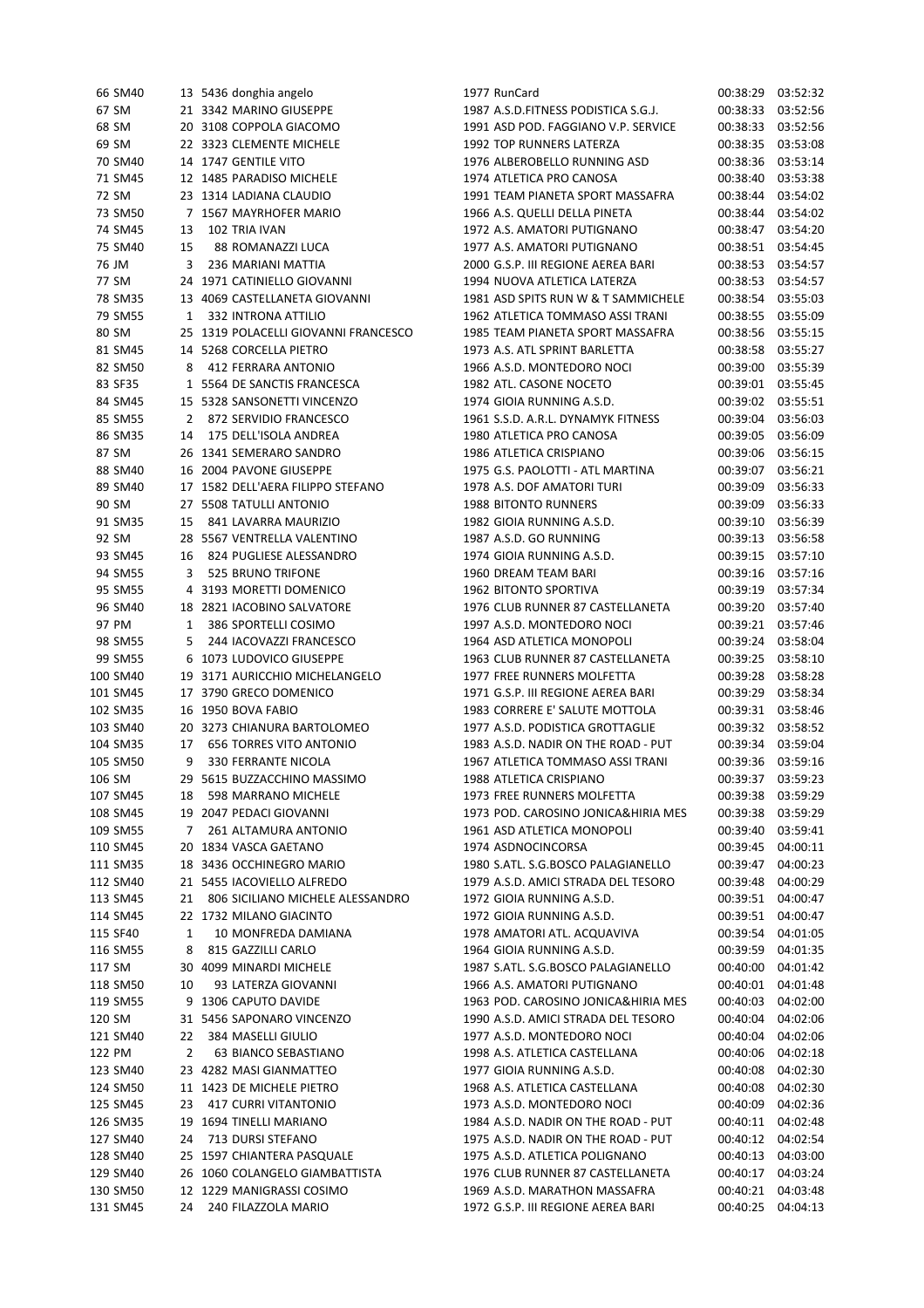| 66 | SM40 | 13 | 5436 | donghia angelo | 1977 | RunCard | 00:38:29 | 03:52:32 |
|---|---|---|---|---|---|---|---|---|
| 67 | SM | 21 | 3342 | MARINO GIUSEPPE | 1987 | A.S.D.FITNESS PODISTICA S.G.J. | 00:38:33 | 03:52:56 |
| 68 | SM | 20 | 3108 | COPPOLA GIACOMO | 1991 | ASD POD. FAGGIANO V.P. SERVICE | 00:38:33 | 03:52:56 |
| 69 | SM | 22 | 3323 | CLEMENTE MICHELE | 1992 | TOP RUNNERS LATERZA | 00:38:35 | 03:53:08 |
| 70 | SM40 | 14 | 1747 | GENTILE VITO | 1976 | ALBEROBELLO RUNNING ASD | 00:38:36 | 03:53:14 |
| 71 | SM45 | 12 | 1485 | PARADISO MICHELE | 1974 | ATLETICA PRO CANOSA | 00:38:40 | 03:53:38 |
| 72 | SM | 23 | 1314 | LADIANA CLAUDIO | 1991 | TEAM PIANETA SPORT MASSAFRA | 00:38:44 | 03:54:02 |
| 73 | SM50 | 7 | 1567 | MAYRHOFER MARIO | 1966 | A.S. QUELLI DELLA PINETA | 00:38:44 | 03:54:02 |
| 74 | SM45 | 13 | 102 | TRIA IVAN | 1972 | A.S. AMATORI PUTIGNANO | 00:38:47 | 03:54:20 |
| 75 | SM40 | 15 | 88 | ROMANAZZI LUCA | 1977 | A.S. AMATORI PUTIGNANO | 00:38:51 | 03:54:45 |
| 76 | JM | 3 | 236 | MARIANI MATTIA | 2000 | G.S.P. III REGIONE AEREA BARI | 00:38:53 | 03:54:57 |
| 77 | SM | 24 | 1971 | CATINIELLO GIOVANNI | 1994 | NUOVA ATLETICA LATERZA | 00:38:53 | 03:54:57 |
| 78 | SM35 | 13 | 4069 | CASTELLANETA GIOVANNI | 1981 | ASD SPITS RUN W & T SAMMICHELE | 00:38:54 | 03:55:03 |
| 79 | SM55 | 1 | 332 | INTRONA ATTILIO | 1962 | ATLETICA TOMMASO ASSI TRANI | 00:38:55 | 03:55:09 |
| 80 | SM | 25 | 1319 | POLACELLI GIOVANNI FRANCESCO | 1985 | TEAM PIANETA SPORT MASSAFRA | 00:38:56 | 03:55:15 |
| 81 | SM45 | 14 | 5268 | CORCELLA PIETRO | 1973 | A.S. ATL SPRINT BARLETTA | 00:38:58 | 03:55:27 |
| 82 | SM50 | 8 | 412 | FERRARA ANTONIO | 1966 | A.S.D. MONTEDORO NOCI | 00:39:00 | 03:55:39 |
| 83 | SF35 | 1 | 5564 | DE SANCTIS FRANCESCA | 1982 | ATL. CASONE NOCETO | 00:39:01 | 03:55:45 |
| 84 | SM45 | 15 | 5328 | SANSONETTI VINCENZO | 1974 | GIOIA RUNNING A.S.D. | 00:39:02 | 03:55:51 |
| 85 | SM55 | 2 | 872 | SERVIDIO FRANCESCO | 1961 | S.S.D. A.R.L. DYNAMYK FITNESS | 00:39:04 | 03:56:03 |
| 86 | SM35 | 14 | 175 | DELL'ISOLA ANDREA | 1980 | ATLETICA PRO CANOSA | 00:39:05 | 03:56:09 |
| 87 | SM | 26 | 1341 | SEMERARO SANDRO | 1986 | ATLETICA CRISPIANO | 00:39:06 | 03:56:15 |
| 88 | SM40 | 16 | 2004 | PAVONE GIUSEPPE | 1975 | G.S. PAOLOTTI - ATL MARTINA | 00:39:07 | 03:56:21 |
| 89 | SM40 | 17 | 1582 | DELL'AERA FILIPPO STEFANO | 1978 | A.S. DOF AMATORI TURI | 00:39:09 | 03:56:33 |
| 90 | SM | 27 | 5508 | TATULLI ANTONIO | 1988 | BITONTO RUNNERS | 00:39:09 | 03:56:33 |
| 91 | SM35 | 15 | 841 | LAVARRA MAURIZIO | 1982 | GIOIA RUNNING A.S.D. | 00:39:10 | 03:56:39 |
| 92 | SM | 28 | 5567 | VENTRELLA VALENTINO | 1987 | A.S.D. GO RUNNING | 00:39:13 | 03:56:58 |
| 93 | SM45 | 16 | 824 | PUGLIESE ALESSANDRO | 1974 | GIOIA RUNNING A.S.D. | 00:39:15 | 03:57:10 |
| 94 | SM55 | 3 | 525 | BRUNO TRIFONE | 1960 | DREAM TEAM BARI | 00:39:16 | 03:57:16 |
| 95 | SM55 | 4 | 3193 | MORETTI DOMENICO | 1962 | BITONTO SPORTIVA | 00:39:19 | 03:57:34 |
| 96 | SM40 | 18 | 2821 | IACOBINO SALVATORE | 1976 | CLUB RUNNER 87 CASTELLANETA | 00:39:20 | 03:57:40 |
| 97 | PM | 1 | 386 | SPORTELLI COSIMO | 1997 | A.S.D. MONTEDORO NOCI | 00:39:21 | 03:57:46 |
| 98 | SM55 | 5 | 244 | IACOVAZZI FRANCESCO | 1964 | ASD ATLETICA MONOPOLI | 00:39:24 | 03:58:04 |
| 99 | SM55 | 6 | 1073 | LUDOVICO GIUSEPPE | 1963 | CLUB RUNNER 87 CASTELLANETA | 00:39:25 | 03:58:10 |
| 100 | SM40 | 19 | 3171 | AURICCHIO MICHELANGELO | 1977 | FREE RUNNERS MOLFETTA | 00:39:28 | 03:58:28 |
| 101 | SM45 | 17 | 3790 | GRECO DOMENICO | 1971 | G.S.P. III REGIONE AEREA BARI | 00:39:29 | 03:58:34 |
| 102 | SM35 | 16 | 1950 | BOVA FABIO | 1983 | CORRERE E' SALUTE MOTTOLA | 00:39:31 | 03:58:46 |
| 103 | SM40 | 20 | 3273 | CHIANURA BARTOLOMEO | 1977 | A.S.D. PODISTICA GROTTAGLIE | 00:39:32 | 03:58:52 |
| 104 | SM35 | 17 | 656 | TORRES VITO ANTONIO | 1983 | A.S.D. NADIR ON THE ROAD - PUT | 00:39:34 | 03:59:04 |
| 105 | SM50 | 9 | 330 | FERRANTE NICOLA | 1967 | ATLETICA TOMMASO ASSI TRANI | 00:39:36 | 03:59:16 |
| 106 | SM | 29 | 5615 | BUZZACCHINO MASSIMO | 1988 | ATLETICA CRISPIANO | 00:39:37 | 03:59:23 |
| 107 | SM45 | 18 | 598 | MARRANO MICHELE | 1973 | FREE RUNNERS MOLFETTA | 00:39:38 | 03:59:29 |
| 108 | SM45 | 19 | 2047 | PEDACI GIOVANNI | 1973 | POD. CAROSINO JONICA&HIRIA MES | 00:39:38 | 03:59:29 |
| 109 | SM55 | 7 | 261 | ALTAMURA ANTONIO | 1961 | ASD ATLETICA MONOPOLI | 00:39:40 | 03:59:41 |
| 110 | SM45 | 20 | 1834 | VASCA GAETANO | 1974 | ASDNOCINCORSA | 00:39:45 | 04:00:11 |
| 111 | SM35 | 18 | 3436 | OCCHINEGRO MARIO | 1980 | S.ATL. S.G.BOSCO PALAGIANELLO | 00:39:47 | 04:00:23 |
| 112 | SM40 | 21 | 5455 | IACOVIELLO ALFREDO | 1979 | A.S.D. AMICI STRADA DEL TESORO | 00:39:48 | 04:00:29 |
| 113 | SM45 | 21 | 806 | SICILIANO MICHELE ALESSANDRO | 1972 | GIOIA RUNNING A.S.D. | 00:39:51 | 04:00:47 |
| 114 | SM45 | 22 | 1732 | MILANO GIACINTO | 1972 | GIOIA RUNNING A.S.D. | 00:39:51 | 04:00:47 |
| 115 | SF40 | 1 | 10 | MONFREDA DAMIANA | 1978 | AMATORI ATL. ACQUAVIVA | 00:39:54 | 04:01:05 |
| 116 | SM55 | 8 | 815 | GAZZILLI CARLO | 1964 | GIOIA RUNNING A.S.D. | 00:39:59 | 04:01:35 |
| 117 | SM | 30 | 4099 | MINARDI MICHELE | 1987 | S.ATL. S.G.BOSCO PALAGIANELLO | 00:40:00 | 04:01:42 |
| 118 | SM50 | 10 | 93 | LATERZA GIOVANNI | 1966 | A.S. AMATORI PUTIGNANO | 00:40:01 | 04:01:48 |
| 119 | SM55 | 9 | 1306 | CAPUTO DAVIDE | 1963 | POD. CAROSINO JONICA&HIRIA MES | 00:40:03 | 04:02:00 |
| 120 | SM | 31 | 5456 | SAPONARO VINCENZO | 1990 | A.S.D. AMICI STRADA DEL TESORO | 00:40:04 | 04:02:06 |
| 121 | SM40 | 22 | 384 | MASELLI GIULIO | 1977 | A.S.D. MONTEDORO NOCI | 00:40:04 | 04:02:06 |
| 122 | PM | 2 | 63 | BIANCO SEBASTIANO | 1998 | A.S. ATLETICA CASTELLANA | 00:40:06 | 04:02:18 |
| 123 | SM40 | 23 | 4282 | MASI GIANMATTEO | 1977 | GIOIA RUNNING A.S.D. | 00:40:08 | 04:02:30 |
| 124 | SM50 | 11 | 1423 | DE MICHELE PIETRO | 1968 | A.S. ATLETICA CASTELLANA | 00:40:08 | 04:02:30 |
| 125 | SM45 | 23 | 417 | CURRI VITANTONIO | 1973 | A.S.D. MONTEDORO NOCI | 00:40:09 | 04:02:36 |
| 126 | SM35 | 19 | 1694 | TINELLI MARIANO | 1984 | A.S.D. NADIR ON THE ROAD - PUT | 00:40:11 | 04:02:48 |
| 127 | SM40 | 24 | 713 | DURSI STEFANO | 1975 | A.S.D. NADIR ON THE ROAD - PUT | 00:40:12 | 04:02:54 |
| 128 | SM40 | 25 | 1597 | CHIANTERA PASQUALE | 1975 | A.S.D. ATLETICA POLIGNANO | 00:40:13 | 04:03:00 |
| 129 | SM40 | 26 | 1060 | COLANGELO GIAMBATTISTA | 1976 | CLUB RUNNER 87 CASTELLANETA | 00:40:17 | 04:03:24 |
| 130 | SM50 | 12 | 1229 | MANIGRASSI COSIMO | 1969 | A.S.D. MARATHON MASSAFRA | 00:40:21 | 04:03:48 |
| 131 | SM45 | 24 | 240 | FILAZZOLA MARIO | 1972 | G.S.P. III REGIONE AEREA BARI | 00:40:25 | 04:04:13 |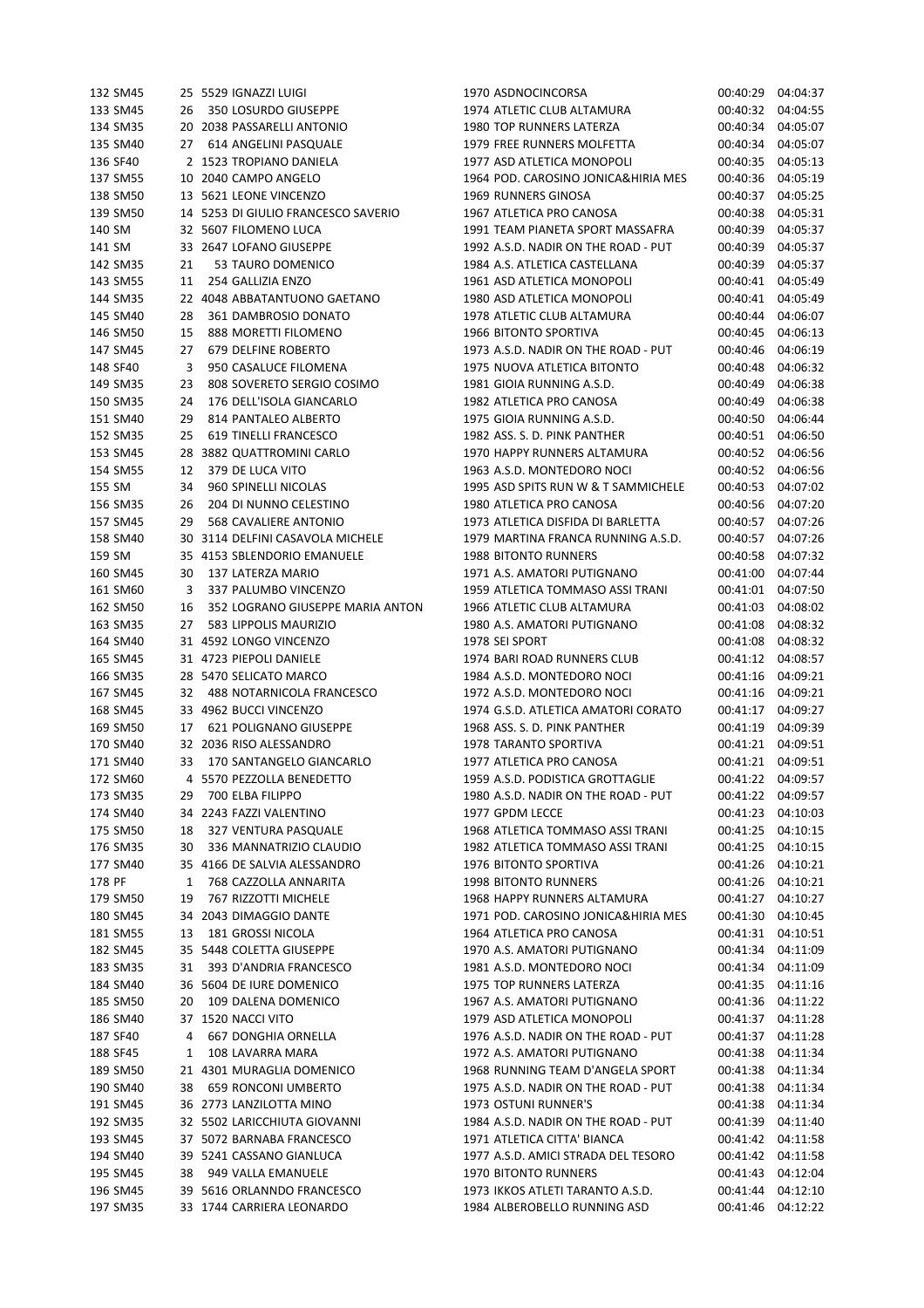| | | | | | | | | |
|---|---|---|---|---|---|---|---|---|
| 132 | SM45 | 25 | 5529 | IGNAZZI LUIGI | 1970 | ASDNOCINCORSA | 00:40:29 | 04:04:37 |
| 133 | SM45 | 26 | 350 | LOSURDO GIUSEPPE | 1974 | ATLETIC CLUB ALTAMURA | 00:40:32 | 04:04:55 |
| 134 | SM35 | 20 | 2038 | PASSARELLI ANTONIO | 1980 | TOP RUNNERS LATERZA | 00:40:34 | 04:05:07 |
| 135 | SM40 | 27 | 614 | ANGELINI PASQUALE | 1979 | FREE RUNNERS MOLFETTA | 00:40:34 | 04:05:07 |
| 136 | SF40 | 2 | 1523 | TROPIANO DANIELA | 1977 | ASD ATLETICA MONOPOLI | 00:40:35 | 04:05:13 |
| 137 | SM55 | 10 | 2040 | CAMPO ANGELO | 1964 | POD. CAROSINO JONICA&HIRIA MES | 00:40:36 | 04:05:19 |
| 138 | SM50 | 13 | 5621 | LEONE VINCENZO | 1969 | RUNNERS GINOSA | 00:40:37 | 04:05:25 |
| 139 | SM50 | 14 | 5253 | DI GIULIO FRANCESCO SAVERIO | 1967 | ATLETICA PRO CANOSA | 00:40:38 | 04:05:31 |
| 140 | SM | 32 | 5607 | FILOMENO LUCA | 1991 | TEAM PIANETA SPORT MASSAFRA | 00:40:39 | 04:05:37 |
| 141 | SM | 33 | 2647 | LOFANO GIUSEPPE | 1992 | A.S.D. NADIR ON THE ROAD - PUT | 00:40:39 | 04:05:37 |
| 142 | SM35 | 21 | 53 | TAURO DOMENICO | 1984 | A.S. ATLETICA CASTELLANA | 00:40:39 | 04:05:37 |
| 143 | SM55 | 11 | 254 | GALLIZIA ENZO | 1961 | ASD ATLETICA MONOPOLI | 00:40:41 | 04:05:49 |
| 144 | SM35 | 22 | 4048 | ABBATANTUONO GAETANO | 1980 | ASD ATLETICA MONOPOLI | 00:40:41 | 04:05:49 |
| 145 | SM40 | 28 | 361 | DAMBROSIO DONATO | 1978 | ATLETIC CLUB ALTAMURA | 00:40:44 | 04:06:07 |
| 146 | SM50 | 15 | 888 | MORETTI FILOMENO | 1966 | BITONTO SPORTIVA | 00:40:45 | 04:06:13 |
| 147 | SM45 | 27 | 679 | DELFINE ROBERTO | 1973 | A.S.D. NADIR ON THE ROAD - PUT | 00:40:46 | 04:06:19 |
| 148 | SF40 | 3 | 950 | CASALUCE FILOMENA | 1975 | NUOVA ATLETICA BITONTO | 00:40:48 | 04:06:32 |
| 149 | SM35 | 23 | 808 | SOVERETO SERGIO COSIMO | 1981 | GIOIA RUNNING A.S.D. | 00:40:49 | 04:06:38 |
| 150 | SM35 | 24 | 176 | DELL'ISOLA GIANCARLO | 1982 | ATLETICA PRO CANOSA | 00:40:49 | 04:06:38 |
| 151 | SM40 | 29 | 814 | PANTALEO ALBERTO | 1975 | GIOIA RUNNING A.S.D. | 00:40:50 | 04:06:44 |
| 152 | SM35 | 25 | 619 | TINELLI FRANCESCO | 1982 | ASS. S. D. PINK PANTHER | 00:40:51 | 04:06:50 |
| 153 | SM45 | 28 | 3882 | QUATTROMINI CARLO | 1970 | HAPPY RUNNERS ALTAMURA | 00:40:52 | 04:06:56 |
| 154 | SM55 | 12 | 379 | DE LUCA VITO | 1963 | A.S.D. MONTEDORO NOCI | 00:40:52 | 04:06:56 |
| 155 | SM | 34 | 960 | SPINELLI NICOLAS | 1995 | ASD SPITS RUN W & T SAMMICHELE | 00:40:53 | 04:07:02 |
| 156 | SM35 | 26 | 204 | DI NUNNO CELESTINO | 1980 | ATLETICA PRO CANOSA | 00:40:56 | 04:07:20 |
| 157 | SM45 | 29 | 568 | CAVALIERE ANTONIO | 1973 | ATLETICA DISFIDA DI BARLETTA | 00:40:57 | 04:07:26 |
| 158 | SM40 | 30 | 3114 | DELFINI CASAVOLA MICHELE | 1979 | MARTINA FRANCA RUNNING A.S.D. | 00:40:57 | 04:07:26 |
| 159 | SM | 35 | 4153 | SBLENDORIO EMANUELE | 1988 | BITONTO RUNNERS | 00:40:58 | 04:07:32 |
| 160 | SM45 | 30 | 137 | LATERZA MARIO | 1971 | A.S. AMATORI PUTIGNANO | 00:41:00 | 04:07:44 |
| 161 | SM60 | 3 | 337 | PALUMBO VINCENZO | 1959 | ATLETICA TOMMASO ASSI TRANI | 00:41:01 | 04:07:50 |
| 162 | SM50 | 16 | 352 | LOGRANO GIUSEPPE MARIA ANTON | 1966 | ATLETIC CLUB ALTAMURA | 00:41:03 | 04:08:02 |
| 163 | SM35 | 27 | 583 | LIPPOLIS MAURIZIO | 1980 | A.S. AMATORI PUTIGNANO | 00:41:08 | 04:08:32 |
| 164 | SM40 | 31 | 4592 | LONGO VINCENZO | 1978 | SEI SPORT | 00:41:08 | 04:08:32 |
| 165 | SM45 | 31 | 4723 | PIEPOLI DANIELE | 1974 | BARI ROAD RUNNERS CLUB | 00:41:12 | 04:08:57 |
| 166 | SM35 | 28 | 5470 | SELICATO MARCO | 1984 | A.S.D. MONTEDORO NOCI | 00:41:16 | 04:09:21 |
| 167 | SM45 | 32 | 488 | NOTARNICOLA FRANCESCO | 1972 | A.S.D. MONTEDORO NOCI | 00:41:16 | 04:09:21 |
| 168 | SM45 | 33 | 4962 | BUCCI VINCENZO | 1974 | G.S.D. ATLETICA AMATORI CORATO | 00:41:17 | 04:09:27 |
| 169 | SM50 | 17 | 621 | POLIGNANO GIUSEPPE | 1968 | ASS. S. D. PINK PANTHER | 00:41:19 | 04:09:39 |
| 170 | SM40 | 32 | 2036 | RISO ALESSANDRO | 1978 | TARANTO SPORTIVA | 00:41:21 | 04:09:51 |
| 171 | SM40 | 33 | 170 | SANTANGELO GIANCARLO | 1977 | ATLETICA PRO CANOSA | 00:41:21 | 04:09:51 |
| 172 | SM60 | 4 | 5570 | PEZZOLLA BENEDETTO | 1959 | A.S.D. PODISTICA GROTTAGLIE | 00:41:22 | 04:09:57 |
| 173 | SM35 | 29 | 700 | ELBA FILIPPO | 1980 | A.S.D. NADIR ON THE ROAD - PUT | 00:41:22 | 04:09:57 |
| 174 | SM40 | 34 | 2243 | FAZZI VALENTINO | 1977 | GPDM LECCE | 00:41:23 | 04:10:03 |
| 175 | SM50 | 18 | 327 | VENTURA PASQUALE | 1968 | ATLETICA TOMMASO ASSI TRANI | 00:41:25 | 04:10:15 |
| 176 | SM35 | 30 | 336 | MANNATRIZIO CLAUDIO | 1982 | ATLETICA TOMMASO ASSI TRANI | 00:41:25 | 04:10:15 |
| 177 | SM40 | 35 | 4166 | DE SALVIA ALESSANDRO | 1976 | BITONTO SPORTIVA | 00:41:26 | 04:10:21 |
| 178 | PF | 1 | 768 | CAZZOLLA ANNARITA | 1998 | BITONTO RUNNERS | 00:41:26 | 04:10:21 |
| 179 | SM50 | 19 | 767 | RIZZOTTI MICHELE | 1968 | HAPPY RUNNERS ALTAMURA | 00:41:27 | 04:10:27 |
| 180 | SM45 | 34 | 2043 | DIMAGGIO DANTE | 1971 | POD. CAROSINO JONICA&HIRIA MES | 00:41:30 | 04:10:45 |
| 181 | SM55 | 13 | 181 | GROSSI NICOLA | 1964 | ATLETICA PRO CANOSA | 00:41:31 | 04:10:51 |
| 182 | SM45 | 35 | 5448 | COLETTA GIUSEPPE | 1970 | A.S. AMATORI PUTIGNANO | 00:41:34 | 04:11:09 |
| 183 | SM35 | 31 | 393 | D'ANDRIA FRANCESCO | 1981 | A.S.D. MONTEDORO NOCI | 00:41:34 | 04:11:09 |
| 184 | SM40 | 36 | 5604 | DE IURE DOMENICO | 1975 | TOP RUNNERS LATERZA | 00:41:35 | 04:11:16 |
| 185 | SM50 | 20 | 109 | DALENA DOMENICO | 1967 | A.S. AMATORI PUTIGNANO | 00:41:36 | 04:11:22 |
| 186 | SM40 | 37 | 1520 | NACCI VITO | 1979 | ASD ATLETICA MONOPOLI | 00:41:37 | 04:11:28 |
| 187 | SF40 | 4 | 667 | DONGHIA ORNELLA | 1976 | A.S.D. NADIR ON THE ROAD - PUT | 00:41:37 | 04:11:28 |
| 188 | SF45 | 1 | 108 | LAVARRA MARA | 1972 | A.S. AMATORI PUTIGNANO | 00:41:38 | 04:11:34 |
| 189 | SM50 | 21 | 4301 | MURAGLIA DOMENICO | 1968 | RUNNING TEAM D'ANGELA SPORT | 00:41:38 | 04:11:34 |
| 190 | SM40 | 38 | 659 | RONCONI UMBERTO | 1975 | A.S.D. NADIR ON THE ROAD - PUT | 00:41:38 | 04:11:34 |
| 191 | SM45 | 36 | 2773 | LANZILOTTA MINO | 1973 | OSTUNI RUNNER'S | 00:41:38 | 04:11:34 |
| 192 | SM35 | 32 | 5502 | LARICCHIUTA GIOVANNI | 1984 | A.S.D. NADIR ON THE ROAD - PUT | 00:41:39 | 04:11:40 |
| 193 | SM45 | 37 | 5072 | BARNABA FRANCESCO | 1971 | ATLETICA CITTA' BIANCA | 00:41:42 | 04:11:58 |
| 194 | SM40 | 39 | 5241 | CASSANO GIANLUCA | 1977 | A.S.D. AMICI STRADA DEL TESORO | 00:41:42 | 04:11:58 |
| 195 | SM45 | 38 | 949 | VALLA EMANUELE | 1970 | BITONTO RUNNERS | 00:41:43 | 04:12:04 |
| 196 | SM45 | 39 | 5616 | ORLANNDO FRANCESCO | 1973 | IKKOS ATLETI TARANTO A.S.D. | 00:41:44 | 04:12:10 |
| 197 | SM35 | 33 | 1744 | CARRIERA LEONARDO | 1984 | ALBEROBELLO RUNNING ASD | 00:41:46 | 04:12:22 |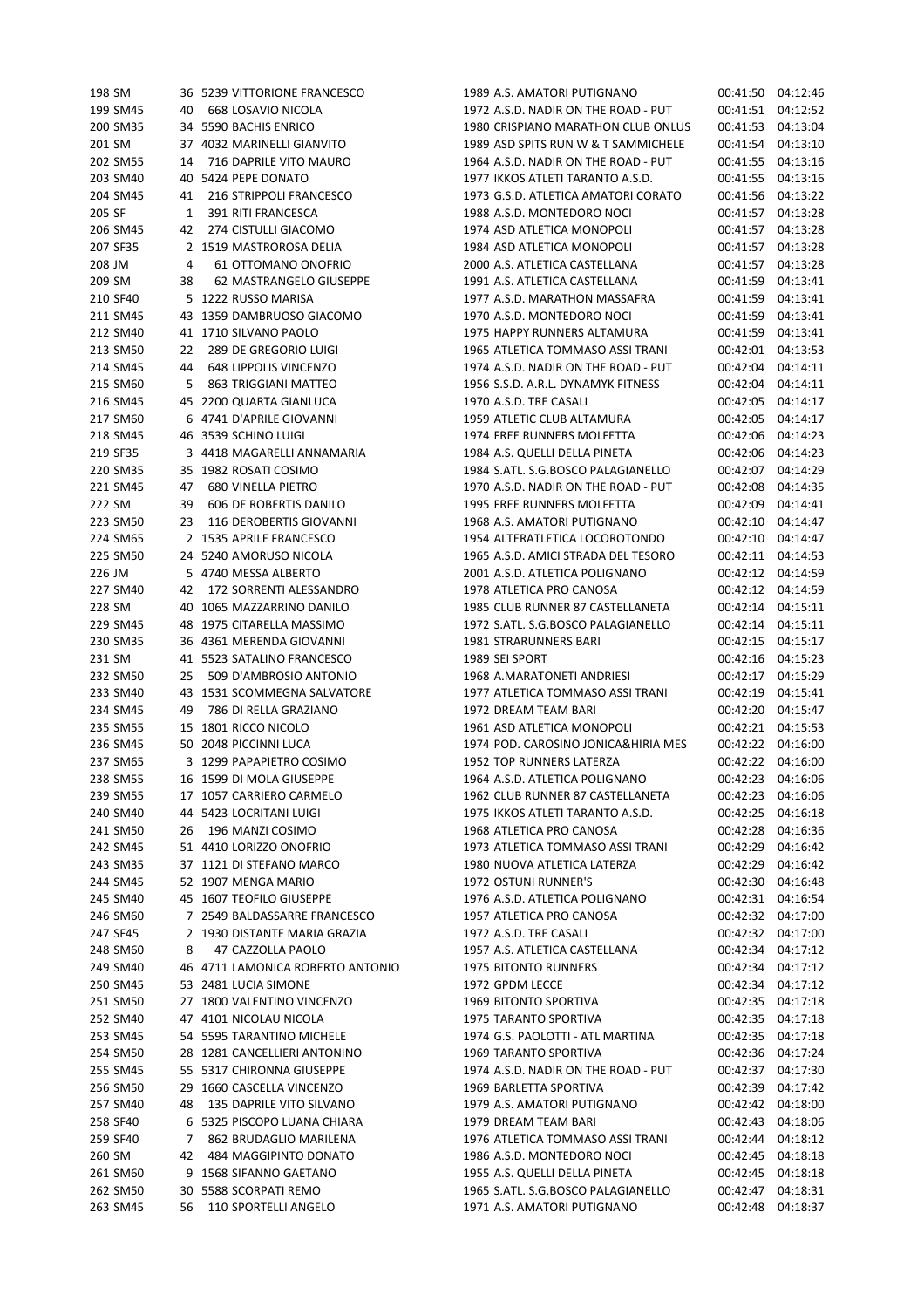| | | | | | | | |
|---|---|---|---|---|---|---|---|
| 198 | SM | 36 | 5239 | VITTORIONE FRANCESCO | 1989 A.S. AMATORI PUTIGNANO | 00:41:50 | 04:12:46 |
| 199 | SM45 | 40 | 668 | LOSAVIO NICOLA | 1972 A.S.D. NADIR ON THE ROAD - PUT | 00:41:51 | 04:12:52 |
| 200 | SM35 | 34 | 5590 | BACHIS ENRICO | 1980 CRISPIANO MARATHON CLUB ONLUS | 00:41:53 | 04:13:04 |
| 201 | SM | 37 | 4032 | MARINELLI GIANVITO | 1989 ASD SPITS RUN W & T SAMMICHELE | 00:41:54 | 04:13:10 |
| 202 | SM55 | 14 | 716 | DAPRILE VITO MAURO | 1964 A.S.D. NADIR ON THE ROAD - PUT | 00:41:55 | 04:13:16 |
| 203 | SM40 | 40 | 5424 | PEPE DONATO | 1977 IKKOS ATLETI TARANTO A.S.D. | 00:41:55 | 04:13:16 |
| 204 | SM45 | 41 | 216 | STRIPPOLI FRANCESCO | 1973 G.S.D. ATLETICA AMATORI CORATO | 00:41:56 | 04:13:22 |
| 205 | SF | 1 | 391 | RITI FRANCESCA | 1988 A.S.D. MONTEDORO NOCI | 00:41:57 | 04:13:28 |
| 206 | SM45 | 42 | 274 | CISTULLI GIACOMO | 1974 ASD ATLETICA MONOPOLI | 00:41:57 | 04:13:28 |
| 207 | SF35 | 2 | 1519 | MASTROROSA DELIA | 1984 ASD ATLETICA MONOPOLI | 00:41:57 | 04:13:28 |
| 208 | JM | 4 | 61 | OTTOMANO ONOFRIO | 2000 A.S. ATLETICA CASTELLANA | 00:41:57 | 04:13:28 |
| 209 | SM | 38 | 62 | MASTRANGELO GIUSEPPE | 1991 A.S. ATLETICA CASTELLANA | 00:41:59 | 04:13:41 |
| 210 | SF40 | 5 | 1222 | RUSSO MARISA | 1977 A.S.D. MARATHON MASSAFRA | 00:41:59 | 04:13:41 |
| 211 | SM45 | 43 | 1359 | DAMBRUOSO GIACOMO | 1970 A.S.D. MONTEDORO NOCI | 00:41:59 | 04:13:41 |
| 212 | SM40 | 41 | 1710 | SILVANO PAOLO | 1975 HAPPY RUNNERS ALTAMURA | 00:41:59 | 04:13:41 |
| 213 | SM50 | 22 | 289 | DE GREGORIO LUIGI | 1965 ATLETICA TOMMASO ASSI TRANI | 00:42:01 | 04:13:53 |
| 214 | SM45 | 44 | 648 | LIPPOLIS VINCENZO | 1974 A.S.D. NADIR ON THE ROAD - PUT | 00:42:04 | 04:14:11 |
| 215 | SM60 | 5 | 863 | TRIGGIANI MATTEO | 1956 S.S.D. A.R.L. DYNAMYK FITNESS | 00:42:04 | 04:14:11 |
| 216 | SM45 | 45 | 2200 | QUARTA GIANLUCA | 1970 A.S.D. TRE CASALI | 00:42:05 | 04:14:17 |
| 217 | SM60 | 6 | 4741 | D'APRILE GIOVANNI | 1959 ATLETIC CLUB ALTAMURA | 00:42:05 | 04:14:17 |
| 218 | SM45 | 46 | 3539 | SCHINO LUIGI | 1974 FREE RUNNERS MOLFETTA | 00:42:06 | 04:14:23 |
| 219 | SF35 | 3 | 4418 | MAGARELLI ANNAMARIA | 1984 A.S. QUELLI DELLA PINETA | 00:42:06 | 04:14:23 |
| 220 | SM35 | 35 | 1982 | ROSATI COSIMO | 1984 S.ATL. S.G.BOSCO PALAGIANELLO | 00:42:07 | 04:14:29 |
| 221 | SM45 | 47 | 680 | VINELLA PIETRO | 1970 A.S.D. NADIR ON THE ROAD - PUT | 00:42:08 | 04:14:35 |
| 222 | SM | 39 | 606 | DE ROBERTIS DANILO | 1995 FREE RUNNERS MOLFETTA | 00:42:09 | 04:14:41 |
| 223 | SM50 | 23 | 116 | DEROBERTIS GIOVANNI | 1968 A.S. AMATORI PUTIGNANO | 00:42:10 | 04:14:47 |
| 224 | SM65 | 2 | 1535 | APRILE FRANCESCO | 1954 ALTERATLETICA LOCOROTONDO | 00:42:10 | 04:14:47 |
| 225 | SM50 | 24 | 5240 | AMORUSO NICOLA | 1965 A.S.D. AMICI STRADA DEL TESORO | 00:42:11 | 04:14:53 |
| 226 | JM | 5 | 4740 | MESSA ALBERTO | 2001 A.S.D. ATLETICA POLIGNANO | 00:42:12 | 04:14:59 |
| 227 | SM40 | 42 | 172 | SORRENTI ALESSANDRO | 1978 ATLETICA PRO CANOSA | 00:42:12 | 04:14:59 |
| 228 | SM | 40 | 1065 | MAZZARRINO DANILO | 1985 CLUB RUNNER 87 CASTELLANETA | 00:42:14 | 04:15:11 |
| 229 | SM45 | 48 | 1975 | CITARELLA MASSIMO | 1972 S.ATL. S.G.BOSCO PALAGIANELLO | 00:42:14 | 04:15:11 |
| 230 | SM35 | 36 | 4361 | MERENDA GIOVANNI | 1981 STRARUNNERS BARI | 00:42:15 | 04:15:17 |
| 231 | SM | 41 | 5523 | SATALINO FRANCESCO | 1989 SEI SPORT | 00:42:16 | 04:15:23 |
| 232 | SM50 | 25 | 509 | D'AMBROSIO ANTONIO | 1968 A.MARATONETI ANDRIESI | 00:42:17 | 04:15:29 |
| 233 | SM40 | 43 | 1531 | SCOMMEGNA SALVATORE | 1977 ATLETICA TOMMASO ASSI TRANI | 00:42:19 | 04:15:41 |
| 234 | SM45 | 49 | 786 | DI RELLA GRAZIANO | 1972 DREAM TEAM BARI | 00:42:20 | 04:15:47 |
| 235 | SM55 | 15 | 1801 | RICCO NICOLO | 1961 ASD ATLETICA MONOPOLI | 00:42:21 | 04:15:53 |
| 236 | SM45 | 50 | 2048 | PICCINNI LUCA | 1974 POD. CAROSINO JONICA&HIRIA MES | 00:42:22 | 04:16:00 |
| 237 | SM65 | 3 | 1299 | PAPAPIETRO COSIMO | 1952 TOP RUNNERS LATERZA | 00:42:22 | 04:16:00 |
| 238 | SM55 | 16 | 1599 | DI MOLA GIUSEPPE | 1964 A.S.D. ATLETICA POLIGNANO | 00:42:23 | 04:16:06 |
| 239 | SM55 | 17 | 1057 | CARRIERO CARMELO | 1962 CLUB RUNNER 87 CASTELLANETA | 00:42:23 | 04:16:06 |
| 240 | SM40 | 44 | 5423 | LOCRITANI LUIGI | 1975 IKKOS ATLETI TARANTO A.S.D. | 00:42:25 | 04:16:18 |
| 241 | SM50 | 26 | 196 | MANZI COSIMO | 1968 ATLETICA PRO CANOSA | 00:42:28 | 04:16:36 |
| 242 | SM45 | 51 | 4410 | LORIZZO ONOFRIO | 1973 ATLETICA TOMMASO ASSI TRANI | 00:42:29 | 04:16:42 |
| 243 | SM35 | 37 | 1121 | DI STEFANO MARCO | 1980 NUOVA ATLETICA LATERZA | 00:42:29 | 04:16:42 |
| 244 | SM45 | 52 | 1907 | MENGA MARIO | 1972 OSTUNI RUNNER'S | 00:42:30 | 04:16:48 |
| 245 | SM40 | 45 | 1607 | TEOFILO GIUSEPPE | 1976 A.S.D. ATLETICA POLIGNANO | 00:42:31 | 04:16:54 |
| 246 | SM60 | 7 | 2549 | BALDASSARRE FRANCESCO | 1957 ATLETICA PRO CANOSA | 00:42:32 | 04:17:00 |
| 247 | SF45 | 2 | 1930 | DISTANTE MARIA GRAZIA | 1972 A.S.D. TRE CASALI | 00:42:32 | 04:17:00 |
| 248 | SM60 | 8 | 47 | CAZZOLLA PAOLO | 1957 A.S. ATLETICA CASTELLANA | 00:42:34 | 04:17:12 |
| 249 | SM40 | 46 | 4711 | LAMONICA ROBERTO ANTONIO | 1975 BITONTO RUNNERS | 00:42:34 | 04:17:12 |
| 250 | SM45 | 53 | 2481 | LUCIA SIMONE | 1972 GPDM LECCE | 00:42:34 | 04:17:12 |
| 251 | SM50 | 27 | 1800 | VALENTINO VINCENZO | 1969 BITONTO SPORTIVA | 00:42:35 | 04:17:18 |
| 252 | SM40 | 47 | 4101 | NICOLAU NICOLA | 1975 TARANTO SPORTIVA | 00:42:35 | 04:17:18 |
| 253 | SM45 | 54 | 5595 | TARANTINO MICHELE | 1974 G.S. PAOLOTTI - ATL MARTINA | 00:42:35 | 04:17:18 |
| 254 | SM50 | 28 | 1281 | CANCELLIERI ANTONINO | 1969 TARANTO SPORTIVA | 00:42:36 | 04:17:24 |
| 255 | SM45 | 55 | 5317 | CHIRONNA GIUSEPPE | 1974 A.S.D. NADIR ON THE ROAD - PUT | 00:42:37 | 04:17:30 |
| 256 | SM50 | 29 | 1660 | CASCELLA VINCENZO | 1969 BARLETTA SPORTIVA | 00:42:39 | 04:17:42 |
| 257 | SM40 | 48 | 135 | DAPRILE VITO SILVANO | 1979 A.S. AMATORI PUTIGNANO | 00:42:42 | 04:18:00 |
| 258 | SF40 | 6 | 5325 | PISCOPO LUANA CHIARA | 1979 DREAM TEAM BARI | 00:42:43 | 04:18:06 |
| 259 | SF40 | 7 | 862 | BRUDAGLIO MARILENA | 1976 ATLETICA TOMMASO ASSI TRANI | 00:42:44 | 04:18:12 |
| 260 | SM | 42 | 484 | MAGGIPINTO DONATO | 1986 A.S.D. MONTEDORO NOCI | 00:42:45 | 04:18:18 |
| 261 | SM60 | 9 | 1568 | SIFANNO GAETANO | 1955 A.S. QUELLI DELLA PINETA | 00:42:45 | 04:18:18 |
| 262 | SM50 | 30 | 5588 | SCORPATI REMO | 1965 S.ATL. S.G.BOSCO PALAGIANELLO | 00:42:47 | 04:18:31 |
| 263 | SM45 | 56 | 110 | SPORTELLI ANGELO | 1971 A.S. AMATORI PUTIGNANO | 00:42:48 | 04:18:37 |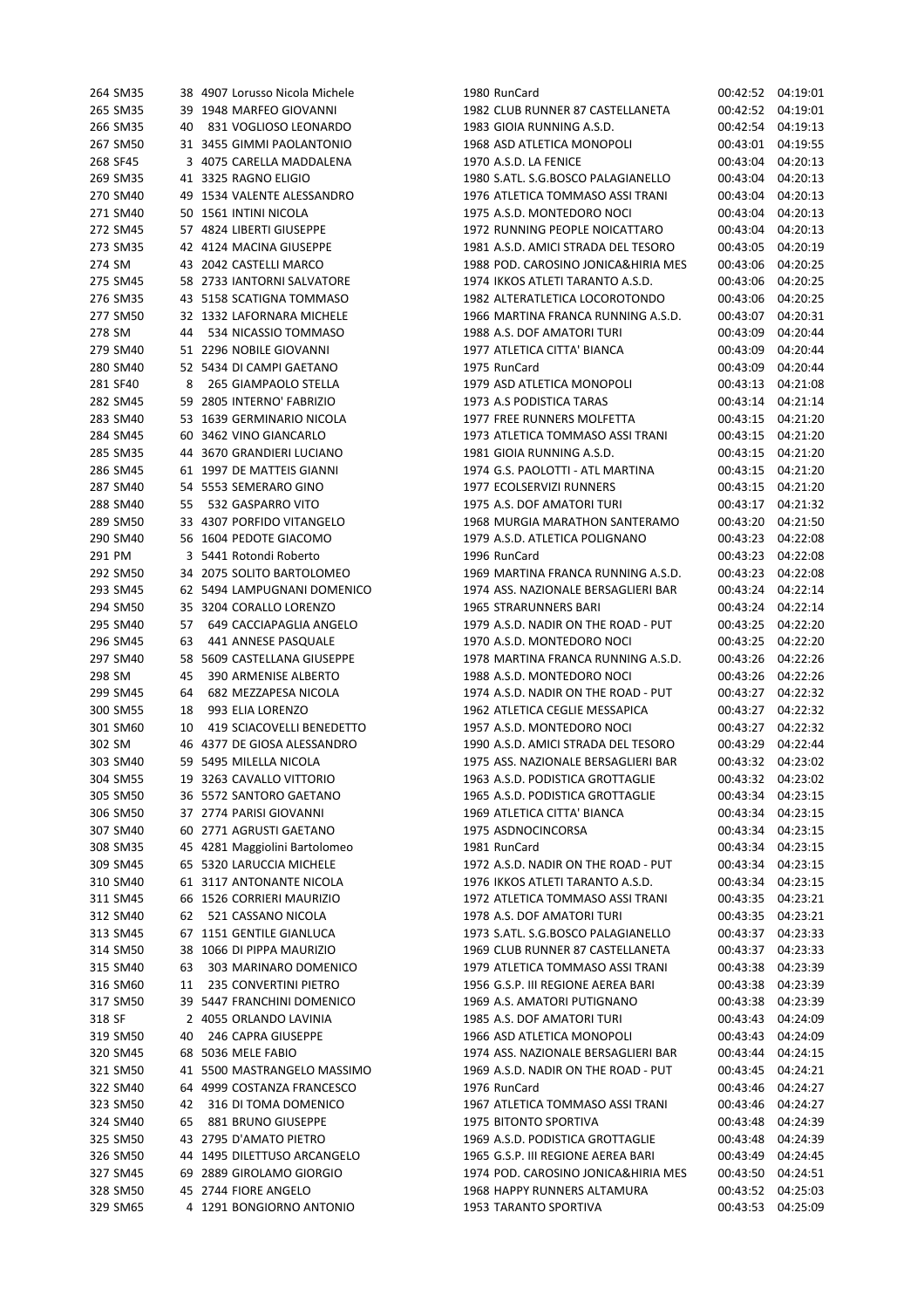| | | | | | | | |
|---|---|---|---|---|---|---|---|
| 264 | SM35 | 38 | 4907 | Lorusso Nicola Michele | 1980 RunCard | 00:42:52 | 04:19:01 |
| 265 | SM35 | 39 | 1948 | MARFEO GIOVANNI | 1982 CLUB RUNNER 87 CASTELLANETA | 00:42:52 | 04:19:01 |
| 266 | SM35 | 40 | 831 | VOGLIOSO LEONARDO | 1983 GIOIA RUNNING A.S.D. | 00:42:54 | 04:19:13 |
| 267 | SM50 | 31 | 3455 | GIMMI PAOLANTONIO | 1968 ASD ATLETICA MONOPOLI | 00:43:01 | 04:19:55 |
| 268 | SF45 | 3 | 4075 | CARELLA MADDALENA | 1970 A.S.D. LA FENICE | 00:43:04 | 04:20:13 |
| 269 | SM35 | 41 | 3325 | RAGNO ELIGIO | 1980 S.ATL. S.G.BOSCO PALAGIANELLO | 00:43:04 | 04:20:13 |
| 270 | SM40 | 49 | 1534 | VALENTE ALESSANDRO | 1976 ATLETICA TOMMASO ASSI TRANI | 00:43:04 | 04:20:13 |
| 271 | SM40 | 50 | 1561 | INTINI NICOLA | 1975 A.S.D. MONTEDORO NOCI | 00:43:04 | 04:20:13 |
| 272 | SM45 | 57 | 4824 | LIBERTI GIUSEPPE | 1972 RUNNING PEOPLE NOICATTARO | 00:43:04 | 04:20:13 |
| 273 | SM35 | 42 | 4124 | MACINA GIUSEPPE | 1981 A.S.D. AMICI STRADA DEL TESORO | 00:43:05 | 04:20:19 |
| 274 | SM | 43 | 2042 | CASTELLI MARCO | 1988 POD. CAROSINO JONICA&HIRIA MES | 00:43:06 | 04:20:25 |
| 275 | SM45 | 58 | 2733 | IANTORNI SALVATORE | 1974 IKKOS ATLETI TARANTO A.S.D. | 00:43:06 | 04:20:25 |
| 276 | SM35 | 43 | 5158 | SCATIGNA TOMMASO | 1982 ALTERATLETICA LOCOROTONDO | 00:43:06 | 04:20:25 |
| 277 | SM50 | 32 | 1332 | LAFORNARA MICHELE | 1966 MARTINA FRANCA RUNNING A.S.D. | 00:43:07 | 04:20:31 |
| 278 | SM | 44 | 534 | NICASSIO TOMMASO | 1988 A.S. DOF AMATORI TURI | 00:43:09 | 04:20:44 |
| 279 | SM40 | 51 | 2296 | NOBILE GIOVANNI | 1977 ATLETICA CITTA' BIANCA | 00:43:09 | 04:20:44 |
| 280 | SM40 | 52 | 5434 | DI CAMPI GAETANO | 1975 RunCard | 00:43:09 | 04:20:44 |
| 281 | SF40 | 8 | 265 | GIAMPAOLO STELLA | 1979 ASD ATLETICA MONOPOLI | 00:43:13 | 04:21:08 |
| 282 | SM45 | 59 | 2805 | INTERNO' FABRIZIO | 1973 A.S PODISTICA TARAS | 00:43:14 | 04:21:14 |
| 283 | SM40 | 53 | 1639 | GERMINARIO NICOLA | 1977 FREE RUNNERS MOLFETTA | 00:43:15 | 04:21:20 |
| 284 | SM45 | 60 | 3462 | VINO GIANCARLO | 1973 ATLETICA TOMMASO ASSI TRANI | 00:43:15 | 04:21:20 |
| 285 | SM35 | 44 | 3670 | GRANDIERI LUCIANO | 1981 GIOIA RUNNING A.S.D. | 00:43:15 | 04:21:20 |
| 286 | SM45 | 61 | 1997 | DE MATTEIS GIANNI | 1974 G.S. PAOLOTTI - ATL MARTINA | 00:43:15 | 04:21:20 |
| 287 | SM40 | 54 | 5553 | SEMERARO GINO | 1977 ECOLSERVIZI RUNNERS | 00:43:15 | 04:21:20 |
| 288 | SM40 | 55 | 532 | GASPARRO VITO | 1975 A.S. DOF AMATORI TURI | 00:43:17 | 04:21:32 |
| 289 | SM50 | 33 | 4307 | PORFIDO VITANGELO | 1968 MURGIA MARATHON SANTERAMO | 00:43:20 | 04:21:50 |
| 290 | SM40 | 56 | 1604 | PEDOTE GIACOMO | 1979 A.S.D. ATLETICA POLIGNANO | 00:43:23 | 04:22:08 |
| 291 | PM | 3 | 5441 | Rotondi Roberto | 1996 RunCard | 00:43:23 | 04:22:08 |
| 292 | SM50 | 34 | 2075 | SOLITO BARTOLOMEO | 1969 MARTINA FRANCA RUNNING A.S.D. | 00:43:23 | 04:22:08 |
| 293 | SM45 | 62 | 5494 | LAMPUGNANI DOMENICO | 1974 ASS. NAZIONALE BERSAGLIERI BAR | 00:43:24 | 04:22:14 |
| 294 | SM50 | 35 | 3204 | CORALLO LORENZO | 1965 STRARUNNERS BARI | 00:43:24 | 04:22:14 |
| 295 | SM40 | 57 | 649 | CACCIAPAGLIA ANGELO | 1979 A.S.D. NADIR ON THE ROAD - PUT | 00:43:25 | 04:22:20 |
| 296 | SM45 | 63 | 441 | ANNESE PASQUALE | 1970 A.S.D. MONTEDORO NOCI | 00:43:25 | 04:22:20 |
| 297 | SM40 | 58 | 5609 | CASTELLANA GIUSEPPE | 1978 MARTINA FRANCA RUNNING A.S.D. | 00:43:26 | 04:22:26 |
| 298 | SM | 45 | 390 | ARMENISE ALBERTO | 1988 A.S.D. MONTEDORO NOCI | 00:43:26 | 04:22:26 |
| 299 | SM45 | 64 | 682 | MEZZAPESA NICOLA | 1974 A.S.D. NADIR ON THE ROAD - PUT | 00:43:27 | 04:22:32 |
| 300 | SM55 | 18 | 993 | ELIA LORENZO | 1962 ATLETICA CEGLIE MESSAPICA | 00:43:27 | 04:22:32 |
| 301 | SM60 | 10 | 419 | SCIACOVELLI BENEDETTO | 1957 A.S.D. MONTEDORO NOCI | 00:43:27 | 04:22:32 |
| 302 | SM | 46 | 4377 | DE GIOSA ALESSANDRO | 1990 A.S.D. AMICI STRADA DEL TESORO | 00:43:29 | 04:22:44 |
| 303 | SM40 | 59 | 5495 | MILELLA NICOLA | 1975 ASS. NAZIONALE BERSAGLIERI BAR | 00:43:32 | 04:23:02 |
| 304 | SM55 | 19 | 3263 | CAVALLO VITTORIO | 1963 A.S.D. PODISTICA GROTTAGLIE | 00:43:32 | 04:23:02 |
| 305 | SM50 | 36 | 5572 | SANTORO GAETANO | 1965 A.S.D. PODISTICA GROTTAGLIE | 00:43:34 | 04:23:15 |
| 306 | SM50 | 37 | 2774 | PARISI GIOVANNI | 1969 ATLETICA CITTA' BIANCA | 00:43:34 | 04:23:15 |
| 307 | SM40 | 60 | 2771 | AGRUSTI GAETANO | 1975 ASDNOCINCORSA | 00:43:34 | 04:23:15 |
| 308 | SM35 | 45 | 4281 | Maggiolini Bartolomeo | 1981 RunCard | 00:43:34 | 04:23:15 |
| 309 | SM45 | 65 | 5320 | LARUCCIA MICHELE | 1972 A.S.D. NADIR ON THE ROAD - PUT | 00:43:34 | 04:23:15 |
| 310 | SM40 | 61 | 3117 | ANTONANTE NICOLA | 1976 IKKOS ATLETI TARANTO A.S.D. | 00:43:34 | 04:23:15 |
| 311 | SM45 | 66 | 1526 | CORRIERI MAURIZIO | 1972 ATLETICA TOMMASO ASSI TRANI | 00:43:35 | 04:23:21 |
| 312 | SM40 | 62 | 521 | CASSANO NICOLA | 1978 A.S. DOF AMATORI TURI | 00:43:35 | 04:23:21 |
| 313 | SM45 | 67 | 1151 | GENTILE GIANLUCA | 1973 S.ATL. S.G.BOSCO PALAGIANELLO | 00:43:37 | 04:23:33 |
| 314 | SM50 | 38 | 1066 | DI PIPPA MAURIZIO | 1969 CLUB RUNNER 87 CASTELLANETA | 00:43:37 | 04:23:33 |
| 315 | SM40 | 63 | 303 | MARINARO DOMENICO | 1979 ATLETICA TOMMASO ASSI TRANI | 00:43:38 | 04:23:39 |
| 316 | SM60 | 11 | 235 | CONVERTINI PIETRO | 1956 G.S.P. III REGIONE AEREA BARI | 00:43:38 | 04:23:39 |
| 317 | SM50 | 39 | 5447 | FRANCHINI DOMENICO | 1969 A.S. AMATORI PUTIGNANO | 00:43:38 | 04:23:39 |
| 318 | SF | 2 | 4055 | ORLANDO LAVINIA | 1985 A.S. DOF AMATORI TURI | 00:43:43 | 04:24:09 |
| 319 | SM50 | 40 | 246 | CAPRA GIUSEPPE | 1966 ASD ATLETICA MONOPOLI | 00:43:43 | 04:24:09 |
| 320 | SM45 | 68 | 5036 | MELE FABIO | 1974 ASS. NAZIONALE BERSAGLIERI BAR | 00:43:44 | 04:24:15 |
| 321 | SM50 | 41 | 5500 | MASTRANGELO MASSIMO | 1969 A.S.D. NADIR ON THE ROAD - PUT | 00:43:45 | 04:24:21 |
| 322 | SM40 | 64 | 4999 | COSTANZA FRANCESCO | 1976 RunCard | 00:43:46 | 04:24:27 |
| 323 | SM50 | 42 | 316 | DI TOMA DOMENICO | 1967 ATLETICA TOMMASO ASSI TRANI | 00:43:46 | 04:24:27 |
| 324 | SM40 | 65 | 881 | BRUNO GIUSEPPE | 1975 BITONTO SPORTIVA | 00:43:48 | 04:24:39 |
| 325 | SM50 | 43 | 2795 | D'AMATO PIETRO | 1969 A.S.D. PODISTICA GROTTAGLIE | 00:43:48 | 04:24:39 |
| 326 | SM50 | 44 | 1495 | DILETTUSO ARCANGELO | 1965 G.S.P. III REGIONE AEREA BARI | 00:43:49 | 04:24:45 |
| 327 | SM45 | 69 | 2889 | GIROLAMO GIORGIO | 1974 POD. CAROSINO JONICA&HIRIA MES | 00:43:50 | 04:24:51 |
| 328 | SM50 | 45 | 2744 | FIORE ANGELO | 1968 HAPPY RUNNERS ALTAMURA | 00:43:52 | 04:25:03 |
| 329 | SM65 | 4 | 1291 | BONGIORNO ANTONIO | 1953 TARANTO SPORTIVA | 00:43:53 | 04:25:09 |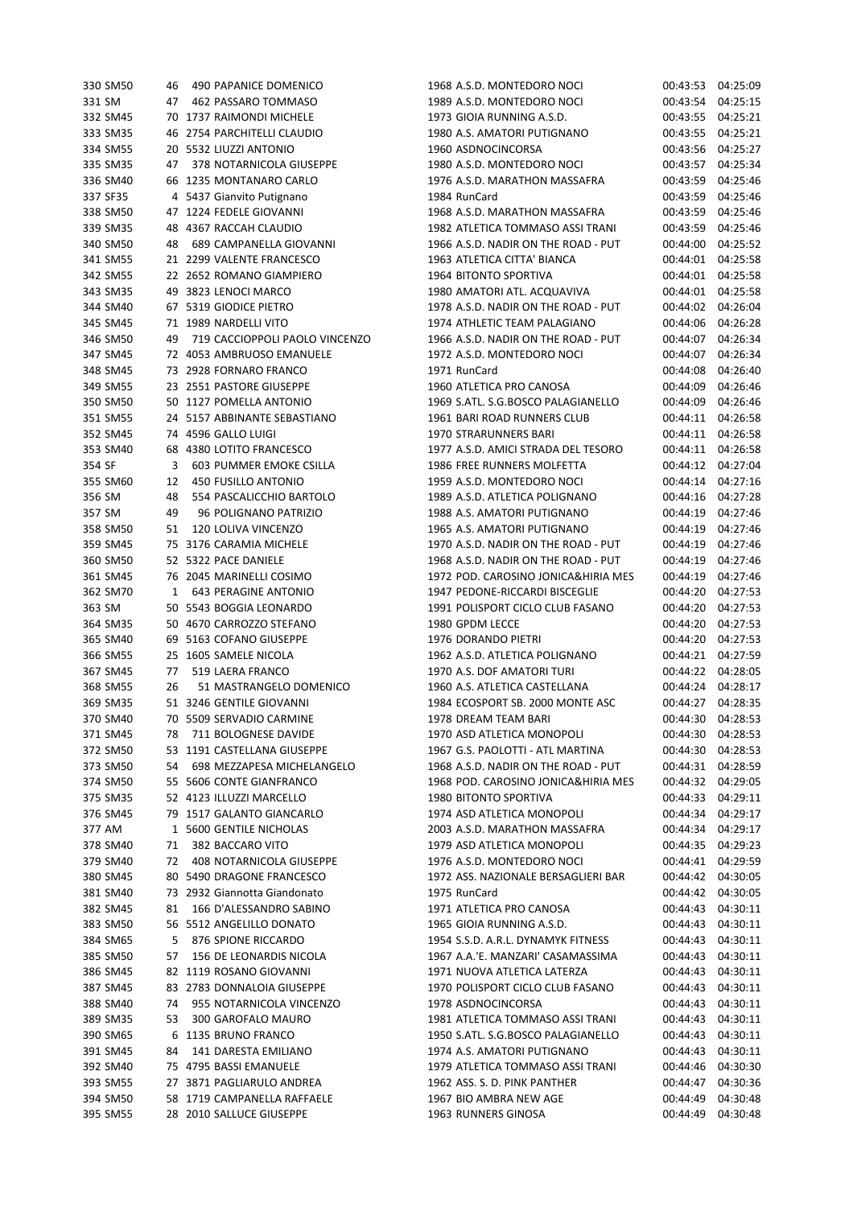| | | | | | | | | | |
|---|---|---|---|---|---|---|---|---|---|
| 330 | SM50 | 46 | 490 | PAPANICE DOMENICO | 1968 | A.S.D. MONTEDORO NOCI | 00:43:53 | 04:25:09 |
| 331 | SM | 47 | 462 | PASSARO TOMMASO | 1989 | A.S.D. MONTEDORO NOCI | 00:43:54 | 04:25:15 |
| 332 | SM45 | 70 | 1737 | RAIMONDI MICHELE | 1973 | GIOIA RUNNING A.S.D. | 00:43:55 | 04:25:21 |
| 333 | SM35 | 46 | 2754 | PARCHITELLI CLAUDIO | 1980 | A.S. AMATORI PUTIGNANO | 00:43:55 | 04:25:21 |
| 334 | SM55 | 20 | 5532 | LIUZZI ANTONIO | 1960 | ASDNOCINCORSA | 00:43:56 | 04:25:27 |
| 335 | SM35 | 47 | 378 | NOTARNICOLA GIUSEPPE | 1980 | A.S.D. MONTEDORO NOCI | 00:43:57 | 04:25:34 |
| 336 | SM40 | 66 | 1235 | MONTANARO CARLO | 1976 | A.S.D. MARATHON MASSAFRA | 00:43:59 | 04:25:46 |
| 337 | SF35 | 4 | 5437 | Gianvito Putignano | 1984 | RunCard | 00:43:59 | 04:25:46 |
| 338 | SM50 | 47 | 1224 | FEDELE GIOVANNI | 1968 | A.S.D. MARATHON MASSAFRA | 00:43:59 | 04:25:46 |
| 339 | SM35 | 48 | 4367 | RACCAH CLAUDIO | 1982 | ATLETICA TOMMASO ASSI TRANI | 00:43:59 | 04:25:46 |
| 340 | SM50 | 48 | 689 | CAMPANELLA GIOVANNI | 1966 | A.S.D. NADIR ON THE ROAD - PUT | 00:44:00 | 04:25:52 |
| 341 | SM55 | 21 | 2299 | VALENTE FRANCESCO | 1963 | ATLETICA CITTA' BIANCA | 00:44:01 | 04:25:58 |
| 342 | SM55 | 22 | 2652 | ROMANO GIAMPIERO | 1964 | BITONTO SPORTIVA | 00:44:01 | 04:25:58 |
| 343 | SM35 | 49 | 3823 | LENOCI MARCO | 1980 | AMATORI ATL. ACQUAVIVA | 00:44:01 | 04:25:58 |
| 344 | SM40 | 67 | 5319 | GIODICE PIETRO | 1978 | A.S.D. NADIR ON THE ROAD - PUT | 00:44:02 | 04:26:04 |
| 345 | SM45 | 71 | 1989 | NARDELLI VITO | 1974 | ATHLETIC TEAM PALAGIANO | 00:44:06 | 04:26:28 |
| 346 | SM50 | 49 | 719 | CACCIOPPOLI PAOLO VINCENZO | 1966 | A.S.D. NADIR ON THE ROAD - PUT | 00:44:07 | 04:26:34 |
| 347 | SM45 | 72 | 4053 | AMBRUOSO EMANUELE | 1972 | A.S.D. MONTEDORO NOCI | 00:44:07 | 04:26:34 |
| 348 | SM45 | 73 | 2928 | FORNARO FRANCO | 1971 | RunCard | 00:44:08 | 04:26:40 |
| 349 | SM55 | 23 | 2551 | PASTORE GIUSEPPE | 1960 | ATLETICA PRO CANOSA | 00:44:09 | 04:26:46 |
| 350 | SM50 | 50 | 1127 | POMELLA ANTONIO | 1969 | S.ATL. S.G.BOSCO PALAGIANELLO | 00:44:09 | 04:26:46 |
| 351 | SM55 | 24 | 5157 | ABBINANTE SEBASTIANO | 1961 | BARI ROAD RUNNERS CLUB | 00:44:11 | 04:26:58 |
| 352 | SM45 | 74 | 4596 | GALLO LUIGI | 1970 | STRARUNNERS BARI | 00:44:11 | 04:26:58 |
| 353 | SM40 | 68 | 4380 | LOTITO FRANCESCO | 1977 | A.S.D. AMICI STRADA DEL TESORO | 00:44:11 | 04:26:58 |
| 354 | SF | 3 | 603 | PUMMER EMOKE CSILLA | 1986 | FREE RUNNERS MOLFETTA | 00:44:12 | 04:27:04 |
| 355 | SM60 | 12 | 450 | FUSILLO ANTONIO | 1959 | A.S.D. MONTEDORO NOCI | 00:44:14 | 04:27:16 |
| 356 | SM | 48 | 554 | PASCALICCHIO BARTOLO | 1989 | A.S.D. ATLETICA POLIGNANO | 00:44:16 | 04:27:28 |
| 357 | SM | 49 | 96 | POLIGNANO PATRIZIO | 1988 | A.S. AMATORI PUTIGNANO | 00:44:19 | 04:27:46 |
| 358 | SM50 | 51 | 120 | LOLIVA VINCENZO | 1965 | A.S. AMATORI PUTIGNANO | 00:44:19 | 04:27:46 |
| 359 | SM45 | 75 | 3176 | CARAMIA MICHELE | 1970 | A.S.D. NADIR ON THE ROAD - PUT | 00:44:19 | 04:27:46 |
| 360 | SM50 | 52 | 5322 | PACE DANIELE | 1968 | A.S.D. NADIR ON THE ROAD - PUT | 00:44:19 | 04:27:46 |
| 361 | SM45 | 76 | 2045 | MARINELLI COSIMO | 1972 | POD. CAROSINO JONICA&HIRIA MES | 00:44:19 | 04:27:46 |
| 362 | SM70 | 1 | 643 | PERAGINE ANTONIO | 1947 | PEDONE-RICCARDI BISCEGLIE | 00:44:20 | 04:27:53 |
| 363 | SM | 50 | 5543 | BOGGIA LEONARDO | 1991 | POLISPORT CICLO CLUB FASANO | 00:44:20 | 04:27:53 |
| 364 | SM35 | 50 | 4670 | CARROZZO STEFANO | 1980 | GPDM LECCE | 00:44:20 | 04:27:53 |
| 365 | SM40 | 69 | 5163 | COFANO GIUSEPPE | 1976 | DORANDO PIETRI | 00:44:20 | 04:27:53 |
| 366 | SM55 | 25 | 1605 | SAMELE NICOLA | 1962 | A.S.D. ATLETICA POLIGNANO | 00:44:21 | 04:27:59 |
| 367 | SM45 | 77 | 519 | LAERA FRANCO | 1970 | A.S. DOF AMATORI TURI | 00:44:22 | 04:28:05 |
| 368 | SM55 | 26 | 51 | MASTRANGELO DOMENICO | 1960 | A.S. ATLETICA CASTELLANA | 00:44:24 | 04:28:17 |
| 369 | SM35 | 51 | 3246 | GENTILE GIOVANNI | 1984 | ECOSPORT SB. 2000 MONTE ASC | 00:44:27 | 04:28:35 |
| 370 | SM40 | 70 | 5509 | SERVADIO CARMINE | 1978 | DREAM TEAM BARI | 00:44:30 | 04:28:53 |
| 371 | SM45 | 78 | 711 | BOLOGNESE DAVIDE | 1970 | ASD ATLETICA MONOPOLI | 00:44:30 | 04:28:53 |
| 372 | SM50 | 53 | 1191 | CASTELLANA GIUSEPPE | 1967 | G.S. PAOLOTTI - ATL MARTINA | 00:44:30 | 04:28:53 |
| 373 | SM50 | 54 | 698 | MEZZAPESA MICHELANGELO | 1968 | A.S.D. NADIR ON THE ROAD - PUT | 00:44:31 | 04:28:59 |
| 374 | SM50 | 55 | 5606 | CONTE GIANFRANCO | 1968 | POD. CAROSINO JONICA&HIRIA MES | 00:44:32 | 04:29:05 |
| 375 | SM35 | 52 | 4123 | ILLUZZI MARCELLO | 1980 | BITONTO SPORTIVA | 00:44:33 | 04:29:11 |
| 376 | SM45 | 79 | 1517 | GALANTO GIANCARLO | 1974 | ASD ATLETICA MONOPOLI | 00:44:34 | 04:29:17 |
| 377 | AM | 1 | 5600 | GENTILE NICHOLAS | 2003 | A.S.D. MARATHON MASSAFRA | 00:44:34 | 04:29:17 |
| 378 | SM40 | 71 | 382 | BACCARO VITO | 1979 | ASD ATLETICA MONOPOLI | 00:44:35 | 04:29:23 |
| 379 | SM40 | 72 | 408 | NOTARNICOLA GIUSEPPE | 1976 | A.S.D. MONTEDORO NOCI | 00:44:41 | 04:29:59 |
| 380 | SM45 | 80 | 5490 | DRAGONE FRANCESCO | 1972 | ASS. NAZIONALE BERSAGLIERI BAR | 00:44:42 | 04:30:05 |
| 381 | SM40 | 73 | 2932 | Giannotta Giandonato | 1975 | RunCard | 00:44:42 | 04:30:05 |
| 382 | SM45 | 81 | 166 | D'ALESSANDRO SABINO | 1971 | ATLETICA PRO CANOSA | 00:44:43 | 04:30:11 |
| 383 | SM50 | 56 | 5512 | ANGELILLO DONATO | 1965 | GIOIA RUNNING A.S.D. | 00:44:43 | 04:30:11 |
| 384 | SM65 | 5 | 876 | SPIONE RICCARDO | 1954 | S.S.D. A.R.L. DYNAMYK FITNESS | 00:44:43 | 04:30:11 |
| 385 | SM50 | 57 | 156 | DE LEONARDIS NICOLA | 1967 | A.A.'E. MANZARI' CASAMASSIMA | 00:44:43 | 04:30:11 |
| 386 | SM45 | 82 | 1119 | ROSANO GIOVANNI | 1971 | NUOVA ATLETICA LATERZA | 00:44:43 | 04:30:11 |
| 387 | SM45 | 83 | 2783 | DONNALOIA GIUSEPPE | 1970 | POLISPORT CICLO CLUB FASANO | 00:44:43 | 04:30:11 |
| 388 | SM40 | 74 | 955 | NOTARNICOLA VINCENZO | 1978 | ASDNOCINCORSA | 00:44:43 | 04:30:11 |
| 389 | SM35 | 53 | 300 | GAROFALO MAURO | 1981 | ATLETICA TOMMASO ASSI TRANI | 00:44:43 | 04:30:11 |
| 390 | SM65 | 6 | 1135 | BRUNO FRANCO | 1950 | S.ATL. S.G.BOSCO PALAGIANELLO | 00:44:43 | 04:30:11 |
| 391 | SM45 | 84 | 141 | DARESTA EMILIANO | 1974 | A.S. AMATORI PUTIGNANO | 00:44:43 | 04:30:11 |
| 392 | SM40 | 75 | 4795 | BASSI EMANUELE | 1979 | ATLETICA TOMMASO ASSI TRANI | 00:44:46 | 04:30:30 |
| 393 | SM55 | 27 | 3871 | PAGLIARULO ANDREA | 1962 | ASS. S. D. PINK PANTHER | 00:44:47 | 04:30:36 |
| 394 | SM50 | 58 | 1719 | CAMPANELLA RAFFAELE | 1967 | BIO AMBRA NEW AGE | 00:44:49 | 04:30:48 |
| 395 | SM55 | 28 | 2010 | SALLUCE GIUSEPPE | 1963 | RUNNERS GINOSA | 00:44:49 | 04:30:48 |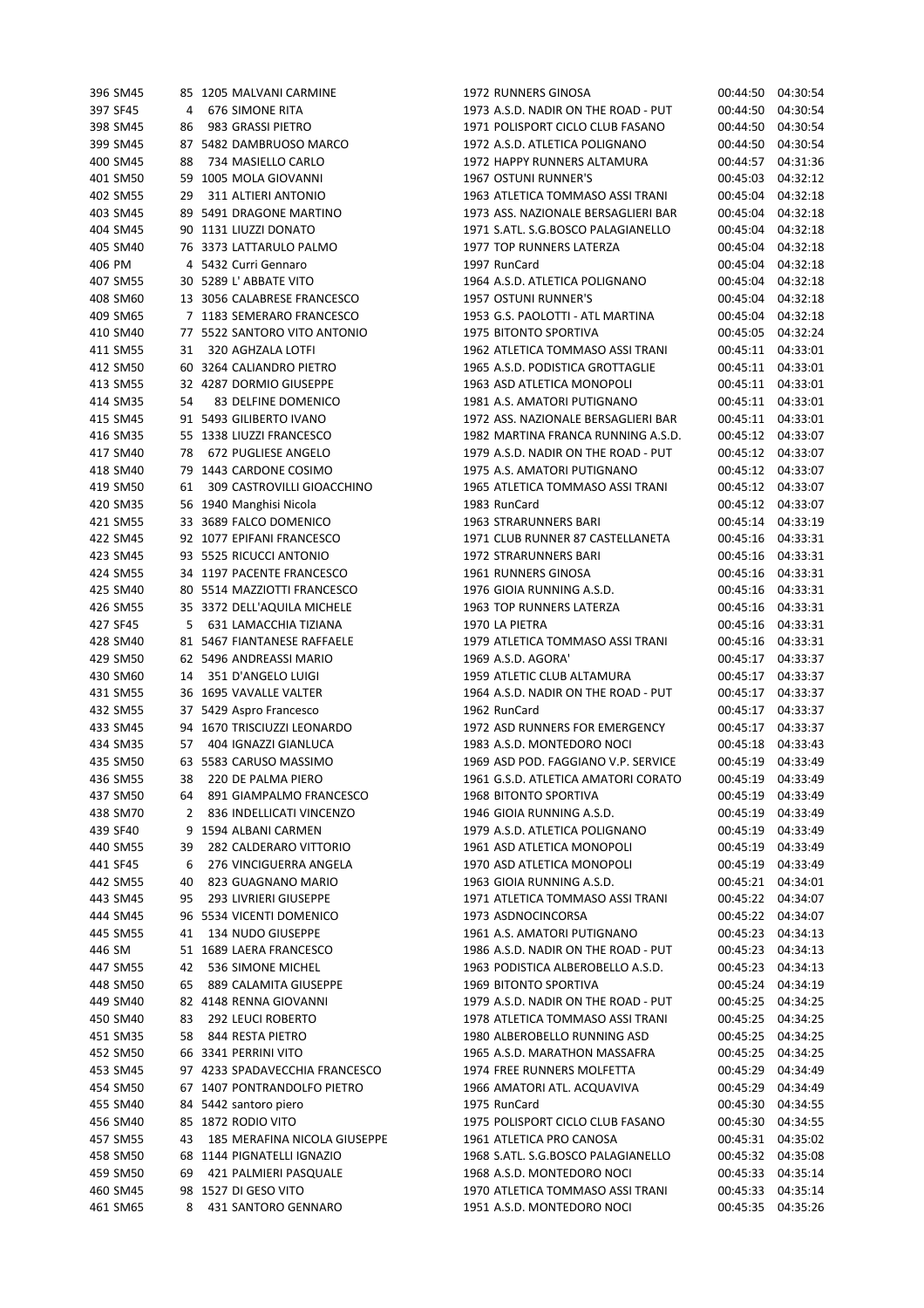| | | | | | | | |
|---|---|---|---|---|---|---|---|
| 396 | SM45 | 85 | 1205 | MALVANI CARMINE | 1972 RUNNERS GINOSA | 00:44:50 | 04:30:54 |
| 397 | SF45 | 4 | 676 | SIMONE RITA | 1973 A.S.D. NADIR ON THE ROAD - PUT | 00:44:50 | 04:30:54 |
| 398 | SM45 | 86 | 983 | GRASSI PIETRO | 1971 POLISPORT CICLO CLUB FASANO | 00:44:50 | 04:30:54 |
| 399 | SM45 | 87 | 5482 | DAMBRUOSO MARCO | 1972 A.S.D. ATLETICA POLIGNANO | 00:44:50 | 04:30:54 |
| 400 | SM45 | 88 | 734 | MASIELLO CARLO | 1972 HAPPY RUNNERS ALTAMURA | 00:44:57 | 04:31:36 |
| 401 | SM50 | 59 | 1005 | MOLA GIOVANNI | 1967 OSTUNI RUNNER'S | 00:45:03 | 04:32:12 |
| 402 | SM55 | 29 | 311 | ALTIERI ANTONIO | 1963 ATLETICA TOMMASO ASSI TRANI | 00:45:04 | 04:32:18 |
| 403 | SM45 | 89 | 5491 | DRAGONE MARTINO | 1973 ASS. NAZIONALE BERSAGLIERI BAR | 00:45:04 | 04:32:18 |
| 404 | SM45 | 90 | 1131 | LIUZZI DONATO | 1971 S.ATL. S.G.BOSCO PALAGIANELLO | 00:45:04 | 04:32:18 |
| 405 | SM40 | 76 | 3373 | LATTARULO PALMO | 1977 TOP RUNNERS LATERZA | 00:45:04 | 04:32:18 |
| 406 | PM | 4 | 5432 | Curri Gennaro | 1997 RunCard | 00:45:04 | 04:32:18 |
| 407 | SM55 | 30 | 5289 | L' ABBATE VITO | 1964 A.S.D. ATLETICA POLIGNANO | 00:45:04 | 04:32:18 |
| 408 | SM60 | 13 | 3056 | CALABRESE FRANCESCO | 1957 OSTUNI RUNNER'S | 00:45:04 | 04:32:18 |
| 409 | SM65 | 7 | 1183 | SEMERARO FRANCESCO | 1953 G.S. PAOLOTTI - ATL MARTINA | 00:45:04 | 04:32:18 |
| 410 | SM40 | 77 | 5522 | SANTORO VITO ANTONIO | 1975 BITONTO SPORTIVA | 00:45:05 | 04:32:24 |
| 411 | SM55 | 31 | 320 | AGHZALA LOTFI | 1962 ATLETICA TOMMASO ASSI TRANI | 00:45:11 | 04:33:01 |
| 412 | SM50 | 60 | 3264 | CALIANDRO PIETRO | 1965 A.S.D. PODISTICA GROTTAGLIE | 00:45:11 | 04:33:01 |
| 413 | SM55 | 32 | 4287 | DORMIO GIUSEPPE | 1963 ASD ATLETICA MONOPOLI | 00:45:11 | 04:33:01 |
| 414 | SM35 | 54 | 83 | DELFINE DOMENICO | 1981 A.S. AMATORI PUTIGNANO | 00:45:11 | 04:33:01 |
| 415 | SM45 | 91 | 5493 | GILIBERTO IVANO | 1972 ASS. NAZIONALE BERSAGLIERI BAR | 00:45:11 | 04:33:01 |
| 416 | SM35 | 55 | 1338 | LIUZZI FRANCESCO | 1982 MARTINA FRANCA RUNNING A.S.D. | 00:45:12 | 04:33:07 |
| 417 | SM40 | 78 | 672 | PUGLIESE ANGELO | 1979 A.S.D. NADIR ON THE ROAD - PUT | 00:45:12 | 04:33:07 |
| 418 | SM40 | 79 | 1443 | CARDONE COSIMO | 1975 A.S. AMATORI PUTIGNANO | 00:45:12 | 04:33:07 |
| 419 | SM50 | 61 | 309 | CASTROVILLI GIOACCHINO | 1965 ATLETICA TOMMASO ASSI TRANI | 00:45:12 | 04:33:07 |
| 420 | SM35 | 56 | 1940 | Manghisi Nicola | 1983 RunCard | 00:45:12 | 04:33:07 |
| 421 | SM55 | 33 | 3689 | FALCO DOMENICO | 1963 STRARUNNERS BARI | 00:45:14 | 04:33:19 |
| 422 | SM45 | 92 | 1077 | EPIFANI FRANCESCO | 1971 CLUB RUNNER 87 CASTELLANETA | 00:45:16 | 04:33:31 |
| 423 | SM45 | 93 | 5525 | RICUCCI ANTONIO | 1972 STRARUNNERS BARI | 00:45:16 | 04:33:31 |
| 424 | SM55 | 34 | 1197 | PACENTE FRANCESCO | 1961 RUNNERS GINOSA | 00:45:16 | 04:33:31 |
| 425 | SM40 | 80 | 5514 | MAZZIOTTI FRANCESCO | 1976 GIOIA RUNNING A.S.D. | 00:45:16 | 04:33:31 |
| 426 | SM55 | 35 | 3372 | DELL'AQUILA MICHELE | 1963 TOP RUNNERS LATERZA | 00:45:16 | 04:33:31 |
| 427 | SF45 | 5 | 631 | LAMACCHIA TIZIANA | 1970 LA PIETRA | 00:45:16 | 04:33:31 |
| 428 | SM40 | 81 | 5467 | FIANTANESE RAFFAELE | 1979 ATLETICA TOMMASO ASSI TRANI | 00:45:16 | 04:33:31 |
| 429 | SM50 | 62 | 5496 | ANDREASSI MARIO | 1969 A.S.D. AGORA' | 00:45:17 | 04:33:37 |
| 430 | SM60 | 14 | 351 | D'ANGELO LUIGI | 1959 ATLETIC CLUB ALTAMURA | 00:45:17 | 04:33:37 |
| 431 | SM55 | 36 | 1695 | VAVALLE VALTER | 1964 A.S.D. NADIR ON THE ROAD - PUT | 00:45:17 | 04:33:37 |
| 432 | SM55 | 37 | 5429 | Aspro Francesco | 1962 RunCard | 00:45:17 | 04:33:37 |
| 433 | SM45 | 94 | 1670 | TRISCIUZZI LEONARDO | 1972 ASD RUNNERS FOR EMERGENCY | 00:45:17 | 04:33:37 |
| 434 | SM35 | 57 | 404 | IGNAZZI GIANLUCA | 1983 A.S.D. MONTEDORO NOCI | 00:45:18 | 04:33:43 |
| 435 | SM50 | 63 | 5583 | CARUSO MASSIMO | 1969 ASD POD. FAGGIANO V.P. SERVICE | 00:45:19 | 04:33:49 |
| 436 | SM55 | 38 | 220 | DE PALMA PIERO | 1961 G.S.D. ATLETICA AMATORI CORATO | 00:45:19 | 04:33:49 |
| 437 | SM50 | 64 | 891 | GIAMPALMO FRANCESCO | 1968 BITONTO SPORTIVA | 00:45:19 | 04:33:49 |
| 438 | SM70 | 2 | 836 | INDELLICATI VINCENZO | 1946 GIOIA RUNNING A.S.D. | 00:45:19 | 04:33:49 |
| 439 | SF40 | 9 | 1594 | ALBANI CARMEN | 1979 A.S.D. ATLETICA POLIGNANO | 00:45:19 | 04:33:49 |
| 440 | SM55 | 39 | 282 | CALDERARO VITTORIO | 1961 ASD ATLETICA MONOPOLI | 00:45:19 | 04:33:49 |
| 441 | SF45 | 6 | 276 | VINCIGUERRA ANGELA | 1970 ASD ATLETICA MONOPOLI | 00:45:19 | 04:33:49 |
| 442 | SM55 | 40 | 823 | GUAGNANO MARIO | 1963 GIOIA RUNNING A.S.D. | 00:45:21 | 04:34:01 |
| 443 | SM45 | 95 | 293 | LIVRIERI GIUSEPPE | 1971 ATLETICA TOMMASO ASSI TRANI | 00:45:22 | 04:34:07 |
| 444 | SM45 | 96 | 5534 | VICENTI DOMENICO | 1973 ASDNOCINCORSA | 00:45:22 | 04:34:07 |
| 445 | SM55 | 41 | 134 | NUDO GIUSEPPE | 1961 A.S. AMATORI PUTIGNANO | 00:45:23 | 04:34:13 |
| 446 | SM | 51 | 1689 | LAERA FRANCESCO | 1986 A.S.D. NADIR ON THE ROAD - PUT | 00:45:23 | 04:34:13 |
| 447 | SM55 | 42 | 536 | SIMONE MICHEL | 1963 PODISTICA ALBEROBELLO A.S.D. | 00:45:23 | 04:34:13 |
| 448 | SM50 | 65 | 889 | CALAMITA GIUSEPPE | 1969 BITONTO SPORTIVA | 00:45:24 | 04:34:19 |
| 449 | SM40 | 82 | 4148 | RENNA GIOVANNI | 1979 A.S.D. NADIR ON THE ROAD - PUT | 00:45:25 | 04:34:25 |
| 450 | SM40 | 83 | 292 | LEUCI ROBERTO | 1978 ATLETICA TOMMASO ASSI TRANI | 00:45:25 | 04:34:25 |
| 451 | SM35 | 58 | 844 | RESTA PIETRO | 1980 ALBEROBELLO RUNNING ASD | 00:45:25 | 04:34:25 |
| 452 | SM50 | 66 | 3341 | PERRINI VITO | 1965 A.S.D. MARATHON MASSAFRA | 00:45:25 | 04:34:25 |
| 453 | SM45 | 97 | 4233 | SPADAVECCHIA FRANCESCO | 1974 FREE RUNNERS MOLFETTA | 00:45:29 | 04:34:49 |
| 454 | SM50 | 67 | 1407 | PONTRANDOLFO PIETRO | 1966 AMATORI ATL. ACQUAVIVA | 00:45:29 | 04:34:49 |
| 455 | SM40 | 84 | 5442 | santoro piero | 1975 RunCard | 00:45:30 | 04:34:55 |
| 456 | SM40 | 85 | 1872 | RODIO VITO | 1975 POLISPORT CICLO CLUB FASANO | 00:45:30 | 04:34:55 |
| 457 | SM55 | 43 | 185 | MERAFINA NICOLA GIUSEPPE | 1961 ATLETICA PRO CANOSA | 00:45:31 | 04:35:02 |
| 458 | SM50 | 68 | 1144 | PIGNATELLI IGNAZIO | 1968 S.ATL. S.G.BOSCO PALAGIANELLO | 00:45:32 | 04:35:08 |
| 459 | SM50 | 69 | 421 | PALMIERI PASQUALE | 1968 A.S.D. MONTEDORO NOCI | 00:45:33 | 04:35:14 |
| 460 | SM45 | 98 | 1527 | DI GESO VITO | 1970 ATLETICA TOMMASO ASSI TRANI | 00:45:33 | 04:35:14 |
| 461 | SM65 | 8 | 431 | SANTORO GENNARO | 1951 A.S.D. MONTEDORO NOCI | 00:45:35 | 04:35:26 |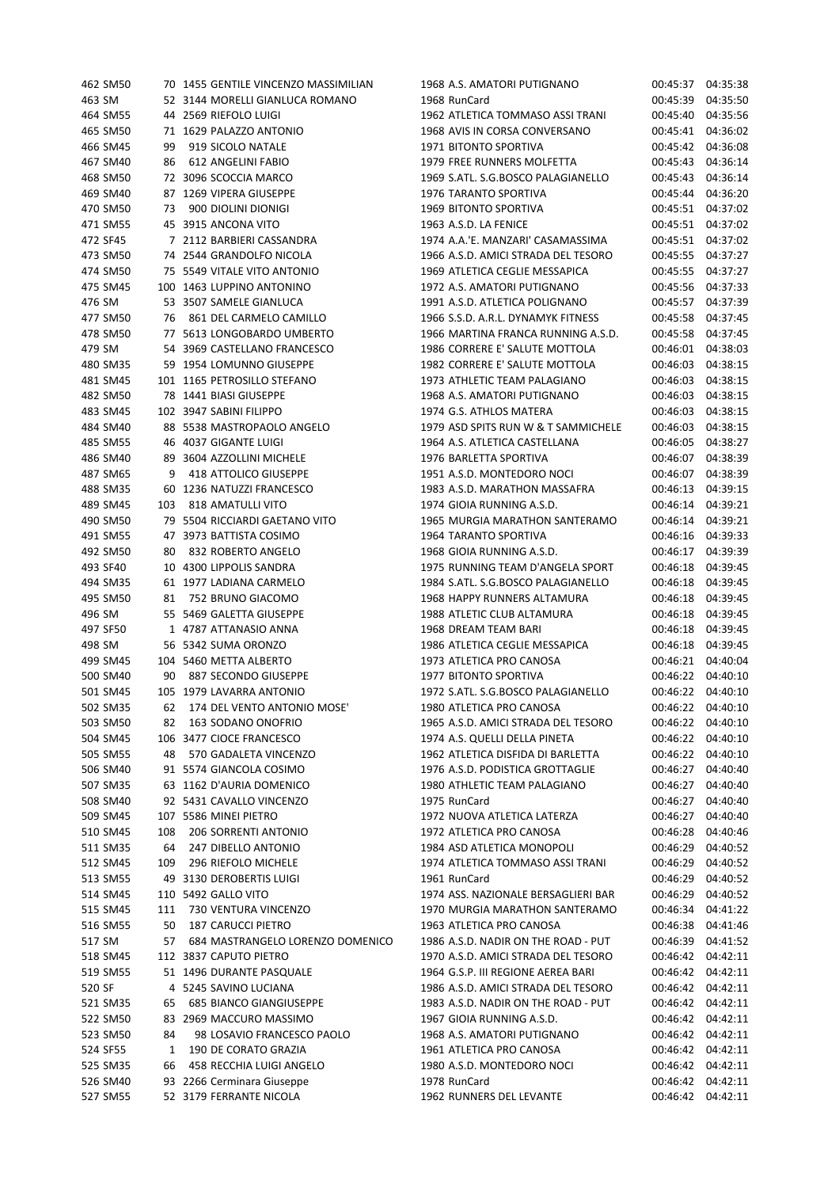| | | | | | | | | |
|---|---|---|---|---|---|---|---|---|
| 462 | SM50 | 70 | 1455 | GENTILE VINCENZO MASSIMILIAN | 1968 | A.S. AMATORI PUTIGNANO | 00:45:37 | 04:35:38 |
| 463 | SM | 52 | 3144 | MORELLI GIANLUCA ROMANO | 1968 | RunCard | 00:45:39 | 04:35:50 |
| 464 | SM55 | 44 | 2569 | RIEFOLO LUIGI | 1962 | ATLETICA TOMMASO ASSI TRANI | 00:45:40 | 04:35:56 |
| 465 | SM50 | 71 | 1629 | PALAZZO ANTONIO | 1968 | AVIS IN CORSA CONVERSANO | 00:45:41 | 04:36:02 |
| 466 | SM45 | 99 | 919 | SICOLO NATALE | 1971 | BITONTO SPORTIVA | 00:45:42 | 04:36:08 |
| 467 | SM40 | 86 | 612 | ANGELINI FABIO | 1979 | FREE RUNNERS MOLFETTA | 00:45:43 | 04:36:14 |
| 468 | SM50 | 72 | 3096 | SCOCCIA MARCO | 1969 | S.ATL. S.G.BOSCO PALAGIANELLO | 00:45:43 | 04:36:14 |
| 469 | SM40 | 87 | 1269 | VIPERA GIUSEPPE | 1976 | TARANTO SPORTIVA | 00:45:44 | 04:36:20 |
| 470 | SM50 | 73 | 900 | DIOLINI DIONIGI | 1969 | BITONTO SPORTIVA | 00:45:51 | 04:37:02 |
| 471 | SM55 | 45 | 3915 | ANCONA VITO | 1963 | A.S.D. LA FENICE | 00:45:51 | 04:37:02 |
| 472 | SF45 | 7 | 2112 | BARBIERI CASSANDRA | 1974 | A.A.'E. MANZARI' CASAMASSIMA | 00:45:51 | 04:37:02 |
| 473 | SM50 | 74 | 2544 | GRANDOLFO NICOLA | 1966 | A.S.D. AMICI STRADA DEL TESORO | 00:45:55 | 04:37:27 |
| 474 | SM50 | 75 | 5549 | VITALE VITO ANTONIO | 1969 | ATLETICA CEGLIE MESSAPICA | 00:45:55 | 04:37:27 |
| 475 | SM45 | 100 | 1463 | LUPPINO ANTONINO | 1972 | A.S. AMATORI PUTIGNANO | 00:45:56 | 04:37:33 |
| 476 | SM | 53 | 3507 | SAMELE GIANLUCA | 1991 | A.S.D. ATLETICA POLIGNANO | 00:45:57 | 04:37:39 |
| 477 | SM50 | 76 | 861 | DEL CARMELO CAMILLO | 1966 | S.S.D. A.R.L. DYNAMYK FITNESS | 00:45:58 | 04:37:45 |
| 478 | SM50 | 77 | 5613 | LONGOBARDO UMBERTO | 1966 | MARTINA FRANCA RUNNING A.S.D. | 00:45:58 | 04:37:45 |
| 479 | SM | 54 | 3969 | CASTELLANO FRANCESCO | 1986 | CORRERE E' SALUTE MOTTOLA | 00:46:01 | 04:38:03 |
| 480 | SM35 | 59 | 1954 | LOMUNNO GIUSEPPE | 1982 | CORRERE E' SALUTE MOTTOLA | 00:46:03 | 04:38:15 |
| 481 | SM45 | 101 | 1165 | PETROSILLO STEFANO | 1973 | ATHLETIC TEAM PALAGIANO | 00:46:03 | 04:38:15 |
| 482 | SM50 | 78 | 1441 | BIASI GIUSEPPE | 1968 | A.S. AMATORI PUTIGNANO | 00:46:03 | 04:38:15 |
| 483 | SM45 | 102 | 3947 | SABINI FILIPPO | 1974 | G.S. ATHLOS MATERA | 00:46:03 | 04:38:15 |
| 484 | SM40 | 88 | 5538 | MASTROPAOLO ANGELO | 1979 | ASD SPITS RUN W & T SAMMICHELE | 00:46:03 | 04:38:15 |
| 485 | SM55 | 46 | 4037 | GIGANTE LUIGI | 1964 | A.S. ATLETICA CASTELLANA | 00:46:05 | 04:38:27 |
| 486 | SM40 | 89 | 3604 | AZZOLLINI MICHELE | 1976 | BARLETTA SPORTIVA | 00:46:07 | 04:38:39 |
| 487 | SM65 | 9 | 418 | ATTOLICO GIUSEPPE | 1951 | A.S.D. MONTEDORO NOCI | 00:46:07 | 04:38:39 |
| 488 | SM35 | 60 | 1236 | NATUZZI FRANCESCO | 1983 | A.S.D. MARATHON MASSAFRA | 00:46:13 | 04:39:15 |
| 489 | SM45 | 103 | 818 | AMATULLI VITO | 1974 | GIOIA RUNNING A.S.D. | 00:46:14 | 04:39:21 |
| 490 | SM50 | 79 | 5504 | RICCIARDI GAETANO VITO | 1965 | MURGIA MARATHON SANTERAMO | 00:46:14 | 04:39:21 |
| 491 | SM55 | 47 | 3973 | BATTISTA COSIMO | 1964 | TARANTO SPORTIVA | 00:46:16 | 04:39:33 |
| 492 | SM50 | 80 | 832 | ROBERTO ANGELO | 1968 | GIOIA RUNNING A.S.D. | 00:46:17 | 04:39:39 |
| 493 | SF40 | 10 | 4300 | LIPPOLIS SANDRA | 1975 | RUNNING TEAM D'ANGELA SPORT | 00:46:18 | 04:39:45 |
| 494 | SM35 | 61 | 1977 | LADIANA CARMELO | 1984 | S.ATL. S.G.BOSCO PALAGIANELLO | 00:46:18 | 04:39:45 |
| 495 | SM50 | 81 | 752 | BRUNO GIACOMO | 1968 | HAPPY RUNNERS ALTAMURA | 00:46:18 | 04:39:45 |
| 496 | SM | 55 | 5469 | GALETTA GIUSEPPE | 1988 | ATLETIC CLUB ALTAMURA | 00:46:18 | 04:39:45 |
| 497 | SF50 | 1 | 4787 | ATTANASIO ANNA | 1968 | DREAM TEAM BARI | 00:46:18 | 04:39:45 |
| 498 | SM | 56 | 5342 | SUMA ORONZO | 1986 | ATLETICA CEGLIE MESSAPICA | 00:46:18 | 04:39:45 |
| 499 | SM45 | 104 | 5460 | METTA ALBERTO | 1973 | ATLETICA PRO CANOSA | 00:46:21 | 04:40:04 |
| 500 | SM40 | 90 | 887 | SECONDO GIUSEPPE | 1977 | BITONTO SPORTIVA | 00:46:22 | 04:40:10 |
| 501 | SM45 | 105 | 1979 | LAVARRA ANTONIO | 1972 | S.ATL. S.G.BOSCO PALAGIANELLO | 00:46:22 | 04:40:10 |
| 502 | SM35 | 62 | 174 | DEL VENTO ANTONIO MOSE' | 1980 | ATLETICA PRO CANOSA | 00:46:22 | 04:40:10 |
| 503 | SM50 | 82 | 163 | SODANO ONOFRIO | 1965 | A.S.D. AMICI STRADA DEL TESORO | 00:46:22 | 04:40:10 |
| 504 | SM45 | 106 | 3477 | CIOCE FRANCESCO | 1974 | A.S. QUELLI DELLA PINETA | 00:46:22 | 04:40:10 |
| 505 | SM55 | 48 | 570 | GADALETA VINCENZO | 1962 | ATLETICA DISFIDA DI BARLETTA | 00:46:22 | 04:40:10 |
| 506 | SM40 | 91 | 5574 | GIANCOLA COSIMO | 1976 | A.S.D. PODISTICA GROTTAGLIE | 00:46:27 | 04:40:40 |
| 507 | SM35 | 63 | 1162 | D'AURIA DOMENICO | 1980 | ATHLETIC TEAM PALAGIANO | 00:46:27 | 04:40:40 |
| 508 | SM40 | 92 | 5431 | CAVALLO VINCENZO | 1975 | RunCard | 00:46:27 | 04:40:40 |
| 509 | SM45 | 107 | 5586 | MINEI PIETRO | 1972 | NUOVA ATLETICA LATERZA | 00:46:27 | 04:40:40 |
| 510 | SM45 | 108 | 206 | SORRENTI ANTONIO | 1972 | ATLETICA PRO CANOSA | 00:46:28 | 04:40:46 |
| 511 | SM35 | 64 | 247 | DIBELLO ANTONIO | 1984 | ASD ATLETICA MONOPOLI | 00:46:29 | 04:40:52 |
| 512 | SM45 | 109 | 296 | RIEFOLO MICHELE | 1974 | ATLETICA TOMMASO ASSI TRANI | 00:46:29 | 04:40:52 |
| 513 | SM55 | 49 | 3130 | DEROBERTIS LUIGI | 1961 | RunCard | 00:46:29 | 04:40:52 |
| 514 | SM45 | 110 | 5492 | GALLO VITO | 1974 | ASS. NAZIONALE BERSAGLIERI BAR | 00:46:29 | 04:40:52 |
| 515 | SM45 | 111 | 730 | VENTURA VINCENZO | 1970 | MURGIA MARATHON SANTERAMO | 00:46:34 | 04:41:22 |
| 516 | SM55 | 50 | 187 | CARUCCI PIETRO | 1963 | ATLETICA PRO CANOSA | 00:46:38 | 04:41:46 |
| 517 | SM | 57 | 684 | MASTRANGELO LORENZO DOMENICO | 1986 | A.S.D. NADIR ON THE ROAD - PUT | 00:46:39 | 04:41:52 |
| 518 | SM45 | 112 | 3837 | CAPUTO PIETRO | 1970 | A.S.D. AMICI STRADA DEL TESORO | 00:46:42 | 04:42:11 |
| 519 | SM55 | 51 | 1496 | DURANTE PASQUALE | 1964 | G.S.P. III REGIONE AEREA BARI | 00:46:42 | 04:42:11 |
| 520 | SF | 4 | 5245 | SAVINO LUCIANA | 1986 | A.S.D. AMICI STRADA DEL TESORO | 00:46:42 | 04:42:11 |
| 521 | SM35 | 65 | 685 | BIANCO GIANGIUSEPPE | 1983 | A.S.D. NADIR ON THE ROAD - PUT | 00:46:42 | 04:42:11 |
| 522 | SM50 | 83 | 2969 | MACCURO MASSIMO | 1967 | GIOIA RUNNING A.S.D. | 00:46:42 | 04:42:11 |
| 523 | SM50 | 84 | 98 | LOSAVIO FRANCESCO PAOLO | 1968 | A.S. AMATORI PUTIGNANO | 00:46:42 | 04:42:11 |
| 524 | SF55 | 1 | 190 | DE CORATO GRAZIA | 1961 | ATLETICA PRO CANOSA | 00:46:42 | 04:42:11 |
| 525 | SM35 | 66 | 458 | RECCHIA LUIGI ANGELO | 1980 | A.S.D. MONTEDORO NOCI | 00:46:42 | 04:42:11 |
| 526 | SM40 | 93 | 2266 | Cerminara Giuseppe | 1978 | RunCard | 00:46:42 | 04:42:11 |
| 527 | SM55 | 52 | 3179 | FERRANTE NICOLA | 1962 | RUNNERS DEL LEVANTE | 00:46:42 | 04:42:11 |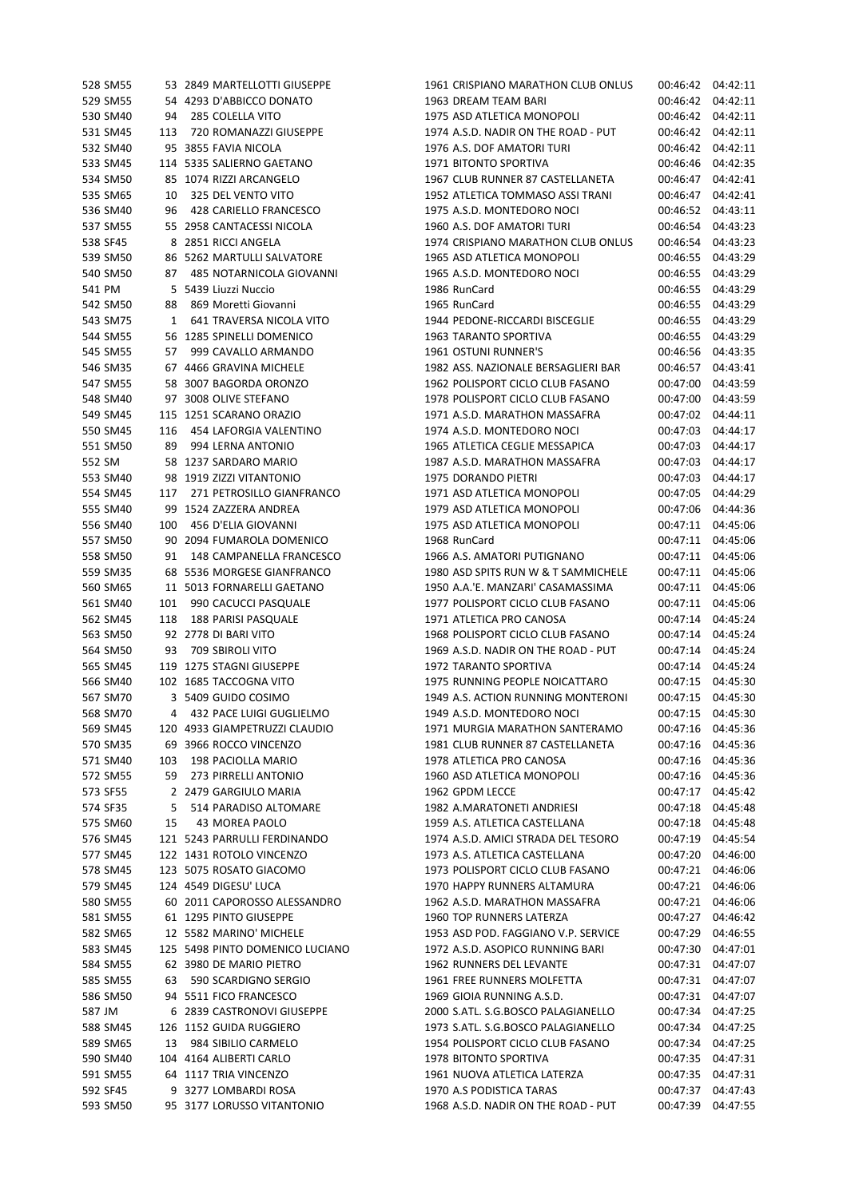| | | | | | | | | |
|---|---|---|---|---|---|---|---|---|
| 528 | SM55 | 53 | 2849 | MARTELLOTTI GIUSEPPE | 1961 | CRISPIANO MARATHON CLUB ONLUS | 00:46:42 | 04:42:11 |
| 529 | SM55 | 54 | 4293 | D'ABBICCO DONATO | 1963 | DREAM TEAM BARI | 00:46:42 | 04:42:11 |
| 530 | SM40 | 94 | 285 | COLELLA VITO | 1975 | ASD ATLETICA MONOPOLI | 00:46:42 | 04:42:11 |
| 531 | SM45 | 113 | 720 | ROMANAZZI GIUSEPPE | 1974 | A.S.D. NADIR ON THE ROAD - PUT | 00:46:42 | 04:42:11 |
| 532 | SM40 | 95 | 3855 | FAVIA NICOLA | 1976 | A.S. DOF AMATORI TURI | 00:46:42 | 04:42:11 |
| 533 | SM45 | 114 | 5335 | SALIERNO GAETANO | 1971 | BITONTO SPORTIVA | 00:46:46 | 04:42:35 |
| 534 | SM50 | 85 | 1074 | RIZZI ARCANGELO | 1967 | CLUB RUNNER 87 CASTELLANETA | 00:46:47 | 04:42:41 |
| 535 | SM65 | 10 | 325 | DEL VENTO VITO | 1952 | ATLETICA TOMMASO ASSI TRANI | 00:46:47 | 04:42:41 |
| 536 | SM40 | 96 | 428 | CARIELLO FRANCESCO | 1975 | A.S.D. MONTEDORO NOCI | 00:46:52 | 04:43:11 |
| 537 | SM55 | 55 | 2958 | CANTACESSI NICOLA | 1960 | A.S. DOF AMATORI TURI | 00:46:54 | 04:43:23 |
| 538 | SF45 | 8 | 2851 | RICCI ANGELA | 1974 | CRISPIANO MARATHON CLUB ONLUS | 00:46:54 | 04:43:23 |
| 539 | SM50 | 86 | 5262 | MARTULLI SALVATORE | 1965 | ASD ATLETICA MONOPOLI | 00:46:55 | 04:43:29 |
| 540 | SM50 | 87 | 485 | NOTARNICOLA GIOVANNI | 1965 | A.S.D. MONTEDORO NOCI | 00:46:55 | 04:43:29 |
| 541 | PM | 5 | 5439 | Liuzzi Nuccio | 1986 | RunCard | 00:46:55 | 04:43:29 |
| 542 | SM50 | 88 | 869 | Moretti Giovanni | 1965 | RunCard | 00:46:55 | 04:43:29 |
| 543 | SM75 | 1 | 641 | TRAVERSA NICOLA VITO | 1944 | PEDONE-RICCARDI BISCEGLIE | 00:46:55 | 04:43:29 |
| 544 | SM55 | 56 | 1285 | SPINELLI DOMENICO | 1963 | TARANTO SPORTIVA | 00:46:55 | 04:43:29 |
| 545 | SM55 | 57 | 999 | CAVALLO ARMANDO | 1961 | OSTUNI RUNNER'S | 00:46:56 | 04:43:35 |
| 546 | SM35 | 67 | 4466 | GRAVINA MICHELE | 1982 | ASS. NAZIONALE BERSAGLIERI BAR | 00:46:57 | 04:43:41 |
| 547 | SM55 | 58 | 3007 | BAGORDA ORONZO | 1962 | POLISPORT CICLO CLUB FASANO | 00:47:00 | 04:43:59 |
| 548 | SM40 | 97 | 3008 | OLIVE STEFANO | 1978 | POLISPORT CICLO CLUB FASANO | 00:47:00 | 04:43:59 |
| 549 | SM45 | 115 | 1251 | SCARANO ORAZIO | 1971 | A.S.D. MARATHON MASSAFRA | 00:47:02 | 04:44:11 |
| 550 | SM45 | 116 | 454 | LAFORGIA VALENTINO | 1974 | A.S.D. MONTEDORO NOCI | 00:47:03 | 04:44:17 |
| 551 | SM50 | 89 | 994 | LERNA ANTONIO | 1965 | ATLETICA CEGLIE MESSAPICA | 00:47:03 | 04:44:17 |
| 552 | SM | 58 | 1237 | SARDARO MARIO | 1987 | A.S.D. MARATHON MASSAFRA | 00:47:03 | 04:44:17 |
| 553 | SM40 | 98 | 1919 | ZIZZI VITANTONIO | 1975 | DORANDO PIETRI | 00:47:03 | 04:44:17 |
| 554 | SM45 | 117 | 271 | PETROSILLO GIANFRANCO | 1971 | ASD ATLETICA MONOPOLI | 00:47:05 | 04:44:29 |
| 555 | SM40 | 99 | 1524 | ZAZZERA ANDREA | 1979 | ASD ATLETICA MONOPOLI | 00:47:06 | 04:44:36 |
| 556 | SM40 | 100 | 456 | D'ELIA GIOVANNI | 1975 | ASD ATLETICA MONOPOLI | 00:47:11 | 04:45:06 |
| 557 | SM50 | 90 | 2094 | FUMAROLA DOMENICO | 1968 | RunCard | 00:47:11 | 04:45:06 |
| 558 | SM50 | 91 | 148 | CAMPANELLA FRANCESCO | 1966 | A.S. AMATORI PUTIGNANO | 00:47:11 | 04:45:06 |
| 559 | SM35 | 68 | 5536 | MORGESE GIANFRANCO | 1980 | ASD SPITS RUN W & T SAMMICHELE | 00:47:11 | 04:45:06 |
| 560 | SM65 | 11 | 5013 | FORNARELLI GAETANO | 1950 | A.A.'E. MANZARI' CASAMASSIMA | 00:47:11 | 04:45:06 |
| 561 | SM40 | 101 | 990 | CACUCCI PASQUALE | 1977 | POLISPORT CICLO CLUB FASANO | 00:47:11 | 04:45:06 |
| 562 | SM45 | 118 | 188 | PARISI PASQUALE | 1971 | ATLETICA PRO CANOSA | 00:47:14 | 04:45:24 |
| 563 | SM50 | 92 | 2778 | DI BARI VITO | 1968 | POLISPORT CICLO CLUB FASANO | 00:47:14 | 04:45:24 |
| 564 | SM50 | 93 | 709 | SBIROLI VITO | 1969 | A.S.D. NADIR ON THE ROAD - PUT | 00:47:14 | 04:45:24 |
| 565 | SM45 | 119 | 1275 | STAGNI GIUSEPPE | 1972 | TARANTO SPORTIVA | 00:47:14 | 04:45:24 |
| 566 | SM40 | 102 | 1685 | TACCOGNA VITO | 1975 | RUNNING PEOPLE NOICATTARO | 00:47:15 | 04:45:30 |
| 567 | SM70 | 3 | 5409 | GUIDO COSIMO | 1949 | A.S. ACTION RUNNING MONTERONI | 00:47:15 | 04:45:30 |
| 568 | SM70 | 4 | 432 | PACE LUIGI GUGLIELMO | 1949 | A.S.D. MONTEDORO NOCI | 00:47:15 | 04:45:30 |
| 569 | SM45 | 120 | 4933 | GIAMPETRUZZI CLAUDIO | 1971 | MURGIA MARATHON SANTERAMO | 00:47:16 | 04:45:36 |
| 570 | SM35 | 69 | 3966 | ROCCO VINCENZO | 1981 | CLUB RUNNER 87 CASTELLANETA | 00:47:16 | 04:45:36 |
| 571 | SM40 | 103 | 198 | PACIOLLA MARIO | 1978 | ATLETICA PRO CANOSA | 00:47:16 | 04:45:36 |
| 572 | SM55 | 59 | 273 | PIRRELLI ANTONIO | 1960 | ASD ATLETICA MONOPOLI | 00:47:16 | 04:45:36 |
| 573 | SF55 | 2 | 2479 | GARGIULO MARIA | 1962 | GPDM LECCE | 00:47:17 | 04:45:42 |
| 574 | SF35 | 5 | 514 | PARADISO ALTOMARE | 1982 | A.MARATONETI ANDRIESI | 00:47:18 | 04:45:48 |
| 575 | SM60 | 15 | 43 | MOREA PAOLO | 1959 | A.S. ATLETICA CASTELLANA | 00:47:18 | 04:45:48 |
| 576 | SM45 | 121 | 5243 | PARRULLI FERDINANDO | 1974 | A.S.D. AMICI STRADA DEL TESORO | 00:47:19 | 04:45:54 |
| 577 | SM45 | 122 | 1431 | ROTOLO VINCENZO | 1973 | A.S. ATLETICA CASTELLANA | 00:47:20 | 04:46:00 |
| 578 | SM45 | 123 | 5075 | ROSATO GIACOMO | 1973 | POLISPORT CICLO CLUB FASANO | 00:47:21 | 04:46:06 |
| 579 | SM45 | 124 | 4549 | DIGESU' LUCA | 1970 | HAPPY RUNNERS ALTAMURA | 00:47:21 | 04:46:06 |
| 580 | SM55 | 60 | 2011 | CAPOROSSO ALESSANDRO | 1962 | A.S.D. MARATHON MASSAFRA | 00:47:21 | 04:46:06 |
| 581 | SM55 | 61 | 1295 | PINTO GIUSEPPE | 1960 | TOP RUNNERS LATERZA | 00:47:27 | 04:46:42 |
| 582 | SM65 | 12 | 5582 | MARINO' MICHELE | 1953 | ASD POD. FAGGIANO V.P. SERVICE | 00:47:29 | 04:46:55 |
| 583 | SM45 | 125 | 5498 | PINTO DOMENICO LUCIANO | 1972 | A.S.D. ASOPICO RUNNING BARI | 00:47:30 | 04:47:01 |
| 584 | SM55 | 62 | 3980 | DE MARIO PIETRO | 1962 | RUNNERS DEL LEVANTE | 00:47:31 | 04:47:07 |
| 585 | SM55 | 63 | 590 | SCARDIGNO SERGIO | 1961 | FREE RUNNERS MOLFETTA | 00:47:31 | 04:47:07 |
| 586 | SM50 | 94 | 5511 | FICO FRANCESCO | 1969 | GIOIA RUNNING A.S.D. | 00:47:31 | 04:47:07 |
| 587 | JM | 6 | 2839 | CASTRONOVI GIUSEPPE | 2000 | S.ATL. S.G.BOSCO PALAGIANELLO | 00:47:34 | 04:47:25 |
| 588 | SM45 | 126 | 1152 | GUIDA RUGGIERO | 1973 | S.ATL. S.G.BOSCO PALAGIANELLO | 00:47:34 | 04:47:25 |
| 589 | SM65 | 13 | 984 | SIBILIO CARMELO | 1954 | POLISPORT CICLO CLUB FASANO | 00:47:34 | 04:47:25 |
| 590 | SM40 | 104 | 4164 | ALIBERTI CARLO | 1978 | BITONTO SPORTIVA | 00:47:35 | 04:47:31 |
| 591 | SM55 | 64 | 1117 | TRIA VINCENZO | 1961 | NUOVA ATLETICA LATERZA | 00:47:35 | 04:47:31 |
| 592 | SF45 | 9 | 3277 | LOMBARDI ROSA | 1970 | A.S PODISTICA TARAS | 00:47:37 | 04:47:43 |
| 593 | SM50 | 95 | 3177 | LORUSSO VITANTONIO | 1968 | A.S.D. NADIR ON THE ROAD - PUT | 00:47:39 | 04:47:55 |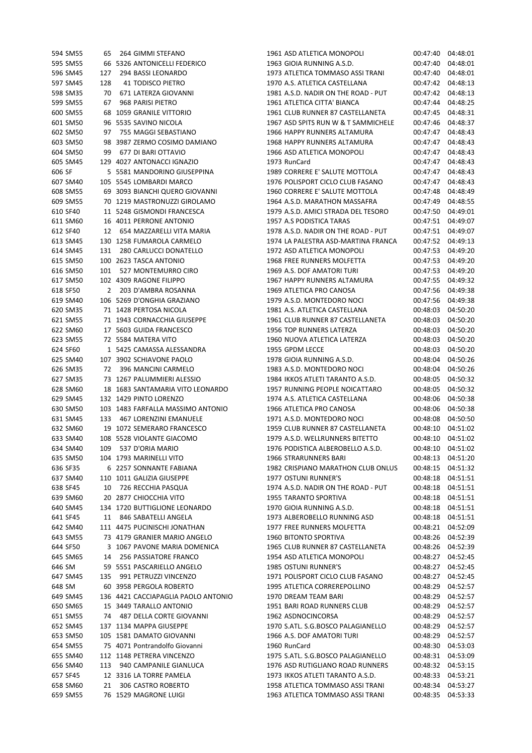| | | | | | | | |
|---|---|---|---|---|---|---|---|
| 594 SM55 | 65 | 264 GIMMI STEFANO | 1961 | ASD ATLETICA MONOPOLI | 00:47:40 | 04:48:01 |
| 595 SM55 | 66 | 5326 ANTONICELLI FEDERICO | 1963 | GIOIA RUNNING A.S.D. | 00:47:40 | 04:48:01 |
| 596 SM45 | 127 | 294 BASSI LEONARDO | 1973 | ATLETICA TOMMASO ASSI TRANI | 00:47:40 | 04:48:01 |
| 597 SM45 | 128 | 41 TODISCO PIETRO | 1970 | A.S. ATLETICA CASTELLANA | 00:47:42 | 04:48:13 |
| 598 SM35 | 70 | 671 LATERZA GIOVANNI | 1981 | A.S.D. NADIR ON THE ROAD - PUT | 00:47:42 | 04:48:13 |
| 599 SM55 | 67 | 968 PARISI PIETRO | 1961 | ATLETICA CITTA' BIANCA | 00:47:44 | 04:48:25 |
| 600 SM55 | 68 | 1059 GRANILE VITTORIO | 1961 | CLUB RUNNER 87 CASTELLANETA | 00:47:45 | 04:48:31 |
| 601 SM50 | 96 | 5535 SAVINO NICOLA | 1967 | ASD SPITS RUN W & T SAMMICHELE | 00:47:46 | 04:48:37 |
| 602 SM50 | 97 | 755 MAGGI SEBASTIANO | 1966 | HAPPY RUNNERS ALTAMURA | 00:47:47 | 04:48:43 |
| 603 SM50 | 98 | 3987 ZERMO COSIMO DAMIANO | 1968 | HAPPY RUNNERS ALTAMURA | 00:47:47 | 04:48:43 |
| 604 SM50 | 99 | 677 DI BARI OTTAVIO | 1966 | ASD ATLETICA MONOPOLI | 00:47:47 | 04:48:43 |
| 605 SM45 | 129 | 4027 ANTONACCI IGNAZIO | 1973 | RunCard | 00:47:47 | 04:48:43 |
| 606 SF | 5 | 5581 MANDORINO GIUSEPPINA | 1989 | CORRERE E' SALUTE MOTTOLA | 00:47:47 | 04:48:43 |
| 607 SM40 | 105 | 5545 LOMBARDI MARCO | 1976 | POLISPORT CICLO CLUB FASANO | 00:47:47 | 04:48:43 |
| 608 SM55 | 69 | 3093 BIANCHI QUERO GIOVANNI | 1960 | CORRERE E' SALUTE MOTTOLA | 00:47:48 | 04:48:49 |
| 609 SM55 | 70 | 1219 MASTRONUZZI GIROLAMO | 1964 | A.S.D. MARATHON MASSAFRA | 00:47:49 | 04:48:55 |
| 610 SF40 | 11 | 5248 GISMONDI FRANCESCA | 1979 | A.S.D. AMICI STRADA DEL TESORO | 00:47:50 | 04:49:01 |
| 611 SM60 | 16 | 4011 PERRONE ANTONIO | 1957 | A.S PODISTICA TARAS | 00:47:51 | 04:49:07 |
| 612 SF40 | 12 | 654 MAZZARELLI VITA MARIA | 1978 | A.S.D. NADIR ON THE ROAD - PUT | 00:47:51 | 04:49:07 |
| 613 SM45 | 130 | 1258 FUMAROLA CARMELO | 1974 | LA PALESTRA ASD-MARTINA FRANCA | 00:47:52 | 04:49:13 |
| 614 SM45 | 131 | 280 CARLUCCI DONATELLO | 1972 | ASD ATLETICA MONOPOLI | 00:47:53 | 04:49:20 |
| 615 SM50 | 100 | 2623 TASCA ANTONIO | 1968 | FREE RUNNERS MOLFETTA | 00:47:53 | 04:49:20 |
| 616 SM50 | 101 | 527 MONTEMURRO CIRO | 1969 | A.S. DOF AMATORI TURI | 00:47:53 | 04:49:20 |
| 617 SM50 | 102 | 4309 RAGONE FILIPPO | 1967 | HAPPY RUNNERS ALTAMURA | 00:47:55 | 04:49:32 |
| 618 SF50 | 2 | 203 D'AMBRA ROSANNA | 1969 | ATLETICA PRO CANOSA | 00:47:56 | 04:49:38 |
| 619 SM40 | 106 | 5269 D'ONGHIA GRAZIANO | 1979 | A.S.D. MONTEDORO NOCI | 00:47:56 | 04:49:38 |
| 620 SM35 | 71 | 1428 PERTOSA NICOLA | 1981 | A.S. ATLETICA CASTELLANA | 00:48:03 | 04:50:20 |
| 621 SM55 | 71 | 1943 CORNACCHIA GIUSEPPE | 1961 | CLUB RUNNER 87 CASTELLANETA | 00:48:03 | 04:50:20 |
| 622 SM60 | 17 | 5603 GUIDA FRANCESCO | 1956 | TOP RUNNERS LATERZA | 00:48:03 | 04:50:20 |
| 623 SM55 | 72 | 5584 MATERA VITO | 1960 | NUOVA ATLETICA LATERZA | 00:48:03 | 04:50:20 |
| 624 SF60 | 1 | 5425 CAMASSA ALESSANDRA | 1955 | GPDM LECCE | 00:48:03 | 04:50:20 |
| 625 SM40 | 107 | 3902 SCHIAVONE PAOLO | 1978 | GIOIA RUNNING A.S.D. | 00:48:04 | 04:50:26 |
| 626 SM35 | 72 | 396 MANCINI CARMELO | 1983 | A.S.D. MONTEDORO NOCI | 00:48:04 | 04:50:26 |
| 627 SM35 | 73 | 1267 PALUMMIERI ALESSIO | 1984 | IKKOS ATLETI TARANTO A.S.D. | 00:48:05 | 04:50:32 |
| 628 SM60 | 18 | 1683 SANTAMARIA VITO LEONARDO | 1957 | RUNNING PEOPLE NOICATTARO | 00:48:05 | 04:50:32 |
| 629 SM45 | 132 | 1429 PINTO LORENZO | 1974 | A.S. ATLETICA CASTELLANA | 00:48:06 | 04:50:38 |
| 630 SM50 | 103 | 1483 FARFALLA MASSIMO ANTONIO | 1966 | ATLETICA PRO CANOSA | 00:48:06 | 04:50:38 |
| 631 SM45 | 133 | 467 LORENZINI EMANUELE | 1971 | A.S.D. MONTEDORO NOCI | 00:48:08 | 04:50:50 |
| 632 SM60 | 19 | 1072 SEMERARO FRANCESCO | 1959 | CLUB RUNNER 87 CASTELLANETA | 00:48:10 | 04:51:02 |
| 633 SM40 | 108 | 5528 VIOLANTE GIACOMO | 1979 | A.S.D. WELLRUNNERS BITETTO | 00:48:10 | 04:51:02 |
| 634 SM40 | 109 | 537 D'ORIA MARIO | 1976 | PODISTICA ALBEROBELLO A.S.D. | 00:48:10 | 04:51:02 |
| 635 SM50 | 104 | 1793 MARINELLI VITO | 1966 | STRARUNNERS BARI | 00:48:13 | 04:51:20 |
| 636 SF35 | 6 | 2257 SONNANTE FABIANA | 1982 | CRISPIANO MARATHON CLUB ONLUS | 00:48:15 | 04:51:32 |
| 637 SM40 | 110 | 1011 GALIZIA GIUSEPPE | 1977 | OSTUNI RUNNER'S | 00:48:18 | 04:51:51 |
| 638 SF45 | 10 | 726 RECCHIA PASQUA | 1974 | A.S.D. NADIR ON THE ROAD - PUT | 00:48:18 | 04:51:51 |
| 639 SM60 | 20 | 2877 CHIOCCHIA VITO | 1955 | TARANTO SPORTIVA | 00:48:18 | 04:51:51 |
| 640 SM45 | 134 | 1720 BUTTIGLIONE LEONARDO | 1970 | GIOIA RUNNING A.S.D. | 00:48:18 | 04:51:51 |
| 641 SF45 | 11 | 846 SABATELLI ANGELA | 1973 | ALBEROBELLO RUNNING ASD | 00:48:18 | 04:51:51 |
| 642 SM40 | 111 | 4475 PUCINISCHI JONATHAN | 1977 | FREE RUNNERS MOLFETTA | 00:48:21 | 04:52:09 |
| 643 SM55 | 73 | 4179 GRANIER MARIO ANGELO | 1960 | BITONTO SPORTIVA | 00:48:26 | 04:52:39 |
| 644 SF50 | 3 | 1067 PAVONE MARIA DOMENICA | 1965 | CLUB RUNNER 87 CASTELLANETA | 00:48:26 | 04:52:39 |
| 645 SM65 | 14 | 256 PASSIATORE FRANCO | 1954 | ASD ATLETICA MONOPOLI | 00:48:27 | 04:52:45 |
| 646 SM | 59 | 5551 PASCARIELLO ANGELO | 1985 | OSTUNI RUNNER'S | 00:48:27 | 04:52:45 |
| 647 SM45 | 135 | 991 PETRUZZI VINCENZO | 1971 | POLISPORT CICLO CLUB FASANO | 00:48:27 | 04:52:45 |
| 648 SM | 60 | 3958 PERGOLA ROBERTO | 1995 | ATLETICA CORREREPOLLINO | 00:48:29 | 04:52:57 |
| 649 SM45 | 136 | 4421 CACCIAPAGLIA PAOLO ANTONIO | 1970 | DREAM TEAM BARI | 00:48:29 | 04:52:57 |
| 650 SM65 | 15 | 3449 TARALLO ANTONIO | 1951 | BARI ROAD RUNNERS CLUB | 00:48:29 | 04:52:57 |
| 651 SM55 | 74 | 487 DELLA CORTE GIOVANNI | 1962 | ASDNOCINCORSA | 00:48:29 | 04:52:57 |
| 652 SM45 | 137 | 1134 MAPPA GIUSEPPE | 1970 | S.ATL. S.G.BOSCO PALAGIANELLO | 00:48:29 | 04:52:57 |
| 653 SM50 | 105 | 1581 DAMATO GIOVANNI | 1966 | A.S. DOF AMATORI TURI | 00:48:29 | 04:52:57 |
| 654 SM55 | 75 | 4071 Pontrandolfo Giovanni | 1960 | RunCard | 00:48:30 | 04:53:03 |
| 655 SM40 | 112 | 1148 PETRERA VINCENZO | 1975 | S.ATL. S.G.BOSCO PALAGIANELLO | 00:48:31 | 04:53:09 |
| 656 SM40 | 113 | 940 CAMPANILE GIANLUCA | 1976 | ASD RUTIGLIANO ROAD RUNNERS | 00:48:32 | 04:53:15 |
| 657 SF45 | 12 | 3316 LA TORRE PAMELA | 1973 | IKKOS ATLETI TARANTO A.S.D. | 00:48:33 | 04:53:21 |
| 658 SM60 | 21 | 306 CASTRO ROBERTO | 1958 | ATLETICA TOMMASO ASSI TRANI | 00:48:34 | 04:53:27 |
| 659 SM55 | 76 | 1529 MAGRONE LUIGI | 1963 | ATLETICA TOMMASO ASSI TRANI | 00:48:35 | 04:53:33 |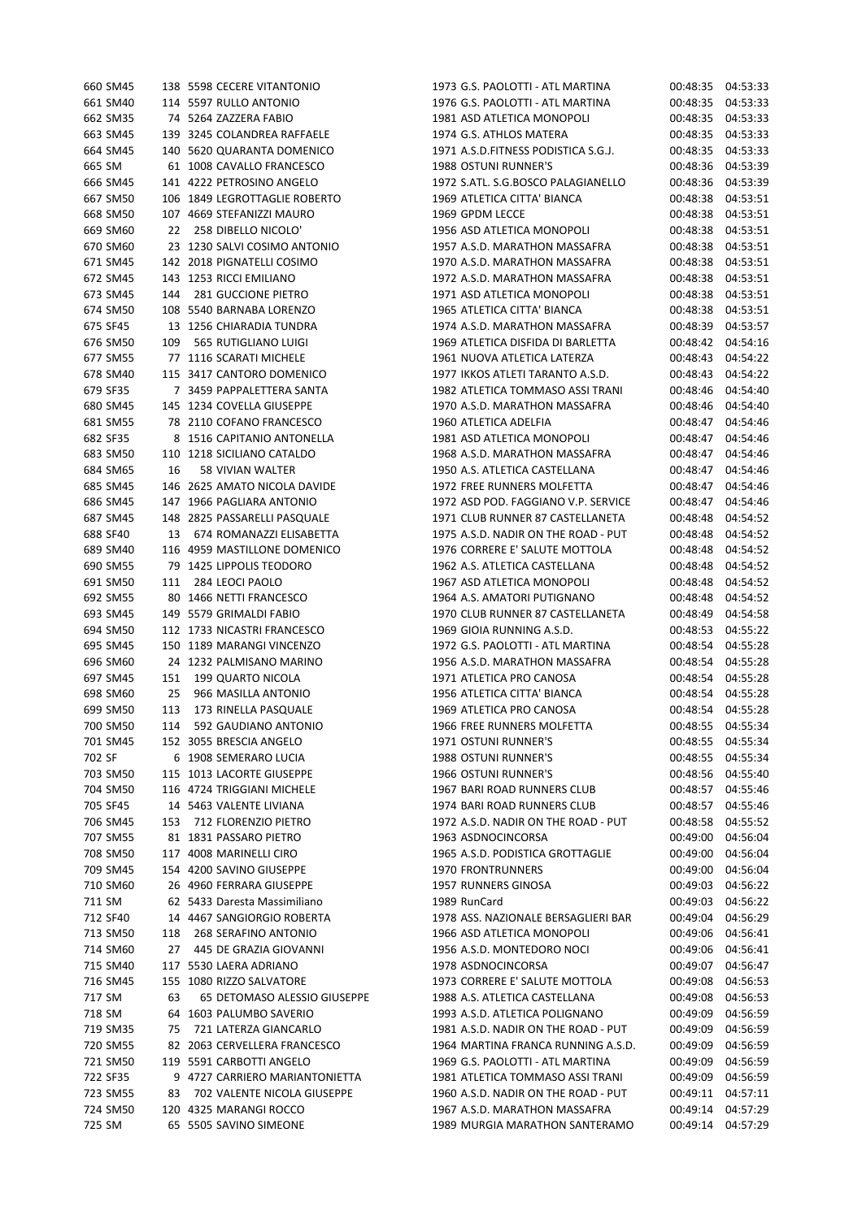| | | | | | | | | |
|---|---|---|---|---|---|---|---|---|
| 660 | SM45 | 138 | 5598 | CECERE VITANTONIO | 1973 | G.S. PAOLOTTI - ATL MARTINA | 00:48:35 | 04:53:33 |
| 661 | SM40 | 114 | 5597 | RULLO ANTONIO | 1976 | G.S. PAOLOTTI - ATL MARTINA | 00:48:35 | 04:53:33 |
| 662 | SM35 | 74 | 5264 | ZAZZERA FABIO | 1981 | ASD ATLETICA MONOPOLI | 00:48:35 | 04:53:33 |
| 663 | SM45 | 139 | 3245 | COLANDREA RAFFAELE | 1974 | G.S. ATHLOS MATERA | 00:48:35 | 04:53:33 |
| 664 | SM45 | 140 | 5620 | QUARANTA DOMENICO | 1971 | A.S.D.FITNESS PODISTICA S.G.J. | 00:48:35 | 04:53:33 |
| 665 | SM | 61 | 1008 | CAVALLO FRANCESCO | 1988 | OSTUNI RUNNER'S | 00:48:36 | 04:53:39 |
| 666 | SM45 | 141 | 4222 | PETROSINO ANGELO | 1972 | S.ATL. S.G.BOSCO PALAGIANELLO | 00:48:36 | 04:53:39 |
| 667 | SM50 | 106 | 1849 | LEGROTTAGLIE ROBERTO | 1969 | ATLETICA CITTA' BIANCA | 00:48:38 | 04:53:51 |
| 668 | SM50 | 107 | 4669 | STEFANIZZI MAURO | 1969 | GPDM LECCE | 00:48:38 | 04:53:51 |
| 669 | SM60 | 22 | 258 | DIBELLO NICOLO' | 1956 | ASD ATLETICA MONOPOLI | 00:48:38 | 04:53:51 |
| 670 | SM60 | 23 | 1230 | SALVI COSIMO ANTONIO | 1957 | A.S.D. MARATHON MASSAFRA | 00:48:38 | 04:53:51 |
| 671 | SM45 | 142 | 2018 | PIGNATELLI COSIMO | 1970 | A.S.D. MARATHON MASSAFRA | 00:48:38 | 04:53:51 |
| 672 | SM45 | 143 | 1253 | RICCI EMILIANO | 1972 | A.S.D. MARATHON MASSAFRA | 00:48:38 | 04:53:51 |
| 673 | SM45 | 144 | 281 | GUCCIONE PIETRO | 1971 | ASD ATLETICA MONOPOLI | 00:48:38 | 04:53:51 |
| 674 | SM50 | 108 | 5540 | BARNABA LORENZO | 1965 | ATLETICA CITTA' BIANCA | 00:48:38 | 04:53:51 |
| 675 | SF45 | 13 | 1256 | CHIARADIA TUNDRA | 1974 | A.S.D. MARATHON MASSAFRA | 00:48:39 | 04:53:57 |
| 676 | SM50 | 109 | 565 | RUTIGLIANO LUIGI | 1969 | ATLETICA DISFIDA DI BARLETTA | 00:48:42 | 04:54:16 |
| 677 | SM55 | 77 | 1116 | SCARATI MICHELE | 1961 | NUOVA ATLETICA LATERZA | 00:48:43 | 04:54:22 |
| 678 | SM40 | 115 | 3417 | CANTORO DOMENICO | 1977 | IKKOS ATLETI TARANTO A.S.D. | 00:48:43 | 04:54:22 |
| 679 | SF35 | 7 | 3459 | PAPPALETTERA SANTA | 1982 | ATLETICA TOMMASO ASSI TRANI | 00:48:46 | 04:54:40 |
| 680 | SM45 | 145 | 1234 | COVELLA GIUSEPPE | 1970 | A.S.D. MARATHON MASSAFRA | 00:48:46 | 04:54:40 |
| 681 | SM55 | 78 | 2110 | COFANO FRANCESCO | 1960 | ATLETICA ADELFIA | 00:48:47 | 04:54:46 |
| 682 | SF35 | 8 | 1516 | CAPITANIO ANTONELLA | 1981 | ASD ATLETICA MONOPOLI | 00:48:47 | 04:54:46 |
| 683 | SM50 | 110 | 1218 | SICILIANO CATALDO | 1968 | A.S.D. MARATHON MASSAFRA | 00:48:47 | 04:54:46 |
| 684 | SM65 | 16 | 58 | VIVIAN WALTER | 1950 | A.S. ATLETICA CASTELLANA | 00:48:47 | 04:54:46 |
| 685 | SM45 | 146 | 2625 | AMATO NICOLA DAVIDE | 1972 | FREE RUNNERS MOLFETTA | 00:48:47 | 04:54:46 |
| 686 | SM45 | 147 | 1966 | PAGLIARA ANTONIO | 1972 | ASD POD. FAGGIANO V.P. SERVICE | 00:48:47 | 04:54:46 |
| 687 | SM45 | 148 | 2825 | PASSARELLI PASQUALE | 1971 | CLUB RUNNER 87 CASTELLANETA | 00:48:48 | 04:54:52 |
| 688 | SF40 | 13 | 674 | ROMANAZZI ELISABETTA | 1975 | A.S.D. NADIR ON THE ROAD - PUT | 00:48:48 | 04:54:52 |
| 689 | SM40 | 116 | 4959 | MASTILLONE DOMENICO | 1976 | CORRERE E' SALUTE MOTTOLA | 00:48:48 | 04:54:52 |
| 690 | SM55 | 79 | 1425 | LIPPOLIS TEODORO | 1962 | A.S. ATLETICA CASTELLANA | 00:48:48 | 04:54:52 |
| 691 | SM50 | 111 | 284 | LEOCI PAOLO | 1967 | ASD ATLETICA MONOPOLI | 00:48:48 | 04:54:52 |
| 692 | SM55 | 80 | 1466 | NETTI FRANCESCO | 1964 | A.S. AMATORI PUTIGNANO | 00:48:48 | 04:54:52 |
| 693 | SM45 | 149 | 5579 | GRIMALDI FABIO | 1970 | CLUB RUNNER 87 CASTELLANETA | 00:48:49 | 04:54:58 |
| 694 | SM50 | 112 | 1733 | NICASTRI FRANCESCO | 1969 | GIOIA RUNNING A.S.D. | 00:48:53 | 04:55:22 |
| 695 | SM45 | 150 | 1189 | MARANGI VINCENZO | 1972 | G.S. PAOLOTTI - ATL MARTINA | 00:48:54 | 04:55:28 |
| 696 | SM60 | 24 | 1232 | PALMISANO MARINO | 1956 | A.S.D. MARATHON MASSAFRA | 00:48:54 | 04:55:28 |
| 697 | SM45 | 151 | 199 | QUARTO NICOLA | 1971 | ATLETICA PRO CANOSA | 00:48:54 | 04:55:28 |
| 698 | SM60 | 25 | 966 | MASILLA ANTONIO | 1956 | ATLETICA CITTA' BIANCA | 00:48:54 | 04:55:28 |
| 699 | SM50 | 113 | 173 | RINELLA PASQUALE | 1969 | ATLETICA PRO CANOSA | 00:48:54 | 04:55:28 |
| 700 | SM50 | 114 | 592 | GAUDIANO ANTONIO | 1966 | FREE RUNNERS MOLFETTA | 00:48:55 | 04:55:34 |
| 701 | SM45 | 152 | 3055 | BRESCIA ANGELO | 1971 | OSTUNI RUNNER'S | 00:48:55 | 04:55:34 |
| 702 | SF | 6 | 1908 | SEMERARO LUCIA | 1988 | OSTUNI RUNNER'S | 00:48:55 | 04:55:34 |
| 703 | SM50 | 115 | 1013 | LACORTE GIUSEPPE | 1966 | OSTUNI RUNNER'S | 00:48:56 | 04:55:40 |
| 704 | SM50 | 116 | 4724 | TRIGGIANI MICHELE | 1967 | BARI ROAD RUNNERS CLUB | 00:48:57 | 04:55:46 |
| 705 | SF45 | 14 | 5463 | VALENTE LIVIANA | 1974 | BARI ROAD RUNNERS CLUB | 00:48:57 | 04:55:46 |
| 706 | SM45 | 153 | 712 | FLORENZIO PIETRO | 1972 | A.S.D. NADIR ON THE ROAD - PUT | 00:48:58 | 04:55:52 |
| 707 | SM55 | 81 | 1831 | PASSARO PIETRO | 1963 | ASDNOCINCORSA | 00:49:00 | 04:56:04 |
| 708 | SM50 | 117 | 4008 | MARINELLI CIRO | 1965 | A.S.D. PODISTICA GROTTAGLIE | 00:49:00 | 04:56:04 |
| 709 | SM45 | 154 | 4200 | SAVINO GIUSEPPE | 1970 | FRONTRUNNERS | 00:49:00 | 04:56:04 |
| 710 | SM60 | 26 | 4960 | FERRARA GIUSEPPE | 1957 | RUNNERS GINOSA | 00:49:03 | 04:56:22 |
| 711 | SM | 62 | 5433 | Daresta Massimiliano | 1989 | RunCard | 00:49:03 | 04:56:22 |
| 712 | SF40 | 14 | 4467 | SANGIORGIO ROBERTA | 1978 | ASS. NAZIONALE BERSAGLIERI BAR | 00:49:04 | 04:56:29 |
| 713 | SM50 | 118 | 268 | SERAFINO ANTONIO | 1966 | ASD ATLETICA MONOPOLI | 00:49:06 | 04:56:41 |
| 714 | SM60 | 27 | 445 | DE GRAZIA GIOVANNI | 1956 | A.S.D. MONTEDORO NOCI | 00:49:06 | 04:56:41 |
| 715 | SM40 | 117 | 5530 | LAERA ADRIANO | 1978 | ASDNOCINCORSA | 00:49:07 | 04:56:47 |
| 716 | SM45 | 155 | 1080 | RIZZO SALVATORE | 1973 | CORRERE E' SALUTE MOTTOLA | 00:49:08 | 04:56:53 |
| 717 | SM | 63 | 65 | DETOMASO ALESSIO GIUSEPPE | 1988 | A.S. ATLETICA CASTELLANA | 00:49:08 | 04:56:53 |
| 718 | SM | 64 | 1603 | PALUMBO SAVERIO | 1993 | A.S.D. ATLETICA POLIGNANO | 00:49:09 | 04:56:59 |
| 719 | SM35 | 75 | 721 | LATERZA GIANCARLO | 1981 | A.S.D. NADIR ON THE ROAD - PUT | 00:49:09 | 04:56:59 |
| 720 | SM55 | 82 | 2063 | CERVELLERA FRANCESCO | 1964 | MARTINA FRANCA RUNNING A.S.D. | 00:49:09 | 04:56:59 |
| 721 | SM50 | 119 | 5591 | CARBOTTI ANGELO | 1969 | G.S. PAOLOTTI - ATL MARTINA | 00:49:09 | 04:56:59 |
| 722 | SF35 | 9 | 4727 | CARRIERO MARIANTONIETTA | 1981 | ATLETICA TOMMASO ASSI TRANI | 00:49:09 | 04:56:59 |
| 723 | SM55 | 83 | 702 | VALENTE NICOLA GIUSEPPE | 1960 | A.S.D. NADIR ON THE ROAD - PUT | 00:49:11 | 04:57:11 |
| 724 | SM50 | 120 | 4325 | MARANGI ROCCO | 1967 | A.S.D. MARATHON MASSAFRA | 00:49:14 | 04:57:29 |
| 725 | SM | 65 | 5505 | SAVINO SIMEONE | 1989 | MURGIA MARATHON SANTERAMO | 00:49:14 | 04:57:29 |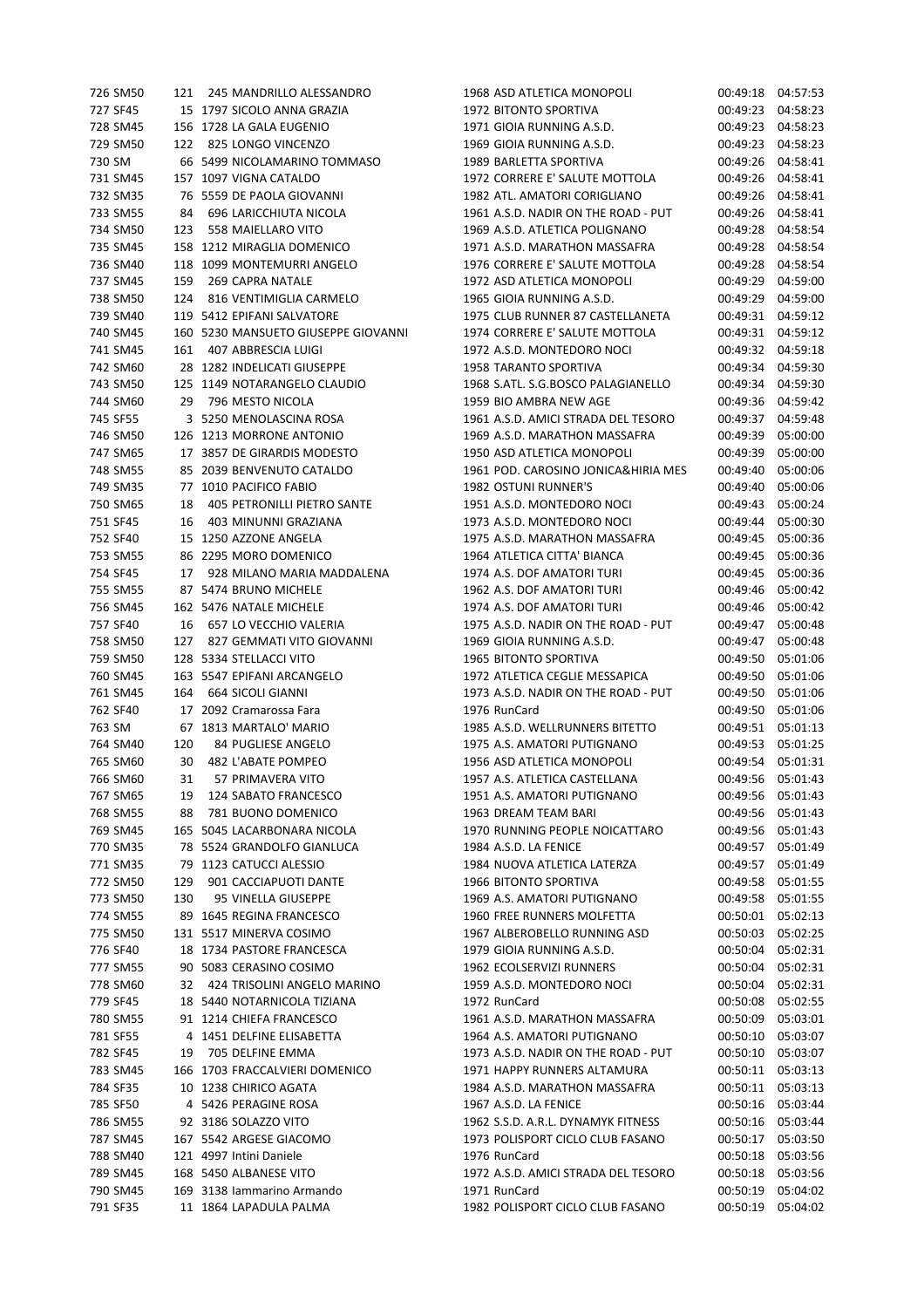| | | | | | | | | |
|---|---|---|---|---|---|---|---|---|
| 726 | SM50 | 121 | 245 | MANDRILLO ALESSANDRO | 1968 | ASD ATLETICA MONOPOLI | 00:49:18 | 04:57:53 |
| 727 | SF45 | 15 | 1797 | SICOLO ANNA GRAZIA | 1972 | BITONTO SPORTIVA | 00:49:23 | 04:58:23 |
| 728 | SM45 | 156 | 1728 | LA GALA EUGENIO | 1971 | GIOIA RUNNING A.S.D. | 00:49:23 | 04:58:23 |
| 729 | SM50 | 122 | 825 | LONGO VINCENZO | 1969 | GIOIA RUNNING A.S.D. | 00:49:23 | 04:58:23 |
| 730 | SM | 66 | 5499 | NICOLAMARINO TOMMASO | 1989 | BARLETTA SPORTIVA | 00:49:26 | 04:58:41 |
| 731 | SM45 | 157 | 1097 | VIGNA CATALDO | 1972 | CORRERE E' SALUTE MOTTOLA | 00:49:26 | 04:58:41 |
| 732 | SM35 | 76 | 5559 | DE PAOLA GIOVANNI | 1982 | ATL. AMATORI CORIGLIANO | 00:49:26 | 04:58:41 |
| 733 | SM55 | 84 | 696 | LARICCHIUTA NICOLA | 1961 | A.S.D. NADIR ON THE ROAD - PUT | 00:49:26 | 04:58:41 |
| 734 | SM50 | 123 | 558 | MAIELLARO VITO | 1969 | A.S.D. ATLETICA POLIGNANO | 00:49:28 | 04:58:54 |
| 735 | SM45 | 158 | 1212 | MIRAGLIA DOMENICO | 1971 | A.S.D. MARATHON MASSAFRA | 00:49:28 | 04:58:54 |
| 736 | SM40 | 118 | 1099 | MONTEMURRI ANGELO | 1976 | CORRERE E' SALUTE MOTTOLA | 00:49:28 | 04:58:54 |
| 737 | SM45 | 159 | 269 | CAPRA NATALE | 1972 | ASD ATLETICA MONOPOLI | 00:49:29 | 04:59:00 |
| 738 | SM50 | 124 | 816 | VENTIMIGLIA CARMELO | 1965 | GIOIA RUNNING A.S.D. | 00:49:29 | 04:59:00 |
| 739 | SM40 | 119 | 5412 | EPIFANI SALVATORE | 1975 | CLUB RUNNER 87 CASTELLANETA | 00:49:31 | 04:59:12 |
| 740 | SM45 | 160 | 5230 | MANSUETO GIUSEPPE GIOVANNI | 1974 | CORRERE E' SALUTE MOTTOLA | 00:49:31 | 04:59:12 |
| 741 | SM45 | 161 | 407 | ABBRESCIA LUIGI | 1972 | A.S.D. MONTEDORO NOCI | 00:49:32 | 04:59:18 |
| 742 | SM60 | 28 | 1282 | INDELICATI GIUSEPPE | 1958 | TARANTO SPORTIVA | 00:49:34 | 04:59:30 |
| 743 | SM50 | 125 | 1149 | NOTARANGELO CLAUDIO | 1968 | S.ATL. S.G.BOSCO PALAGIANELLO | 00:49:34 | 04:59:30 |
| 744 | SM60 | 29 | 796 | MESTO NICOLA | 1959 | BIO AMBRA NEW AGE | 00:49:36 | 04:59:42 |
| 745 | SF55 | 3 | 5250 | MENOLASCINA ROSA | 1961 | A.S.D. AMICI STRADA DEL TESORO | 00:49:37 | 04:59:48 |
| 746 | SM50 | 126 | 1213 | MORRONE ANTONIO | 1969 | A.S.D. MARATHON MASSAFRA | 00:49:39 | 05:00:00 |
| 747 | SM65 | 17 | 3857 | DE GIRARDIS MODESTO | 1950 | ASD ATLETICA MONOPOLI | 00:49:39 | 05:00:00 |
| 748 | SM55 | 85 | 2039 | BENVENUTO CATALDO | 1961 | POD. CAROSINO JONICA&HIRIA MES | 00:49:40 | 05:00:06 |
| 749 | SM35 | 77 | 1010 | PACIFICO FABIO | 1982 | OSTUNI RUNNER'S | 00:49:40 | 05:00:06 |
| 750 | SM65 | 18 | 405 | PETRONILLI PIETRO SANTE | 1951 | A.S.D. MONTEDORO NOCI | 00:49:43 | 05:00:24 |
| 751 | SF45 | 16 | 403 | MINUNNI GRAZIANA | 1973 | A.S.D. MONTEDORO NOCI | 00:49:44 | 05:00:30 |
| 752 | SF40 | 15 | 1250 | AZZONE ANGELA | 1975 | A.S.D. MARATHON MASSAFRA | 00:49:45 | 05:00:36 |
| 753 | SM55 | 86 | 2295 | MORO DOMENICO | 1964 | ATLETICA CITTA' BIANCA | 00:49:45 | 05:00:36 |
| 754 | SF45 | 17 | 928 | MILANO MARIA MADDALENA | 1974 | A.S. DOF AMATORI TURI | 00:49:45 | 05:00:36 |
| 755 | SM55 | 87 | 5474 | BRUNO MICHELE | 1962 | A.S. DOF AMATORI TURI | 00:49:46 | 05:00:42 |
| 756 | SM45 | 162 | 5476 | NATALE MICHELE | 1974 | A.S. DOF AMATORI TURI | 00:49:46 | 05:00:42 |
| 757 | SF40 | 16 | 657 | LO VECCHIO VALERIA | 1975 | A.S.D. NADIR ON THE ROAD - PUT | 00:49:47 | 05:00:48 |
| 758 | SM50 | 127 | 827 | GEMMATI VITO GIOVANNI | 1969 | GIOIA RUNNING A.S.D. | 00:49:47 | 05:00:48 |
| 759 | SM50 | 128 | 5334 | STELLACCI VITO | 1965 | BITONTO SPORTIVA | 00:49:50 | 05:01:06 |
| 760 | SM45 | 163 | 5547 | EPIFANI ARCANGELO | 1972 | ATLETICA CEGLIE MESSAPICA | 00:49:50 | 05:01:06 |
| 761 | SM45 | 164 | 664 | SICOLI GIANNI | 1973 | A.S.D. NADIR ON THE ROAD - PUT | 00:49:50 | 05:01:06 |
| 762 | SF40 | 17 | 2092 | Cramarossa Fara | 1976 | RunCard | 00:49:50 | 05:01:06 |
| 763 | SM | 67 | 1813 | MARTALO' MARIO | 1985 | A.S.D. WELLRUNNERS BITETTO | 00:49:51 | 05:01:13 |
| 764 | SM40 | 120 | 84 | PUGLIESE ANGELO | 1975 | A.S. AMATORI PUTIGNANO | 00:49:53 | 05:01:25 |
| 765 | SM60 | 30 | 482 | L'ABATE POMPEO | 1956 | ASD ATLETICA MONOPOLI | 00:49:54 | 05:01:31 |
| 766 | SM60 | 31 | 57 | PRIMAVERA VITO | 1957 | A.S. ATLETICA CASTELLANA | 00:49:56 | 05:01:43 |
| 767 | SM65 | 19 | 124 | SABATO FRANCESCO | 1951 | A.S. AMATORI PUTIGNANO | 00:49:56 | 05:01:43 |
| 768 | SM55 | 88 | 781 | BUONO DOMENICO | 1963 | DREAM TEAM BARI | 00:49:56 | 05:01:43 |
| 769 | SM45 | 165 | 5045 | LACARBONARA NICOLA | 1970 | RUNNING PEOPLE NOICATTARO | 00:49:56 | 05:01:43 |
| 770 | SM35 | 78 | 5524 | GRANDOLFO GIANLUCA | 1984 | A.S.D. LA FENICE | 00:49:57 | 05:01:49 |
| 771 | SM35 | 79 | 1123 | CATUCCI ALESSIO | 1984 | NUOVA ATLETICA LATERZA | 00:49:57 | 05:01:49 |
| 772 | SM50 | 129 | 901 | CACCIAPUOTI DANTE | 1966 | BITONTO SPORTIVA | 00:49:58 | 05:01:55 |
| 773 | SM50 | 130 | 95 | VINELLA GIUSEPPE | 1969 | A.S. AMATORI PUTIGNANO | 00:49:58 | 05:01:55 |
| 774 | SM55 | 89 | 1645 | REGINA FRANCESCO | 1960 | FREE RUNNERS MOLFETTA | 00:50:01 | 05:02:13 |
| 775 | SM50 | 131 | 5517 | MINERVA COSIMO | 1967 | ALBEROBELLO RUNNING ASD | 00:50:03 | 05:02:25 |
| 776 | SF40 | 18 | 1734 | PASTORE FRANCESCA | 1979 | GIOIA RUNNING A.S.D. | 00:50:04 | 05:02:31 |
| 777 | SM55 | 90 | 5083 | CERASINO COSIMO | 1962 | ECOLSERVIZI RUNNERS | 00:50:04 | 05:02:31 |
| 778 | SM60 | 32 | 424 | TRISOLINI ANGELO MARINO | 1959 | A.S.D. MONTEDORO NOCI | 00:50:04 | 05:02:31 |
| 779 | SF45 | 18 | 5440 | NOTARNICOLA TIZIANA | 1972 | RunCard | 00:50:08 | 05:02:55 |
| 780 | SM55 | 91 | 1214 | CHIEFA FRANCESCO | 1961 | A.S.D. MARATHON MASSAFRA | 00:50:09 | 05:03:01 |
| 781 | SF55 | 4 | 1451 | DELFINE ELISABETTA | 1964 | A.S. AMATORI PUTIGNANO | 00:50:10 | 05:03:07 |
| 782 | SF45 | 19 | 705 | DELFINE EMMA | 1973 | A.S.D. NADIR ON THE ROAD - PUT | 00:50:10 | 05:03:07 |
| 783 | SM45 | 166 | 1703 | FRACCALVIERI DOMENICO | 1971 | HAPPY RUNNERS ALTAMURA | 00:50:11 | 05:03:13 |
| 784 | SF35 | 10 | 1238 | CHIRICO AGATA | 1984 | A.S.D. MARATHON MASSAFRA | 00:50:11 | 05:03:13 |
| 785 | SF50 | 4 | 5426 | PERAGINE ROSA | 1967 | A.S.D. LA FENICE | 00:50:16 | 05:03:44 |
| 786 | SM55 | 92 | 3186 | SOLAZZO VITO | 1962 | S.S.D. A.R.L. DYNAMYK FITNESS | 00:50:16 | 05:03:44 |
| 787 | SM45 | 167 | 5542 | ARGESE GIACOMO | 1973 | POLISPORT CICLO CLUB FASANO | 00:50:17 | 05:03:50 |
| 788 | SM40 | 121 | 4997 | Intini Daniele | 1976 | RunCard | 00:50:18 | 05:03:56 |
| 789 | SM45 | 168 | 5450 | ALBANESE VITO | 1972 | A.S.D. AMICI STRADA DEL TESORO | 00:50:18 | 05:03:56 |
| 790 | SM45 | 169 | 3138 | Iammarino Armando | 1971 | RunCard | 00:50:19 | 05:04:02 |
| 791 | SF35 | 11 | 1864 | LAPADULA PALMA | 1982 | POLISPORT CICLO CLUB FASANO | 00:50:19 | 05:04:02 |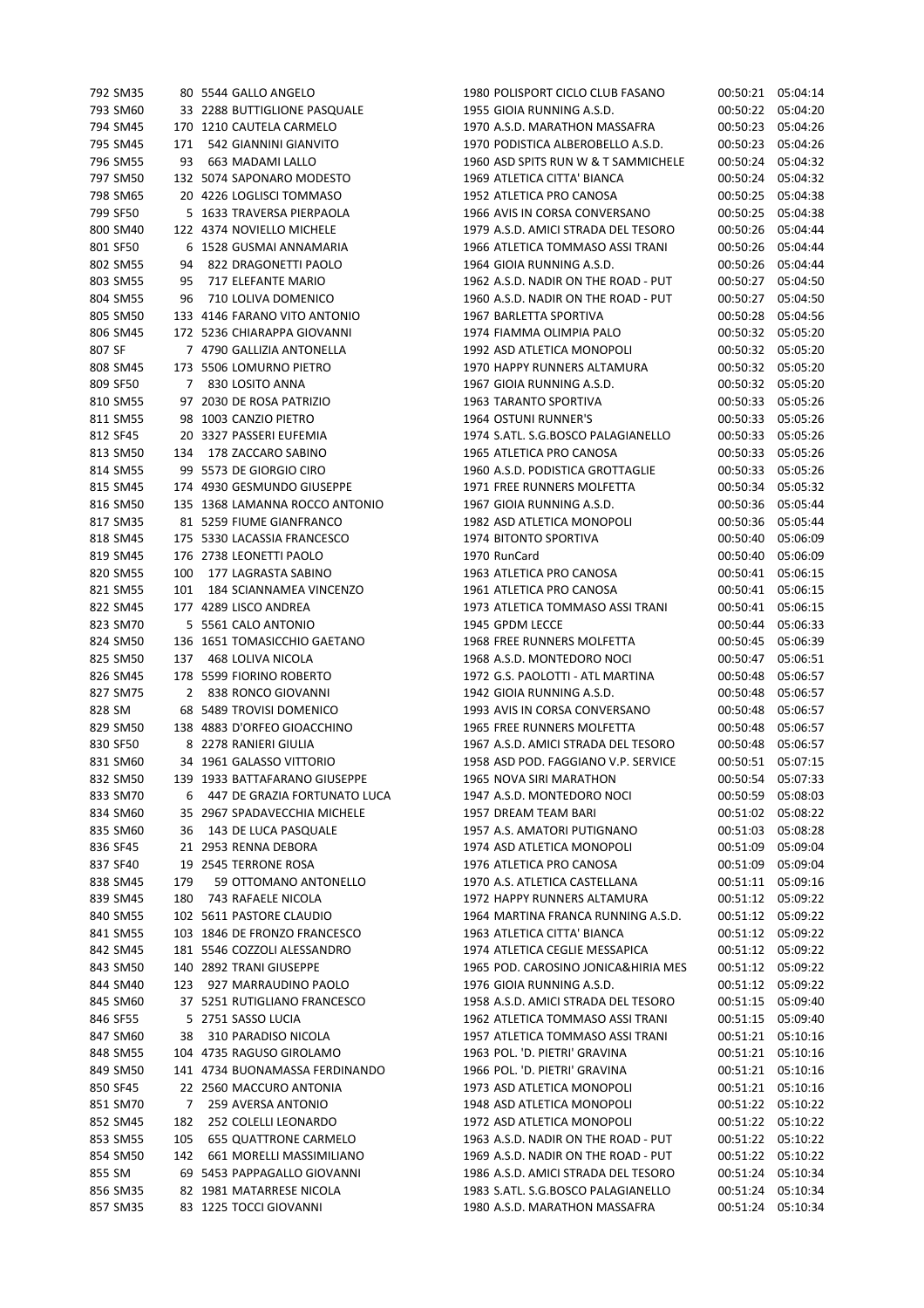| | | | | | | | | |
|---|---|---|---|---|---|---|---|---|
| 792 | SM35 | 80 | 5544 | GALLO ANGELO | 1980 | POLISPORT CICLO CLUB FASANO | 00:50:21 | 05:04:14 |
| 793 | SM60 | 33 | 2288 | BUTTIGLIONE PASQUALE | 1955 | GIOIA RUNNING A.S.D. | 00:50:22 | 05:04:20 |
| 794 | SM45 | 170 | 1210 | CAUTELA CARMELO | 1970 | A.S.D. MARATHON MASSAFRA | 00:50:23 | 05:04:26 |
| 795 | SM45 | 171 | 542 | GIANNINI GIANVITO | 1970 | PODISTICA ALBEROBELLO A.S.D. | 00:50:23 | 05:04:26 |
| 796 | SM55 | 93 | 663 | MADAMI LALLO | 1960 | ASD SPITS RUN W & T SAMMICHELE | 00:50:24 | 05:04:32 |
| 797 | SM50 | 132 | 5074 | SAPONARO MODESTO | 1969 | ATLETICA CITTA' BIANCA | 00:50:24 | 05:04:32 |
| 798 | SM65 | 20 | 4226 | LOGLISCI TOMMASO | 1952 | ATLETICA PRO CANOSA | 00:50:25 | 05:04:38 |
| 799 | SF50 | 5 | 1633 | TRAVERSA PIERPAOLA | 1966 | AVIS IN CORSA CONVERSANO | 00:50:25 | 05:04:38 |
| 800 | SM40 | 122 | 4374 | NOVIELLO MICHELE | 1979 | A.S.D. AMICI STRADA DEL TESORO | 00:50:26 | 05:04:44 |
| 801 | SF50 | 6 | 1528 | GUSMAI ANNAMARIA | 1966 | ATLETICA TOMMASO ASSI TRANI | 00:50:26 | 05:04:44 |
| 802 | SM55 | 94 | 822 | DRAGONETTI PAOLO | 1964 | GIOIA RUNNING A.S.D. | 00:50:26 | 05:04:44 |
| 803 | SM55 | 95 | 717 | ELEFANTE MARIO | 1962 | A.S.D. NADIR ON THE ROAD - PUT | 00:50:27 | 05:04:50 |
| 804 | SM55 | 96 | 710 | LOLIVA DOMENICO | 1960 | A.S.D. NADIR ON THE ROAD - PUT | 00:50:27 | 05:04:50 |
| 805 | SM50 | 133 | 4146 | FARANO VITO ANTONIO | 1967 | BARLETTA SPORTIVA | 00:50:28 | 05:04:56 |
| 806 | SM45 | 172 | 5236 | CHIARAPPA GIOVANNI | 1974 | FIAMMA OLIMPIA PALO | 00:50:32 | 05:05:20 |
| 807 | SF | 7 | 4790 | GALLIZIA ANTONELLA | 1992 | ASD ATLETICA MONOPOLI | 00:50:32 | 05:05:20 |
| 808 | SM45 | 173 | 5506 | LOMURNO PIETRO | 1970 | HAPPY RUNNERS ALTAMURA | 00:50:32 | 05:05:20 |
| 809 | SF50 | 7 | 830 | LOSITO ANNA | 1967 | GIOIA RUNNING A.S.D. | 00:50:32 | 05:05:20 |
| 810 | SM55 | 97 | 2030 | DE ROSA PATRIZIO | 1963 | TARANTO SPORTIVA | 00:50:33 | 05:05:26 |
| 811 | SM55 | 98 | 1003 | CANZIO PIETRO | 1964 | OSTUNI RUNNER'S | 00:50:33 | 05:05:26 |
| 812 | SF45 | 20 | 3327 | PASSERI EUFEMIA | 1974 | S.ATL. S.G.BOSCO PALAGIANELLO | 00:50:33 | 05:05:26 |
| 813 | SM50 | 134 | 178 | ZACCARO SABINO | 1965 | ATLETICA PRO CANOSA | 00:50:33 | 05:05:26 |
| 814 | SM55 | 99 | 5573 | DE GIORGIO CIRO | 1960 | A.S.D. PODISTICA GROTTAGLIE | 00:50:33 | 05:05:26 |
| 815 | SM45 | 174 | 4930 | GESMUNDO GIUSEPPE | 1971 | FREE RUNNERS MOLFETTA | 00:50:34 | 05:05:32 |
| 816 | SM50 | 135 | 1368 | LAMANNA ROCCO ANTONIO | 1967 | GIOIA RUNNING A.S.D. | 00:50:36 | 05:05:44 |
| 817 | SM35 | 81 | 5259 | FIUME GIANFRANCO | 1982 | ASD ATLETICA MONOPOLI | 00:50:36 | 05:05:44 |
| 818 | SM45 | 175 | 5330 | LACASSIA FRANCESCO | 1974 | BITONTO SPORTIVA | 00:50:40 | 05:06:09 |
| 819 | SM45 | 176 | 2738 | LEONETTI PAOLO | 1970 | RunCard | 00:50:40 | 05:06:09 |
| 820 | SM55 | 100 | 177 | LAGRASTA SABINO | 1963 | ATLETICA PRO CANOSA | 00:50:41 | 05:06:15 |
| 821 | SM55 | 101 | 184 | SCIANNAMEA VINCENZO | 1961 | ATLETICA PRO CANOSA | 00:50:41 | 05:06:15 |
| 822 | SM45 | 177 | 4289 | LISCO ANDREA | 1973 | ATLETICA TOMMASO ASSI TRANI | 00:50:41 | 05:06:15 |
| 823 | SM70 | 5 | 5561 | CALO ANTONIO | 1945 | GPDM LECCE | 00:50:44 | 05:06:33 |
| 824 | SM50 | 136 | 1651 | TOMASICCHIO GAETANO | 1968 | FREE RUNNERS MOLFETTA | 00:50:45 | 05:06:39 |
| 825 | SM50 | 137 | 468 | LOLIVA NICOLA | 1968 | A.S.D. MONTEDORO NOCI | 00:50:47 | 05:06:51 |
| 826 | SM45 | 178 | 5599 | FIORINO ROBERTO | 1972 | G.S. PAOLOTTI - ATL MARTINA | 00:50:48 | 05:06:57 |
| 827 | SM75 | 2 | 838 | RONCO GIOVANNI | 1942 | GIOIA RUNNING A.S.D. | 00:50:48 | 05:06:57 |
| 828 | SM | 68 | 5489 | TROVISI DOMENICO | 1993 | AVIS IN CORSA CONVERSANO | 00:50:48 | 05:06:57 |
| 829 | SM50 | 138 | 4883 | D'ORFEO GIOACCHINO | 1965 | FREE RUNNERS MOLFETTA | 00:50:48 | 05:06:57 |
| 830 | SF50 | 8 | 2278 | RANIERI GIULIA | 1967 | A.S.D. AMICI STRADA DEL TESORO | 00:50:48 | 05:06:57 |
| 831 | SM60 | 34 | 1961 | GALASSO VITTORIO | 1958 | ASD POD. FAGGIANO V.P. SERVICE | 00:50:51 | 05:07:15 |
| 832 | SM50 | 139 | 1933 | BATTAFARANO GIUSEPPE | 1965 | NOVA SIRI MARATHON | 00:50:54 | 05:07:33 |
| 833 | SM70 | 6 | 447 | DE GRAZIA FORTUNATO LUCA | 1947 | A.S.D. MONTEDORO NOCI | 00:50:59 | 05:08:03 |
| 834 | SM60 | 35 | 2967 | SPADAVECCHIA MICHELE | 1957 | DREAM TEAM BARI | 00:51:02 | 05:08:22 |
| 835 | SM60 | 36 | 143 | DE LUCA PASQUALE | 1957 | A.S. AMATORI PUTIGNANO | 00:51:03 | 05:08:28 |
| 836 | SF45 | 21 | 2953 | RENNA DEBORA | 1974 | ASD ATLETICA MONOPOLI | 00:51:09 | 05:09:04 |
| 837 | SF40 | 19 | 2545 | TERRONE ROSA | 1976 | ATLETICA PRO CANOSA | 00:51:09 | 05:09:04 |
| 838 | SM45 | 179 | 59 | OTTOMANO ANTONELLO | 1970 | A.S. ATLETICA CASTELLANA | 00:51:11 | 05:09:16 |
| 839 | SM45 | 180 | 743 | RAFAELE NICOLA | 1972 | HAPPY RUNNERS ALTAMURA | 00:51:12 | 05:09:22 |
| 840 | SM55 | 102 | 5611 | PASTORE CLAUDIO | 1964 | MARTINA FRANCA RUNNING A.S.D. | 00:51:12 | 05:09:22 |
| 841 | SM55 | 103 | 1846 | DE FRONZO FRANCESCO | 1963 | ATLETICA CITTA' BIANCA | 00:51:12 | 05:09:22 |
| 842 | SM45 | 181 | 5546 | COZZOLI ALESSANDRO | 1974 | ATLETICA CEGLIE MESSAPICA | 00:51:12 | 05:09:22 |
| 843 | SM50 | 140 | 2892 | TRANI GIUSEPPE | 1965 | POD. CAROSINO JONICA&HIRIA MES | 00:51:12 | 05:09:22 |
| 844 | SM40 | 123 | 927 | MARRAUDINO PAOLO | 1976 | GIOIA RUNNING A.S.D. | 00:51:12 | 05:09:22 |
| 845 | SM60 | 37 | 5251 | RUTIGLIANO FRANCESCO | 1958 | A.S.D. AMICI STRADA DEL TESORO | 00:51:15 | 05:09:40 |
| 846 | SF55 | 5 | 2751 | SASSO LUCIA | 1962 | ATLETICA TOMMASO ASSI TRANI | 00:51:15 | 05:09:40 |
| 847 | SM60 | 38 | 310 | PARADISO NICOLA | 1957 | ATLETICA TOMMASO ASSI TRANI | 00:51:21 | 05:10:16 |
| 848 | SM55 | 104 | 4735 | RAGUSO GIROLAMO | 1963 | POL. 'D. PIETRI' GRAVINA | 00:51:21 | 05:10:16 |
| 849 | SM50 | 141 | 4734 | BUONAMASSA FERDINANDO | 1966 | POL. 'D. PIETRI' GRAVINA | 00:51:21 | 05:10:16 |
| 850 | SF45 | 22 | 2560 | MACCURO ANTONIA | 1973 | ASD ATLETICA MONOPOLI | 00:51:21 | 05:10:16 |
| 851 | SM70 | 7 | 259 | AVERSA ANTONIO | 1948 | ASD ATLETICA MONOPOLI | 00:51:22 | 05:10:22 |
| 852 | SM45 | 182 | 252 | COLELLI LEONARDO | 1972 | ASD ATLETICA MONOPOLI | 00:51:22 | 05:10:22 |
| 853 | SM55 | 105 | 655 | QUATTRONE CARMELO | 1963 | A.S.D. NADIR ON THE ROAD - PUT | 00:51:22 | 05:10:22 |
| 854 | SM50 | 142 | 661 | MORELLI MASSIMILIANO | 1969 | A.S.D. NADIR ON THE ROAD - PUT | 00:51:22 | 05:10:22 |
| 855 | SM | 69 | 5453 | PAPPAGALLO GIOVANNI | 1986 | A.S.D. AMICI STRADA DEL TESORO | 00:51:24 | 05:10:34 |
| 856 | SM35 | 82 | 1981 | MATARRESE NICOLA | 1983 | S.ATL. S.G.BOSCO PALAGIANELLO | 00:51:24 | 05:10:34 |
| 857 | SM35 | 83 | 1225 | TOCCI GIOVANNI | 1980 | A.S.D. MARATHON MASSAFRA | 00:51:24 | 05:10:34 |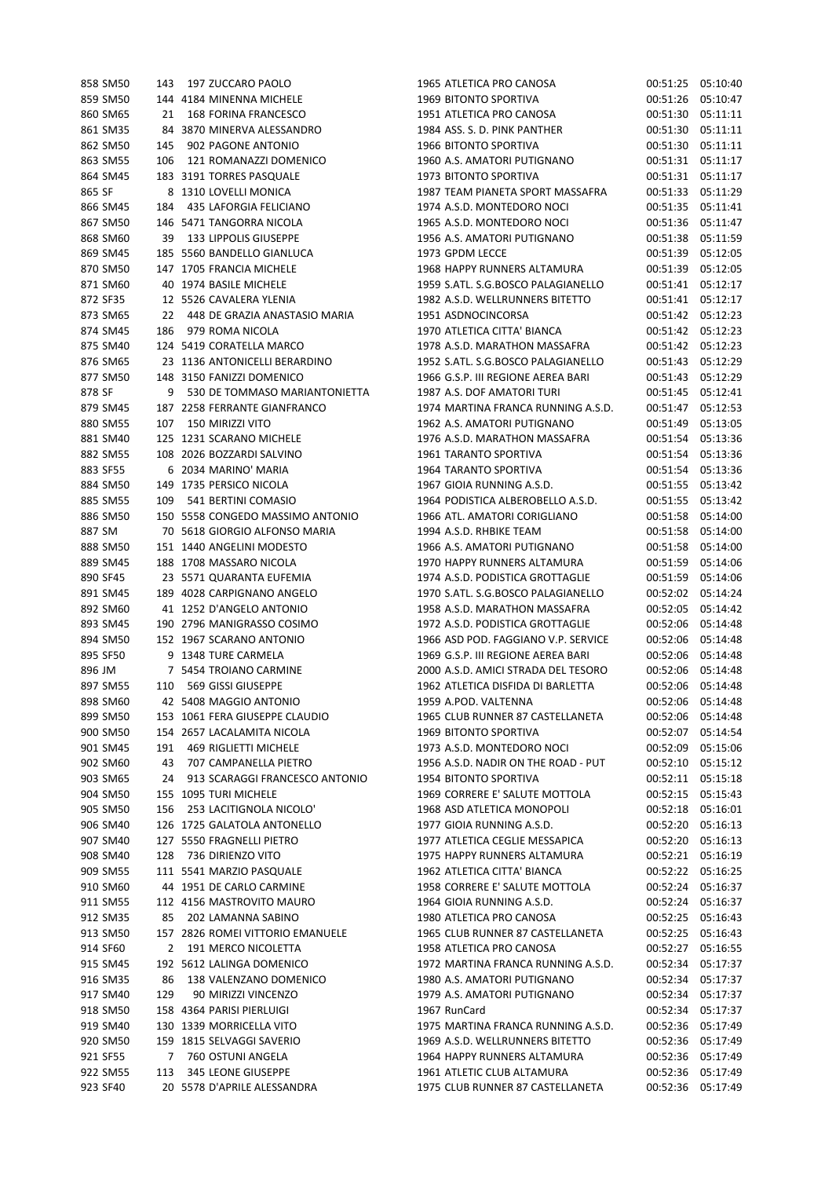| | | | | | | | | |
|---|---|---|---|---|---|---|---|---|
| 858 | SM50 | 143 | 197 | ZUCCARO PAOLO | 1965 | ATLETICA PRO CANOSA | 00:51:25 | 05:10:40 |
| 859 | SM50 | 144 | 4184 | MINENNA MICHELE | 1969 | BITONTO SPORTIVA | 00:51:26 | 05:10:47 |
| 860 | SM65 | 21 | 168 | FORINA FRANCESCO | 1951 | ATLETICA PRO CANOSA | 00:51:30 | 05:11:11 |
| 861 | SM35 | 84 | 3870 | MINERVA ALESSANDRO | 1984 | ASS. S. D. PINK PANTHER | 00:51:30 | 05:11:11 |
| 862 | SM50 | 145 | 902 | PAGONE ANTONIO | 1966 | BITONTO SPORTIVA | 00:51:30 | 05:11:11 |
| 863 | SM55 | 106 | 121 | ROMANAZZI DOMENICO | 1960 | A.S. AMATORI PUTIGNANO | 00:51:31 | 05:11:17 |
| 864 | SM45 | 183 | 3191 | TORRES PASQUALE | 1973 | BITONTO SPORTIVA | 00:51:31 | 05:11:17 |
| 865 | SF | 8 | 1310 | LOVELLI MONICA | 1987 | TEAM PIANETA SPORT MASSAFRA | 00:51:33 | 05:11:29 |
| 866 | SM45 | 184 | 435 | LAFORGIA FELICIANO | 1974 | A.S.D. MONTEDORO NOCI | 00:51:35 | 05:11:41 |
| 867 | SM50 | 146 | 5471 | TANGORRA NICOLA | 1965 | A.S.D. MONTEDORO NOCI | 00:51:36 | 05:11:47 |
| 868 | SM60 | 39 | 133 | LIPPOLIS GIUSEPPE | 1956 | A.S. AMATORI PUTIGNANO | 00:51:38 | 05:11:59 |
| 869 | SM45 | 185 | 5560 | BANDELLO GIANLUCA | 1973 | GPDM LECCE | 00:51:39 | 05:12:05 |
| 870 | SM50 | 147 | 1705 | FRANCIA MICHELE | 1968 | HAPPY RUNNERS ALTAMURA | 00:51:39 | 05:12:05 |
| 871 | SM60 | 40 | 1974 | BASILE MICHELE | 1959 | S.ATL. S.G.BOSCO PALAGIANELLO | 00:51:41 | 05:12:17 |
| 872 | SF35 | 12 | 5526 | CAVALERA YLENIA | 1982 | A.S.D. WELLRUNNERS BITETTO | 00:51:41 | 05:12:17 |
| 873 | SM65 | 22 | 448 | DE GRAZIA ANASTASIO MARIA | 1951 | ASDNOCINCORSA | 00:51:42 | 05:12:23 |
| 874 | SM45 | 186 | 979 | ROMA NICOLA | 1970 | ATLETICA CITTA' BIANCA | 00:51:42 | 05:12:23 |
| 875 | SM40 | 124 | 5419 | CORATELLA MARCO | 1978 | A.S.D. MARATHON MASSAFRA | 00:51:42 | 05:12:23 |
| 876 | SM65 | 23 | 1136 | ANTONICELLI BERARDINO | 1952 | S.ATL. S.G.BOSCO PALAGIANELLO | 00:51:43 | 05:12:29 |
| 877 | SM50 | 148 | 3150 | FANIZZI DOMENICO | 1966 | G.S.P. III REGIONE AEREA BARI | 00:51:43 | 05:12:29 |
| 878 | SF | 9 | 530 | DE TOMMASO MARIANTONIETTA | 1987 | A.S. DOF AMATORI TURI | 00:51:45 | 05:12:41 |
| 879 | SM45 | 187 | 2258 | FERRANTE GIANFRANCO | 1974 | MARTINA FRANCA RUNNING A.S.D. | 00:51:47 | 05:12:53 |
| 880 | SM55 | 107 | 150 | MIRIZZI VITO | 1962 | A.S. AMATORI PUTIGNANO | 00:51:49 | 05:13:05 |
| 881 | SM40 | 125 | 1231 | SCARANO MICHELE | 1976 | A.S.D. MARATHON MASSAFRA | 00:51:54 | 05:13:36 |
| 882 | SM55 | 108 | 2026 | BOZZARDI SALVINO | 1961 | TARANTO SPORTIVA | 00:51:54 | 05:13:36 |
| 883 | SF55 | 6 | 2034 | MARINO' MARIA | 1964 | TARANTO SPORTIVA | 00:51:54 | 05:13:36 |
| 884 | SM50 | 149 | 1735 | PERSICO NICOLA | 1967 | GIOIA RUNNING A.S.D. | 00:51:55 | 05:13:42 |
| 885 | SM55 | 109 | 541 | BERTINI COMASIO | 1964 | PODISTICA ALBEROBELLO A.S.D. | 00:51:55 | 05:13:42 |
| 886 | SM50 | 150 | 5558 | CONGEDO MASSIMO ANTONIO | 1966 | ATL. AMATORI CORIGLIANO | 00:51:58 | 05:14:00 |
| 887 | SM | 70 | 5618 | GIORGIO ALFONSO MARIA | 1994 | A.S.D. RHBIKE TEAM | 00:51:58 | 05:14:00 |
| 888 | SM50 | 151 | 1440 | ANGELINI MODESTO | 1966 | A.S. AMATORI PUTIGNANO | 00:51:58 | 05:14:00 |
| 889 | SM45 | 188 | 1708 | MASSARO NICOLA | 1970 | HAPPY RUNNERS ALTAMURA | 00:51:59 | 05:14:06 |
| 890 | SF45 | 23 | 5571 | QUARANTA EUFEMIA | 1974 | A.S.D. PODISTICA GROTTAGLIE | 00:51:59 | 05:14:06 |
| 891 | SM45 | 189 | 4028 | CARPIGNANO ANGELO | 1970 | S.ATL. S.G.BOSCO PALAGIANELLO | 00:52:02 | 05:14:24 |
| 892 | SM60 | 41 | 1252 | D'ANGELO ANTONIO | 1958 | A.S.D. MARATHON MASSAFRA | 00:52:05 | 05:14:42 |
| 893 | SM45 | 190 | 2796 | MANIGRASSO COSIMO | 1972 | A.S.D. PODISTICA GROTTAGLIE | 00:52:06 | 05:14:48 |
| 894 | SM50 | 152 | 1967 | SCARANO ANTONIO | 1966 | ASD POD. FAGGIANO V.P. SERVICE | 00:52:06 | 05:14:48 |
| 895 | SF50 | 9 | 1348 | TURE CARMELA | 1969 | G.S.P. III REGIONE AEREA BARI | 00:52:06 | 05:14:48 |
| 896 | JM | 7 | 5454 | TROIANO CARMINE | 2000 | A.S.D. AMICI STRADA DEL TESORO | 00:52:06 | 05:14:48 |
| 897 | SM55 | 110 | 569 | GISSI GIUSEPPE | 1962 | ATLETICA DISFIDA DI BARLETTA | 00:52:06 | 05:14:48 |
| 898 | SM60 | 42 | 5408 | MAGGIO ANTONIO | 1959 | A.POD. VALTENNA | 00:52:06 | 05:14:48 |
| 899 | SM50 | 153 | 1061 | FERA GIUSEPPE CLAUDIO | 1965 | CLUB RUNNER 87 CASTELLANETA | 00:52:06 | 05:14:48 |
| 900 | SM50 | 154 | 2657 | LACALAMITA NICOLA | 1969 | BITONTO SPORTIVA | 00:52:07 | 05:14:54 |
| 901 | SM45 | 191 | 469 | RIGLIETTI MICHELE | 1973 | A.S.D. MONTEDORO NOCI | 00:52:09 | 05:15:06 |
| 902 | SM60 | 43 | 707 | CAMPANELLA PIETRO | 1956 | A.S.D. NADIR ON THE ROAD - PUT | 00:52:10 | 05:15:12 |
| 903 | SM65 | 24 | 913 | SCARAGGI FRANCESCO ANTONIO | 1954 | BITONTO SPORTIVA | 00:52:11 | 05:15:18 |
| 904 | SM50 | 155 | 1095 | TURI MICHELE | 1969 | CORRERE E' SALUTE MOTTOLA | 00:52:15 | 05:15:43 |
| 905 | SM50 | 156 | 253 | LACITIGNOLA NICOLO' | 1968 | ASD ATLETICA MONOPOLI | 00:52:18 | 05:16:01 |
| 906 | SM40 | 126 | 1725 | GALATOLA ANTONELLO | 1977 | GIOIA RUNNING A.S.D. | 00:52:20 | 05:16:13 |
| 907 | SM40 | 127 | 5550 | FRAGNELLI PIETRO | 1977 | ATLETICA CEGLIE MESSAPICA | 00:52:20 | 05:16:13 |
| 908 | SM40 | 128 | 736 | DIRIENZO VITO | 1975 | HAPPY RUNNERS ALTAMURA | 00:52:21 | 05:16:19 |
| 909 | SM55 | 111 | 5541 | MARZIO PASQUALE | 1962 | ATLETICA CITTA' BIANCA | 00:52:22 | 05:16:25 |
| 910 | SM60 | 44 | 1951 | DE CARLO CARMINE | 1958 | CORRERE E' SALUTE MOTTOLA | 00:52:24 | 05:16:37 |
| 911 | SM55 | 112 | 4156 | MASTROVITO MAURO | 1964 | GIOIA RUNNING A.S.D. | 00:52:24 | 05:16:37 |
| 912 | SM35 | 85 | 202 | LAMANNA SABINO | 1980 | ATLETICA PRO CANOSA | 00:52:25 | 05:16:43 |
| 913 | SM50 | 157 | 2826 | ROMEI VITTORIO EMANUELE | 1965 | CLUB RUNNER 87 CASTELLANETA | 00:52:25 | 05:16:43 |
| 914 | SF60 | 2 | 191 | MERCO NICOLETTA | 1958 | ATLETICA PRO CANOSA | 00:52:27 | 05:16:55 |
| 915 | SM45 | 192 | 5612 | LALINGA DOMENICO | 1972 | MARTINA FRANCA RUNNING A.S.D. | 00:52:34 | 05:17:37 |
| 916 | SM35 | 86 | 138 | VALENZANO DOMENICO | 1980 | A.S. AMATORI PUTIGNANO | 00:52:34 | 05:17:37 |
| 917 | SM40 | 129 | 90 | MIRIZZI VINCENZO | 1979 | A.S. AMATORI PUTIGNANO | 00:52:34 | 05:17:37 |
| 918 | SM50 | 158 | 4364 | PARISI PIERLUIGI | 1967 | RunCard | 00:52:34 | 05:17:37 |
| 919 | SM40 | 130 | 1339 | MORRICELLA VITO | 1975 | MARTINA FRANCA RUNNING A.S.D. | 00:52:36 | 05:17:49 |
| 920 | SM50 | 159 | 1815 | SELVAGGI SAVERIO | 1969 | A.S.D. WELLRUNNERS BITETTO | 00:52:36 | 05:17:49 |
| 921 | SF55 | 7 | 760 | OSTUNI ANGELA | 1964 | HAPPY RUNNERS ALTAMURA | 00:52:36 | 05:17:49 |
| 922 | SM55 | 113 | 345 | LEONE GIUSEPPE | 1961 | ATLETIC CLUB ALTAMURA | 00:52:36 | 05:17:49 |
| 923 | SF40 | 20 | 5578 | D'APRILE ALESSANDRA | 1975 | CLUB RUNNER 87 CASTELLANETA | 00:52:36 | 05:17:49 |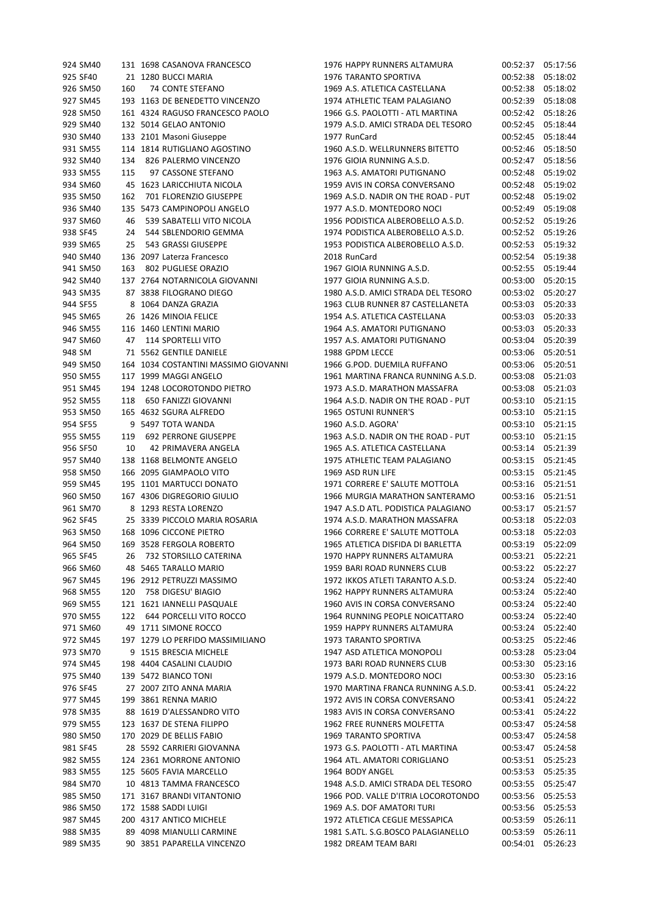| | | | | | | | |
|---|---|---|---|---|---|---|---|
| 924 | SM40 | 131 | 1698 | CASANOVA FRANCESCO | 1976 HAPPY RUNNERS ALTAMURA | 00:52:37 | 05:17:56 |
| 925 | SF40 | 21 | 1280 | BUCCI MARIA | 1976 TARANTO SPORTIVA | 00:52:38 | 05:18:02 |
| 926 | SM50 | 160 | 74 | CONTE STEFANO | 1969 A.S. ATLETICA CASTELLANA | 00:52:38 | 05:18:02 |
| 927 | SM45 | 193 | 1163 | DE BENEDETTO VINCENZO | 1974 ATHLETIC TEAM PALAGIANO | 00:52:39 | 05:18:08 |
| 928 | SM50 | 161 | 4324 | RAGUSO FRANCESCO PAOLO | 1966 G.S. PAOLOTTI - ATL MARTINA | 00:52:42 | 05:18:26 |
| 929 | SM40 | 132 | 5014 | GELAO ANTONIO | 1979 A.S.D. AMICI STRADA DEL TESORO | 00:52:45 | 05:18:44 |
| 930 | SM40 | 133 | 2101 | Masoni Giuseppe | 1977 RunCard | 00:52:45 | 05:18:44 |
| 931 | SM55 | 114 | 1814 | RUTIGLIANO AGOSTINO | 1960 A.S.D. WELLRUNNERS BITETTO | 00:52:46 | 05:18:50 |
| 932 | SM40 | 134 | 826 | PALERMO VINCENZO | 1976 GIOIA RUNNING A.S.D. | 00:52:47 | 05:18:56 |
| 933 | SM55 | 115 | 97 | CASSONE STEFANO | 1963 A.S. AMATORI PUTIGNANO | 00:52:48 | 05:19:02 |
| 934 | SM60 | 45 | 1623 | LARICCHIUTA NICOLA | 1959 AVIS IN CORSA CONVERSANO | 00:52:48 | 05:19:02 |
| 935 | SM50 | 162 | 701 | FLORENZIO GIUSEPPE | 1969 A.S.D. NADIR ON THE ROAD - PUT | 00:52:48 | 05:19:02 |
| 936 | SM40 | 135 | 5473 | CAMPINOPOLI ANGELO | 1977 A.S.D. MONTEDORO NOCI | 00:52:49 | 05:19:08 |
| 937 | SM60 | 46 | 539 | SABATELLI VITO NICOLA | 1956 PODISTICA ALBEROBELLO A.S.D. | 00:52:52 | 05:19:26 |
| 938 | SF45 | 24 | 544 | SBLENDORIO GEMMA | 1974 PODISTICA ALBEROBELLO A.S.D. | 00:52:52 | 05:19:26 |
| 939 | SM65 | 25 | 543 | GRASSI GIUSEPPE | 1953 PODISTICA ALBEROBELLO A.S.D. | 00:52:53 | 05:19:32 |
| 940 | SM40 | 136 | 2097 | Laterza Francesco | 2018 RunCard | 00:52:54 | 05:19:38 |
| 941 | SM50 | 163 | 802 | PUGLIESE ORAZIO | 1967 GIOIA RUNNING A.S.D. | 00:52:55 | 05:19:44 |
| 942 | SM40 | 137 | 2764 | NOTARNICOLA GIOVANNI | 1977 GIOIA RUNNING A.S.D. | 00:53:00 | 05:20:15 |
| 943 | SM35 | 87 | 3838 | FILOGRANO DIEGO | 1980 A.S.D. AMICI STRADA DEL TESORO | 00:53:02 | 05:20:27 |
| 944 | SF55 | 8 | 1064 | DANZA GRAZIA | 1963 CLUB RUNNER 87 CASTELLANETA | 00:53:03 | 05:20:33 |
| 945 | SM65 | 26 | 1426 | MINOIA FELICE | 1954 A.S. ATLETICA CASTELLANA | 00:53:03 | 05:20:33 |
| 946 | SM55 | 116 | 1460 | LENTINI MARIO | 1964 A.S. AMATORI PUTIGNANO | 00:53:03 | 05:20:33 |
| 947 | SM60 | 47 | 114 | SPORTELLI VITO | 1957 A.S. AMATORI PUTIGNANO | 00:53:04 | 05:20:39 |
| 948 | SM | 71 | 5562 | GENTILE DANIELE | 1988 GPDM LECCE | 00:53:06 | 05:20:51 |
| 949 | SM50 | 164 | 1034 | COSTANTINI MASSIMO GIOVANNI | 1966 G.POD. DUEMILA RUFFANO | 00:53:06 | 05:20:51 |
| 950 | SM55 | 117 | 1999 | MAGGI ANGELO | 1961 MARTINA FRANCA RUNNING A.S.D. | 00:53:08 | 05:21:03 |
| 951 | SM45 | 194 | 1248 | LOCOROTONDO PIETRO | 1973 A.S.D. MARATHON MASSAFRA | 00:53:08 | 05:21:03 |
| 952 | SM55 | 118 | 650 | FANIZZI GIOVANNI | 1964 A.S.D. NADIR ON THE ROAD - PUT | 00:53:10 | 05:21:15 |
| 953 | SM50 | 165 | 4632 | SGURA ALFREDO | 1965 OSTUNI RUNNER'S | 00:53:10 | 05:21:15 |
| 954 | SF55 | 9 | 5497 | TOTA WANDA | 1960 A.S.D. AGORA' | 00:53:10 | 05:21:15 |
| 955 | SM55 | 119 | 692 | PERRONE GIUSEPPE | 1963 A.S.D. NADIR ON THE ROAD - PUT | 00:53:10 | 05:21:15 |
| 956 | SF50 | 10 | 42 | PRIMAVERA ANGELA | 1965 A.S. ATLETICA CASTELLANA | 00:53:14 | 05:21:39 |
| 957 | SM40 | 138 | 1168 | BELMONTE ANGELO | 1975 ATHLETIC TEAM PALAGIANO | 00:53:15 | 05:21:45 |
| 958 | SM50 | 166 | 2095 | GIAMPAOLO VITO | 1969 ASD RUN LIFE | 00:53:15 | 05:21:45 |
| 959 | SM45 | 195 | 1101 | MARTUCCI DONATO | 1971 CORRERE E' SALUTE MOTTOLA | 00:53:16 | 05:21:51 |
| 960 | SM50 | 167 | 4306 | DIGREGORIO GIULIO | 1966 MURGIA MARATHON SANTERAMO | 00:53:16 | 05:21:51 |
| 961 | SM70 | 8 | 1293 | RESTA LORENZO | 1947 A.S.D ATL. PODISTICA PALAGIANO | 00:53:17 | 05:21:57 |
| 962 | SF45 | 25 | 3339 | PICCOLO MARIA ROSARIA | 1974 A.S.D. MARATHON MASSAFRA | 00:53:18 | 05:22:03 |
| 963 | SM50 | 168 | 1096 | CICCONE PIETRO | 1966 CORRERE E' SALUTE MOTTOLA | 00:53:18 | 05:22:03 |
| 964 | SM50 | 169 | 3528 | FERGOLA ROBERTO | 1965 ATLETICA DISFIDA DI BARLETTA | 00:53:19 | 05:22:09 |
| 965 | SF45 | 26 | 732 | STORSILLO CATERINA | 1970 HAPPY RUNNERS ALTAMURA | 00:53:21 | 05:22:21 |
| 966 | SM60 | 48 | 5465 | TARALLO MARIO | 1959 BARI ROAD RUNNERS CLUB | 00:53:22 | 05:22:27 |
| 967 | SM45 | 196 | 2912 | PETRUZZI MASSIMO | 1972 IKKOS ATLETI TARANTO A.S.D. | 00:53:24 | 05:22:40 |
| 968 | SM55 | 120 | 758 | DIGESU' BIAGIO | 1962 HAPPY RUNNERS ALTAMURA | 00:53:24 | 05:22:40 |
| 969 | SM55 | 121 | 1621 | IANNELLI PASQUALE | 1960 AVIS IN CORSA CONVERSANO | 00:53:24 | 05:22:40 |
| 970 | SM55 | 122 | 644 | PORCELLI VITO ROCCO | 1964 RUNNING PEOPLE NOICATTARO | 00:53:24 | 05:22:40 |
| 971 | SM60 | 49 | 1711 | SIMONE ROCCO | 1959 HAPPY RUNNERS ALTAMURA | 00:53:24 | 05:22:40 |
| 972 | SM45 | 197 | 1279 | LO PERFIDO MASSIMILIANO | 1973 TARANTO SPORTIVA | 00:53:25 | 05:22:46 |
| 973 | SM70 | 9 | 1515 | BRESCIA MICHELE | 1947 ASD ATLETICA MONOPOLI | 00:53:28 | 05:23:04 |
| 974 | SM45 | 198 | 4404 | CASALINI CLAUDIO | 1973 BARI ROAD RUNNERS CLUB | 00:53:30 | 05:23:16 |
| 975 | SM40 | 139 | 5472 | BIANCO TONI | 1979 A.S.D. MONTEDORO NOCI | 00:53:30 | 05:23:16 |
| 976 | SF45 | 27 | 2007 | ZITO ANNA MARIA | 1970 MARTINA FRANCA RUNNING A.S.D. | 00:53:41 | 05:24:22 |
| 977 | SM45 | 199 | 3861 | RENNA MARIO | 1972 AVIS IN CORSA CONVERSANO | 00:53:41 | 05:24:22 |
| 978 | SM35 | 88 | 1619 | D'ALESSANDRO VITO | 1983 AVIS IN CORSA CONVERSANO | 00:53:41 | 05:24:22 |
| 979 | SM55 | 123 | 1637 | DE STENA FILIPPO | 1962 FREE RUNNERS MOLFETTA | 00:53:47 | 05:24:58 |
| 980 | SM50 | 170 | 2029 | DE BELLIS FABIO | 1969 TARANTO SPORTIVA | 00:53:47 | 05:24:58 |
| 981 | SF45 | 28 | 5592 | CARRIERI GIOVANNA | 1973 G.S. PAOLOTTI - ATL MARTINA | 00:53:47 | 05:24:58 |
| 982 | SM55 | 124 | 2361 | MORRONE ANTONIO | 1964 ATL. AMATORI CORIGLIANO | 00:53:51 | 05:25:23 |
| 983 | SM55 | 125 | 5605 | FAVIA MARCELLO | 1964 BODY ANGEL | 00:53:53 | 05:25:35 |
| 984 | SM70 | 10 | 4813 | TAMMA FRANCESCO | 1948 A.S.D. AMICI STRADA DEL TESORO | 00:53:55 | 05:25:47 |
| 985 | SM50 | 171 | 3167 | BRANDI VITANTONIO | 1966 POD. VALLE D'ITRIA LOCOROTONDO | 00:53:56 | 05:25:53 |
| 986 | SM50 | 172 | 1588 | SADDI LUIGI | 1969 A.S. DOF AMATORI TURI | 00:53:56 | 05:25:53 |
| 987 | SM45 | 200 | 4317 | ANTICO MICHELE | 1972 ATLETICA CEGLIE MESSAPICA | 00:53:59 | 05:26:11 |
| 988 | SM35 | 89 | 4098 | MIANULLI CARMINE | 1981 S.ATL. S.G.BOSCO PALAGIANELLO | 00:53:59 | 05:26:11 |
| 989 | SM35 | 90 | 3851 | PAPARELLA VINCENZO | 1982 DREAM TEAM BARI | 00:54:01 | 05:26:23 |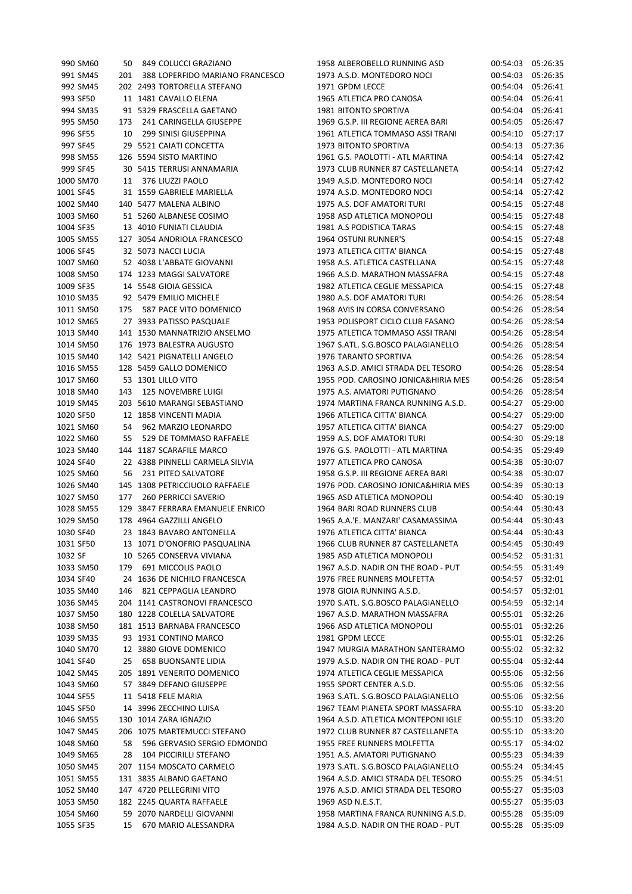| | | | | | | | | |
|---|---|---|---|---|---|---|---|---|
| 990 | SM60 | 50 | 849 | COLUCCI GRAZIANO | 1958 | ALBEROBELLO RUNNING ASD | 00:54:03 | 05:26:35 |
| 991 | SM45 | 201 | 388 | LOPERFIDO MARIANO FRANCESCO | 1973 | A.S.D. MONTEDORO NOCI | 00:54:03 | 05:26:35 |
| 992 | SM45 | 202 | 2493 | TORTORELLA STEFANO | 1971 | GPDM LECCE | 00:54:04 | 05:26:41 |
| 993 | SF50 | 11 | 1481 | CAVALLO ELENA | 1965 | ATLETICA PRO CANOSA | 00:54:04 | 05:26:41 |
| 994 | SM35 | 91 | 5329 | FRASCELLA GAETANO | 1981 | BITONTO SPORTIVA | 00:54:04 | 05:26:41 |
| 995 | SM50 | 173 | 241 | CARINGELLA GIUSEPPE | 1969 | G.S.P. III REGIONE AEREA BARI | 00:54:05 | 05:26:47 |
| 996 | SF55 | 10 | 299 | SINISI GIUSEPPINA | 1961 | ATLETICA TOMMASO ASSI TRANI | 00:54:10 | 05:27:17 |
| 997 | SF45 | 29 | 5521 | CAIATI CONCETTA | 1973 | BITONTO SPORTIVA | 00:54:13 | 05:27:36 |
| 998 | SM55 | 126 | 5594 | SISTO MARTINO | 1961 | G.S. PAOLOTTI - ATL MARTINA | 00:54:14 | 05:27:42 |
| 999 | SF45 | 30 | 5415 | TERRUSI ANNAMARIA | 1973 | CLUB RUNNER 87 CASTELLANETA | 00:54:14 | 05:27:42 |
| 1000 | SM70 | 11 | 376 | LIUZZI PAOLO | 1949 | A.S.D. MONTEDORO NOCI | 00:54:14 | 05:27:42 |
| 1001 | SF45 | 31 | 1559 | GABRIELE MARIELLA | 1974 | A.S.D. MONTEDORO NOCI | 00:54:14 | 05:27:42 |
| 1002 | SM40 | 140 | 5477 | MALENA ALBINO | 1975 | A.S. DOF AMATORI TURI | 00:54:15 | 05:27:48 |
| 1003 | SM60 | 51 | 5260 | ALBANESE COSIMO | 1958 | ASD ATLETICA MONOPOLI | 00:54:15 | 05:27:48 |
| 1004 | SF35 | 13 | 4010 | FUNIATI CLAUDIA | 1981 | A.S PODISTICA TARAS | 00:54:15 | 05:27:48 |
| 1005 | SM55 | 127 | 3054 | ANDRIOLA FRANCESCO | 1964 | OSTUNI RUNNER'S | 00:54:15 | 05:27:48 |
| 1006 | SF45 | 32 | 5073 | NACCI LUCIA | 1973 | ATLETICA CITTA' BIANCA | 00:54:15 | 05:27:48 |
| 1007 | SM60 | 52 | 4038 | L'ABBATE GIOVANNI | 1958 | A.S. ATLETICA CASTELLANA | 00:54:15 | 05:27:48 |
| 1008 | SM50 | 174 | 1233 | MAGGI SALVATORE | 1966 | A.S.D. MARATHON MASSAFRA | 00:54:15 | 05:27:48 |
| 1009 | SF35 | 14 | 5548 | GIOIA GESSICA | 1982 | ATLETICA CEGLIE MESSAPICA | 00:54:15 | 05:27:48 |
| 1010 | SM35 | 92 | 5479 | EMILIO MICHELE | 1980 | A.S. DOF AMATORI TURI | 00:54:26 | 05:28:54 |
| 1011 | SM50 | 175 | 587 | PACE VITO DOMENICO | 1968 | AVIS IN CORSA CONVERSANO | 00:54:26 | 05:28:54 |
| 1012 | SM65 | 27 | 3933 | PATISSO PASQUALE | 1953 | POLISPORT CICLO CLUB FASANO | 00:54:26 | 05:28:54 |
| 1013 | SM40 | 141 | 1530 | MANNATRIZIO ANSELMO | 1975 | ATLETICA TOMMASO ASSI TRANI | 00:54:26 | 05:28:54 |
| 1014 | SM50 | 176 | 1973 | BALESTRA AUGUSTO | 1967 | S.ATL. S.G.BOSCO PALAGIANELLO | 00:54:26 | 05:28:54 |
| 1015 | SM40 | 142 | 5421 | PIGNATELLI ANGELO | 1976 | TARANTO SPORTIVA | 00:54:26 | 05:28:54 |
| 1016 | SM55 | 128 | 5459 | GALLO DOMENICO | 1963 | A.S.D. AMICI STRADA DEL TESORO | 00:54:26 | 05:28:54 |
| 1017 | SM60 | 53 | 1301 | LILLO VITO | 1955 | POD. CAROSINO JONICA&HIRIA MES | 00:54:26 | 05:28:54 |
| 1018 | SM40 | 143 | 125 | NOVEMBRE LUIGI | 1975 | A.S. AMATORI PUTIGNANO | 00:54:26 | 05:28:54 |
| 1019 | SM45 | 203 | 5610 | MARANGI SEBASTIANO | 1974 | MARTINA FRANCA RUNNING A.S.D. | 00:54:27 | 05:29:00 |
| 1020 | SF50 | 12 | 1858 | VINCENTI MADIA | 1966 | ATLETICA CITTA' BIANCA | 00:54:27 | 05:29:00 |
| 1021 | SM60 | 54 | 962 | MARZIO LEONARDO | 1957 | ATLETICA CITTA' BIANCA | 00:54:27 | 05:29:00 |
| 1022 | SM60 | 55 | 529 | DE TOMMASO RAFFAELE | 1959 | A.S. DOF AMATORI TURI | 00:54:30 | 05:29:18 |
| 1023 | SM40 | 144 | 1187 | SCARAFILE MARCO | 1976 | G.S. PAOLOTTI - ATL MARTINA | 00:54:35 | 05:29:49 |
| 1024 | SF40 | 22 | 4388 | PINNELLI CARMELA SILVIA | 1977 | ATLETICA PRO CANOSA | 00:54:38 | 05:30:07 |
| 1025 | SM60 | 56 | 231 | PITEO SALVATORE | 1958 | G.S.P. III REGIONE AEREA BARI | 00:54:38 | 05:30:07 |
| 1026 | SM40 | 145 | 1308 | PETRICCIUOLO RAFFAELE | 1976 | POD. CAROSINO JONICA&HIRIA MES | 00:54:39 | 05:30:13 |
| 1027 | SM50 | 177 | 260 | PERRICCI SAVERIO | 1965 | ASD ATLETICA MONOPOLI | 00:54:40 | 05:30:19 |
| 1028 | SM55 | 129 | 3847 | FERRARA EMANUELE ENRICO | 1964 | BARI ROAD RUNNERS CLUB | 00:54:44 | 05:30:43 |
| 1029 | SM50 | 178 | 4964 | GAZZILLI ANGELO | 1965 | A.A.'E. MANZARI' CASAMASSIMA | 00:54:44 | 05:30:43 |
| 1030 | SF40 | 23 | 1843 | BAVARO ANTONELLA | 1976 | ATLETICA CITTA' BIANCA | 00:54:44 | 05:30:43 |
| 1031 | SF50 | 13 | 1071 | D'ONOFRIO PASQUALINA | 1966 | CLUB RUNNER 87 CASTELLANETA | 00:54:45 | 05:30:49 |
| 1032 | SF | 10 | 5265 | CONSERVA VIVIANA | 1985 | ASD ATLETICA MONOPOLI | 00:54:52 | 05:31:31 |
| 1033 | SM50 | 179 | 691 | MICCOLIS PAOLO | 1967 | A.S.D. NADIR ON THE ROAD - PUT | 00:54:55 | 05:31:49 |
| 1034 | SF40 | 24 | 1636 | DE NICHILO FRANCESCA | 1976 | FREE RUNNERS MOLFETTA | 00:54:57 | 05:32:01 |
| 1035 | SM40 | 146 | 821 | CEPPAGLIA LEANDRO | 1978 | GIOIA RUNNING A.S.D. | 00:54:57 | 05:32:01 |
| 1036 | SM45 | 204 | 1141 | CASTRONOVI FRANCESCO | 1970 | S.ATL. S.G.BOSCO PALAGIANELLO | 00:54:59 | 05:32:14 |
| 1037 | SM50 | 180 | 1228 | COLELLA SALVATORE | 1967 | A.S.D. MARATHON MASSAFRA | 00:55:01 | 05:32:26 |
| 1038 | SM50 | 181 | 1513 | BARNABA FRANCESCO | 1966 | ASD ATLETICA MONOPOLI | 00:55:01 | 05:32:26 |
| 1039 | SM35 | 93 | 1931 | CONTINO MARCO | 1981 | GPDM LECCE | 00:55:01 | 05:32:26 |
| 1040 | SM70 | 12 | 3880 | GIOVE DOMENICO | 1947 | MURGIA MARATHON SANTERAMO | 00:55:02 | 05:32:32 |
| 1041 | SF40 | 25 | 658 | BUONSANTE LIDIA | 1979 | A.S.D. NADIR ON THE ROAD - PUT | 00:55:04 | 05:32:44 |
| 1042 | SM45 | 205 | 1891 | VENERITO DOMENICO | 1974 | ATLETICA CEGLIE MESSAPICA | 00:55:06 | 05:32:56 |
| 1043 | SM60 | 57 | 3849 | DEFANO GIUSEPPE | 1955 | SPORT CENTER A.S.D. | 00:55:06 | 05:32:56 |
| 1044 | SF55 | 11 | 5418 | FELE MARIA | 1963 | S.ATL. S.G.BOSCO PALAGIANELLO | 00:55:06 | 05:32:56 |
| 1045 | SF50 | 14 | 3996 | ZECCHINO LUISA | 1967 | TEAM PIANETA SPORT MASSAFRA | 00:55:10 | 05:33:20 |
| 1046 | SM55 | 130 | 1014 | ZARA IGNAZIO | 1964 | A.S.D. ATLETICA MONTEPONI IGLE | 00:55:10 | 05:33:20 |
| 1047 | SM45 | 206 | 1075 | MARTEMUCCI STEFANO | 1972 | CLUB RUNNER 87 CASTELLANETA | 00:55:10 | 05:33:20 |
| 1048 | SM60 | 58 | 596 | GERVASIO SERGIO EDMONDO | 1955 | FREE RUNNERS MOLFETTA | 00:55:17 | 05:34:02 |
| 1049 | SM65 | 28 | 104 | PICCIRILLI STEFANO | 1951 | A.S. AMATORI PUTIGNANO | 00:55:23 | 05:34:39 |
| 1050 | SM45 | 207 | 1154 | MOSCATO CARMELO | 1973 | S.ATL. S.G.BOSCO PALAGIANELLO | 00:55:24 | 05:34:45 |
| 1051 | SM55 | 131 | 3835 | ALBANO GAETANO | 1964 | A.S.D. AMICI STRADA DEL TESORO | 00:55:25 | 05:34:51 |
| 1052 | SM40 | 147 | 4720 | PELLEGRINI VITO | 1976 | A.S.D. AMICI STRADA DEL TESORO | 00:55:27 | 05:35:03 |
| 1053 | SM50 | 182 | 2245 | QUARTA RAFFAELE | 1969 | ASD N.E.S.T. | 00:55:27 | 05:35:03 |
| 1054 | SM60 | 59 | 2070 | NARDELLI GIOVANNI | 1958 | MARTINA FRANCA RUNNING A.S.D. | 00:55:28 | 05:35:09 |
| 1055 | SF35 | 15 | 670 | MARIO ALESSANDRA | 1984 | A.S.D. NADIR ON THE ROAD - PUT | 00:55:28 | 05:35:09 |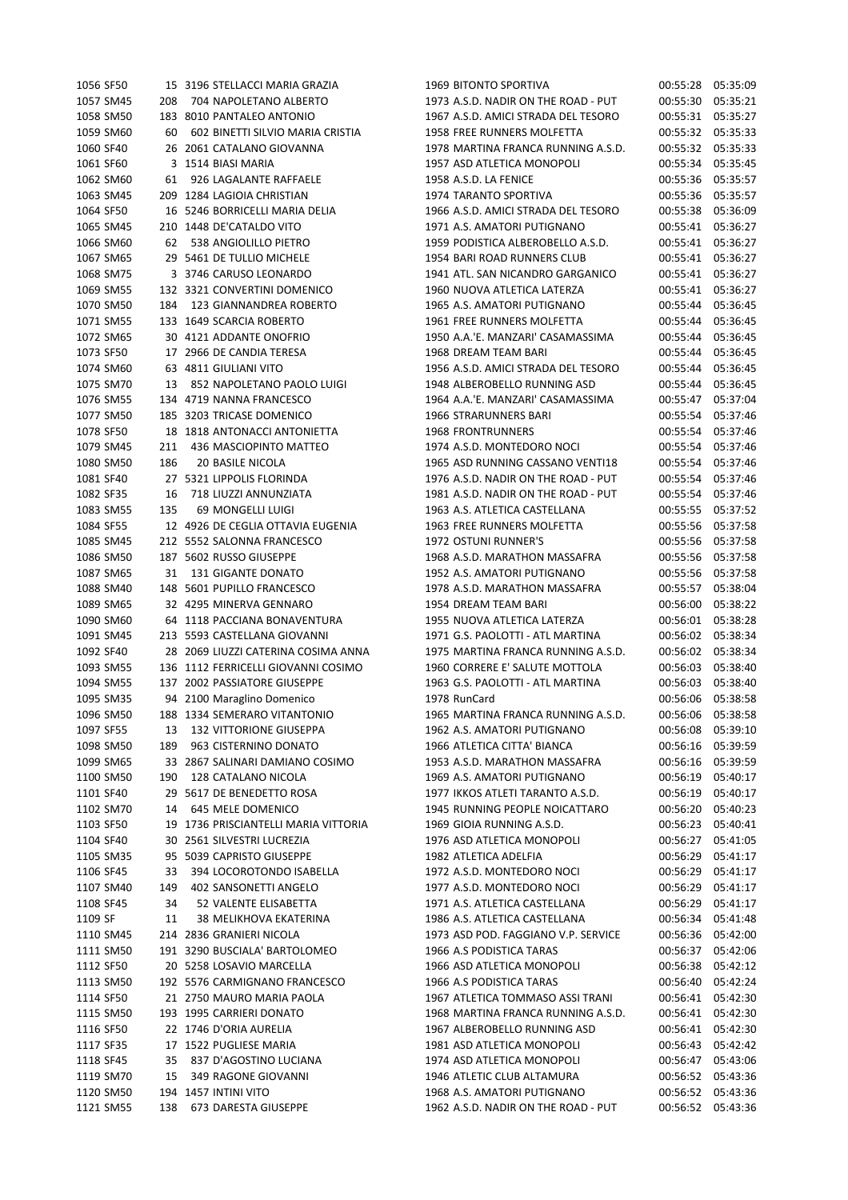| | | | | | | | | |
|---|---|---|---|---|---|---|---|---|
| 1056 | SF50 | 15 | 3196 | STELLACCI MARIA GRAZIA | 1969 | BITONTO SPORTIVA | 00:55:28 | 05:35:09 |
| 1057 | SM45 | 208 | 704 | NAPOLETANO ALBERTO | 1973 | A.S.D. NADIR ON THE ROAD - PUT | 00:55:30 | 05:35:21 |
| 1058 | SM50 | 183 | 8010 | PANTALEO ANTONIO | 1967 | A.S.D. AMICI STRADA DEL TESORO | 00:55:31 | 05:35:27 |
| 1059 | SM60 | 60 | 602 | BINETTI SILVIO MARIA CRISTIA | 1958 | FREE RUNNERS MOLFETTA | 00:55:32 | 05:35:33 |
| 1060 | SF40 | 26 | 2061 | CATALANO GIOVANNA | 1978 | MARTINA FRANCA RUNNING A.S.D. | 00:55:32 | 05:35:33 |
| 1061 | SF60 | 3 | 1514 | BIASI MARIA | 1957 | ASD ATLETICA MONOPOLI | 00:55:34 | 05:35:45 |
| 1062 | SM60 | 61 | 926 | LAGALANTE RAFFAELE | 1958 | A.S.D. LA FENICE | 00:55:36 | 05:35:57 |
| 1063 | SM45 | 209 | 1284 | LAGIOIA CHRISTIAN | 1974 | TARANTO SPORTIVA | 00:55:36 | 05:35:57 |
| 1064 | SF50 | 16 | 5246 | BORRICELLI MARIA DELIA | 1966 | A.S.D. AMICI STRADA DEL TESORO | 00:55:38 | 05:36:09 |
| 1065 | SM45 | 210 | 1448 | DE'CATALDO VITO | 1971 | A.S. AMATORI PUTIGNANO | 00:55:41 | 05:36:27 |
| 1066 | SM60 | 62 | 538 | ANGIOLILLO PIETRO | 1959 | PODISTICA ALBEROBELLO A.S.D. | 00:55:41 | 05:36:27 |
| 1067 | SM65 | 29 | 5461 | DE TULLIO MICHELE | 1954 | BARI ROAD RUNNERS CLUB | 00:55:41 | 05:36:27 |
| 1068 | SM75 | 3 | 3746 | CARUSO LEONARDO | 1941 | ATL. SAN NICANDRO GARGANICO | 00:55:41 | 05:36:27 |
| 1069 | SM55 | 132 | 3321 | CONVERTINI DOMENICO | 1960 | NUOVA ATLETICA LATERZA | 00:55:41 | 05:36:27 |
| 1070 | SM50 | 184 | 123 | GIANNANDREA ROBERTO | 1965 | A.S. AMATORI PUTIGNANO | 00:55:44 | 05:36:45 |
| 1071 | SM55 | 133 | 1649 | SCARCIA ROBERTO | 1961 | FREE RUNNERS MOLFETTA | 00:55:44 | 05:36:45 |
| 1072 | SM65 | 30 | 4121 | ADDANTE ONOFRIO | 1950 | A.A.'E. MANZARI' CASAMASSIMA | 00:55:44 | 05:36:45 |
| 1073 | SF50 | 17 | 2966 | DE CANDIA TERESA | 1968 | DREAM TEAM BARI | 00:55:44 | 05:36:45 |
| 1074 | SM60 | 63 | 4811 | GIULIANI VITO | 1956 | A.S.D. AMICI STRADA DEL TESORO | 00:55:44 | 05:36:45 |
| 1075 | SM70 | 13 | 852 | NAPOLETANO PAOLO LUIGI | 1948 | ALBEROBELLO RUNNING ASD | 00:55:44 | 05:36:45 |
| 1076 | SM55 | 134 | 4719 | NANNA FRANCESCO | 1964 | A.A.'E. MANZARI' CASAMASSIMA | 00:55:47 | 05:37:04 |
| 1077 | SM50 | 185 | 3203 | TRICASE DOMENICO | 1966 | STRARUNNERS BARI | 00:55:54 | 05:37:46 |
| 1078 | SF50 | 18 | 1818 | ANTONACCI ANTONIETTA | 1968 | FRONTRUNNERS | 00:55:54 | 05:37:46 |
| 1079 | SM45 | 211 | 436 | MASCIOPINTO MATTEO | 1974 | A.S.D. MONTEDORO NOCI | 00:55:54 | 05:37:46 |
| 1080 | SM50 | 186 | 20 | BASILE NICOLA | 1965 | ASD RUNNING CASSANO VENTI18 | 00:55:54 | 05:37:46 |
| 1081 | SF40 | 27 | 5321 | LIPPOLIS FLORINDA | 1976 | A.S.D. NADIR ON THE ROAD - PUT | 00:55:54 | 05:37:46 |
| 1082 | SF35 | 16 | 718 | LIUZZI ANNUNZIATA | 1981 | A.S.D. NADIR ON THE ROAD - PUT | 00:55:54 | 05:37:46 |
| 1083 | SM55 | 135 | 69 | MONGELLI LUIGI | 1963 | A.S. ATLETICA CASTELLANA | 00:55:55 | 05:37:52 |
| 1084 | SF55 | 12 | 4926 | DE CEGLIA OTTAVIA EUGENIA | 1963 | FREE RUNNERS MOLFETTA | 00:55:56 | 05:37:58 |
| 1085 | SM45 | 212 | 5552 | SALONNA FRANCESCO | 1972 | OSTUNI RUNNER'S | 00:55:56 | 05:37:58 |
| 1086 | SM50 | 187 | 5602 | RUSSO GIUSEPPE | 1968 | A.S.D. MARATHON MASSAFRA | 00:55:56 | 05:37:58 |
| 1087 | SM65 | 31 | 131 | GIGANTE DONATO | 1952 | A.S. AMATORI PUTIGNANO | 00:55:56 | 05:37:58 |
| 1088 | SM40 | 148 | 5601 | PUPILLO FRANCESCO | 1978 | A.S.D. MARATHON MASSAFRA | 00:55:57 | 05:38:04 |
| 1089 | SM65 | 32 | 4295 | MINERVA GENNARO | 1954 | DREAM TEAM BARI | 00:56:00 | 05:38:22 |
| 1090 | SM60 | 64 | 1118 | PACCIANA BONAVENTURA | 1955 | NUOVA ATLETICA LATERZA | 00:56:01 | 05:38:28 |
| 1091 | SM45 | 213 | 5593 | CASTELLANA GIOVANNI | 1971 | G.S. PAOLOTTI - ATL MARTINA | 00:56:02 | 05:38:34 |
| 1092 | SF40 | 28 | 2069 | LIUZZI CATERINA COSIMA ANNA | 1975 | MARTINA FRANCA RUNNING A.S.D. | 00:56:02 | 05:38:34 |
| 1093 | SM55 | 136 | 1112 | FERRICELLI GIOVANNI COSIMO | 1960 | CORRERE E' SALUTE MOTTOLA | 00:56:03 | 05:38:40 |
| 1094 | SM55 | 137 | 2002 | PASSIATORE GIUSEPPE | 1963 | G.S. PAOLOTTI - ATL MARTINA | 00:56:03 | 05:38:40 |
| 1095 | SM35 | 94 | 2100 | Maraglino Domenico | 1978 | RunCard | 00:56:06 | 05:38:58 |
| 1096 | SM50 | 188 | 1334 | SEMERARO VITANTONIO | 1965 | MARTINA FRANCA RUNNING A.S.D. | 00:56:06 | 05:38:58 |
| 1097 | SF55 | 13 | 132 | VITTORIONE GIUSEPPA | 1962 | A.S. AMATORI PUTIGNANO | 00:56:08 | 05:39:10 |
| 1098 | SM50 | 189 | 963 | CISTERNINO DONATO | 1966 | ATLETICA CITTA' BIANCA | 00:56:16 | 05:39:59 |
| 1099 | SM65 | 33 | 2867 | SALINARI DAMIANO COSIMO | 1953 | A.S.D. MARATHON MASSAFRA | 00:56:16 | 05:39:59 |
| 1100 | SM50 | 190 | 128 | CATALANO NICOLA | 1969 | A.S. AMATORI PUTIGNANO | 00:56:19 | 05:40:17 |
| 1101 | SF40 | 29 | 5617 | DE BENEDETTO ROSA | 1977 | IKKOS ATLETI TARANTO A.S.D. | 00:56:19 | 05:40:17 |
| 1102 | SM70 | 14 | 645 | MELE DOMENICO | 1945 | RUNNING PEOPLE NOICATTARO | 00:56:20 | 05:40:23 |
| 1103 | SF50 | 19 | 1736 | PRISCIANTELLI MARIA VITTORIA | 1969 | GIOIA RUNNING A.S.D. | 00:56:23 | 05:40:41 |
| 1104 | SF40 | 30 | 2561 | SILVESTRI LUCREZIA | 1976 | ASD ATLETICA MONOPOLI | 00:56:27 | 05:41:05 |
| 1105 | SM35 | 95 | 5039 | CAPRISTO GIUSEPPE | 1982 | ATLETICA ADELFIA | 00:56:29 | 05:41:17 |
| 1106 | SF45 | 33 | 394 | LOCOROTONDO ISABELLA | 1972 | A.S.D. MONTEDORO NOCI | 00:56:29 | 05:41:17 |
| 1107 | SM40 | 149 | 402 | SANSONETTI ANGELO | 1977 | A.S.D. MONTEDORO NOCI | 00:56:29 | 05:41:17 |
| 1108 | SF45 | 34 | 52 | VALENTE ELISABETTA | 1971 | A.S. ATLETICA CASTELLANA | 00:56:29 | 05:41:17 |
| 1109 | SF | 11 | 38 | MELIKHOVA EKATERINA | 1986 | A.S. ATLETICA CASTELLANA | 00:56:34 | 05:41:48 |
| 1110 | SM45 | 214 | 2836 | GRANIERI NICOLA | 1973 | ASD POD. FAGGIANO V.P. SERVICE | 00:56:36 | 05:42:00 |
| 1111 | SM50 | 191 | 3290 | BUSCIALA' BARTOLOMEO | 1966 | A.S PODISTICA TARAS | 00:56:37 | 05:42:06 |
| 1112 | SF50 | 20 | 5258 | LOSAVIO MARCELLA | 1966 | ASD ATLETICA MONOPOLI | 00:56:38 | 05:42:12 |
| 1113 | SM50 | 192 | 5576 | CARMIGNANO FRANCESCO | 1966 | A.S PODISTICA TARAS | 00:56:40 | 05:42:24 |
| 1114 | SF50 | 21 | 2750 | MAURO MARIA PAOLA | 1967 | ATLETICA TOMMASO ASSI TRANI | 00:56:41 | 05:42:30 |
| 1115 | SM50 | 193 | 1995 | CARRIERI DONATO | 1968 | MARTINA FRANCA RUNNING A.S.D. | 00:56:41 | 05:42:30 |
| 1116 | SF50 | 22 | 1746 | D'ORIA AURELIA | 1967 | ALBEROBELLO RUNNING ASD | 00:56:41 | 05:42:30 |
| 1117 | SF35 | 17 | 1522 | PUGLIESE MARIA | 1981 | ASD ATLETICA MONOPOLI | 00:56:43 | 05:42:42 |
| 1118 | SF45 | 35 | 837 | D'AGOSTINO LUCIANA | 1974 | ASD ATLETICA MONOPOLI | 00:56:47 | 05:43:06 |
| 1119 | SM70 | 15 | 349 | RAGONE GIOVANNI | 1946 | ATLETIC CLUB ALTAMURA | 00:56:52 | 05:43:36 |
| 1120 | SM50 | 194 | 1457 | INTINI VITO | 1968 | A.S. AMATORI PUTIGNANO | 00:56:52 | 05:43:36 |
| 1121 | SM55 | 138 | 673 | DARESTA GIUSEPPE | 1962 | A.S.D. NADIR ON THE ROAD - PUT | 00:56:52 | 05:43:36 |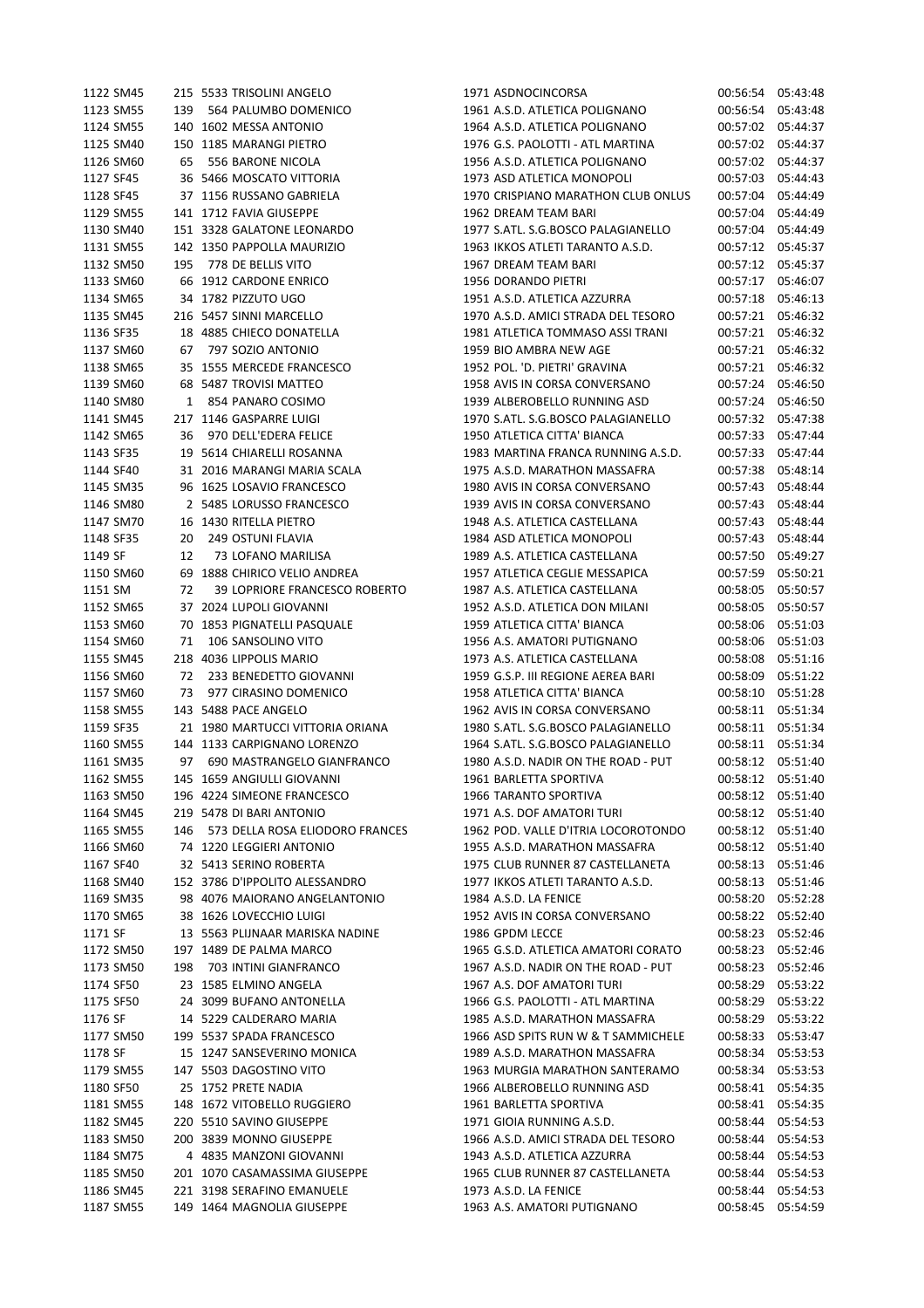| | | | | | | | | |
|---|---|---|---|---|---|---|---|---|
| 1122 | SM45 | 215 | 5533 | TRISOLINI ANGELO | 1971 | ASDNOCINCORSA | 00:56:54 | 05:43:48 |
| 1123 | SM55 | 139 | 564 | PALUMBO DOMENICO | 1961 | A.S.D. ATLETICA POLIGNANO | 00:56:54 | 05:43:48 |
| 1124 | SM55 | 140 | 1602 | MESSA ANTONIO | 1964 | A.S.D. ATLETICA POLIGNANO | 00:57:02 | 05:44:37 |
| 1125 | SM40 | 150 | 1185 | MARANGI PIETRO | 1976 | G.S. PAOLOTTI - ATL MARTINA | 00:57:02 | 05:44:37 |
| 1126 | SM60 | 65 | 556 | BARONE NICOLA | 1956 | A.S.D. ATLETICA POLIGNANO | 00:57:02 | 05:44:37 |
| 1127 | SF45 | 36 | 5466 | MOSCATO VITTORIA | 1973 | ASD ATLETICA MONOPOLI | 00:57:03 | 05:44:43 |
| 1128 | SF45 | 37 | 1156 | RUSSANO GABRIELA | 1970 | CRISPIANO MARATHON CLUB ONLUS | 00:57:04 | 05:44:49 |
| 1129 | SM55 | 141 | 1712 | FAVIA GIUSEPPE | 1962 | DREAM TEAM BARI | 00:57:04 | 05:44:49 |
| 1130 | SM40 | 151 | 3328 | GALATONE LEONARDO | 1977 | S.ATL. S.G.BOSCO PALAGIANELLO | 00:57:04 | 05:44:49 |
| 1131 | SM55 | 142 | 1350 | PAPPOLLA MAURIZIO | 1963 | IKKOS ATLETI TARANTO A.S.D. | 00:57:12 | 05:45:37 |
| 1132 | SM50 | 195 | 778 | DE BELLIS VITO | 1967 | DREAM TEAM BARI | 00:57:12 | 05:45:37 |
| 1133 | SM60 | 66 | 1912 | CARDONE ENRICO | 1956 | DORANDO PIETRI | 00:57:17 | 05:46:07 |
| 1134 | SM65 | 34 | 1782 | PIZZUTO UGO | 1951 | A.S.D. ATLETICA AZZURRA | 00:57:18 | 05:46:13 |
| 1135 | SM45 | 216 | 5457 | SINNI MARCELLO | 1970 | A.S.D. AMICI STRADA DEL TESORO | 00:57:21 | 05:46:32 |
| 1136 | SF35 | 18 | 4885 | CHIECO DONATELLA | 1981 | ATLETICA TOMMASO ASSI TRANI | 00:57:21 | 05:46:32 |
| 1137 | SM60 | 67 | 797 | SOZIO ANTONIO | 1959 | BIO AMBRA NEW AGE | 00:57:21 | 05:46:32 |
| 1138 | SM65 | 35 | 1555 | MERCEDE FRANCESCO | 1952 | POL. 'D. PIETRI' GRAVINA | 00:57:21 | 05:46:32 |
| 1139 | SM60 | 68 | 5487 | TROVISI MATTEO | 1958 | AVIS IN CORSA CONVERSANO | 00:57:24 | 05:46:50 |
| 1140 | SM80 | 1 | 854 | PANARO COSIMO | 1939 | ALBEROBELLO RUNNING ASD | 00:57:24 | 05:46:50 |
| 1141 | SM45 | 217 | 1146 | GASPARRE LUIGI | 1970 | S.ATL. S.G.BOSCO PALAGIANELLO | 00:57:32 | 05:47:38 |
| 1142 | SM65 | 36 | 970 | DELL'EDERA FELICE | 1950 | ATLETICA CITTA' BIANCA | 00:57:33 | 05:47:44 |
| 1143 | SF35 | 19 | 5614 | CHIARELLI ROSANNA | 1983 | MARTINA FRANCA RUNNING A.S.D. | 00:57:33 | 05:47:44 |
| 1144 | SF40 | 31 | 2016 | MARANGI MARIA SCALA | 1975 | A.S.D. MARATHON MASSAFRA | 00:57:38 | 05:48:14 |
| 1145 | SM35 | 96 | 1625 | LOSAVIO FRANCESCO | 1980 | AVIS IN CORSA CONVERSANO | 00:57:43 | 05:48:44 |
| 1146 | SM80 | 2 | 5485 | LORUSSO FRANCESCO | 1939 | AVIS IN CORSA CONVERSANO | 00:57:43 | 05:48:44 |
| 1147 | SM70 | 16 | 1430 | RITELLA PIETRO | 1948 | A.S. ATLETICA CASTELLANA | 00:57:43 | 05:48:44 |
| 1148 | SF35 | 20 | 249 | OSTUNI FLAVIA | 1984 | ASD ATLETICA MONOPOLI | 00:57:43 | 05:48:44 |
| 1149 | SF | 12 | 73 | LOFANO MARILISA | 1989 | A.S. ATLETICA CASTELLANA | 00:57:50 | 05:49:27 |
| 1150 | SM60 | 69 | 1888 | CHIRICO VELIO ANDREA | 1957 | ATLETICA CEGLIE MESSAPICA | 00:57:59 | 05:50:21 |
| 1151 | SM | 72 | 39 | LOPRIORE FRANCESCO ROBERTO | 1987 | A.S. ATLETICA CASTELLANA | 00:58:05 | 05:50:57 |
| 1152 | SM65 | 37 | 2024 | LUPOLI GIOVANNI | 1952 | A.S.D. ATLETICA DON MILANI | 00:58:05 | 05:50:57 |
| 1153 | SM60 | 70 | 1853 | PIGNATELLI PASQUALE | 1959 | ATLETICA CITTA' BIANCA | 00:58:06 | 05:51:03 |
| 1154 | SM60 | 71 | 106 | SANSOLINO VITO | 1956 | A.S. AMATORI PUTIGNANO | 00:58:06 | 05:51:03 |
| 1155 | SM45 | 218 | 4036 | LIPPOLIS MARIO | 1973 | A.S. ATLETICA CASTELLANA | 00:58:08 | 05:51:16 |
| 1156 | SM60 | 72 | 233 | BENEDETTO GIOVANNI | 1959 | G.S.P. III REGIONE AEREA BARI | 00:58:09 | 05:51:22 |
| 1157 | SM60 | 73 | 977 | CIRASINO DOMENICO | 1958 | ATLETICA CITTA' BIANCA | 00:58:10 | 05:51:28 |
| 1158 | SM55 | 143 | 5488 | PACE ANGELO | 1962 | AVIS IN CORSA CONVERSANO | 00:58:11 | 05:51:34 |
| 1159 | SF35 | 21 | 1980 | MARTUCCI VITTORIA ORIANA | 1980 | S.ATL. S.G.BOSCO PALAGIANELLO | 00:58:11 | 05:51:34 |
| 1160 | SM55 | 144 | 1133 | CARPIGNANO LORENZO | 1964 | S.ATL. S.G.BOSCO PALAGIANELLO | 00:58:11 | 05:51:34 |
| 1161 | SM35 | 97 | 690 | MASTRANGELO GIANFRANCO | 1980 | A.S.D. NADIR ON THE ROAD - PUT | 00:58:12 | 05:51:40 |
| 1162 | SM55 | 145 | 1659 | ANGIULLI GIOVANNI | 1961 | BARLETTA SPORTIVA | 00:58:12 | 05:51:40 |
| 1163 | SM50 | 196 | 4224 | SIMEONE FRANCESCO | 1966 | TARANTO SPORTIVA | 00:58:12 | 05:51:40 |
| 1164 | SM45 | 219 | 5478 | DI BARI ANTONIO | 1971 | A.S. DOF AMATORI TURI | 00:58:12 | 05:51:40 |
| 1165 | SM55 | 146 | 573 | DELLA ROSA ELIODORO FRANCES | 1962 | POD. VALLE D'ITRIA LOCOROTONDO | 00:58:12 | 05:51:40 |
| 1166 | SM60 | 74 | 1220 | LEGGIERI ANTONIO | 1955 | A.S.D. MARATHON MASSAFRA | 00:58:12 | 05:51:40 |
| 1167 | SF40 | 32 | 5413 | SERINO ROBERTA | 1975 | CLUB RUNNER 87 CASTELLANETA | 00:58:13 | 05:51:46 |
| 1168 | SM40 | 152 | 3786 | D'IPPOLITO ALESSANDRO | 1977 | IKKOS ATLETI TARANTO A.S.D. | 00:58:13 | 05:51:46 |
| 1169 | SM35 | 98 | 4076 | MAIORANO ANGELANTONIO | 1984 | A.S.D. LA FENICE | 00:58:20 | 05:52:28 |
| 1170 | SM65 | 38 | 1626 | LOVECCHIO LUIGI | 1952 | AVIS IN CORSA CONVERSANO | 00:58:22 | 05:52:40 |
| 1171 | SF | 13 | 5563 | PLIJNAAR MARISKA NADINE | 1986 | GPDM LECCE | 00:58:23 | 05:52:46 |
| 1172 | SM50 | 197 | 1489 | DE PALMA MARCO | 1965 | G.S.D. ATLETICA AMATORI CORATO | 00:58:23 | 05:52:46 |
| 1173 | SM50 | 198 | 703 | INTINI GIANFRANCO | 1967 | A.S.D. NADIR ON THE ROAD - PUT | 00:58:23 | 05:52:46 |
| 1174 | SF50 | 23 | 1585 | ELMINO ANGELA | 1967 | A.S. DOF AMATORI TURI | 00:58:29 | 05:53:22 |
| 1175 | SF50 | 24 | 3099 | BUFANO ANTONELLA | 1966 | G.S. PAOLOTTI - ATL MARTINA | 00:58:29 | 05:53:22 |
| 1176 | SF | 14 | 5229 | CALDERARO MARIA | 1985 | A.S.D. MARATHON MASSAFRA | 00:58:29 | 05:53:22 |
| 1177 | SM50 | 199 | 5537 | SPADA FRANCESCO | 1966 | ASD SPITS RUN W & T SAMMICHELE | 00:58:33 | 05:53:47 |
| 1178 | SF | 15 | 1247 | SANSEVERINO MONICA | 1989 | A.S.D. MARATHON MASSAFRA | 00:58:34 | 05:53:53 |
| 1179 | SM55 | 147 | 5503 | DAGOSTINO VITO | 1963 | MURGIA MARATHON SANTERAMO | 00:58:34 | 05:53:53 |
| 1180 | SF50 | 25 | 1752 | PRETE NADIA | 1966 | ALBEROBELLO RUNNING ASD | 00:58:41 | 05:54:35 |
| 1181 | SM55 | 148 | 1672 | VITOBELLO RUGGIERO | 1961 | BARLETTA SPORTIVA | 00:58:41 | 05:54:35 |
| 1182 | SM45 | 220 | 5510 | SAVINO GIUSEPPE | 1971 | GIOIA RUNNING A.S.D. | 00:58:44 | 05:54:53 |
| 1183 | SM50 | 200 | 3839 | MONNO GIUSEPPE | 1966 | A.S.D. AMICI STRADA DEL TESORO | 00:58:44 | 05:54:53 |
| 1184 | SM75 | 4 | 4835 | MANZONI GIOVANNI | 1943 | A.S.D. ATLETICA AZZURRA | 00:58:44 | 05:54:53 |
| 1185 | SM50 | 201 | 1070 | CASAMASSIMA GIUSEPPE | 1965 | CLUB RUNNER 87 CASTELLANETA | 00:58:44 | 05:54:53 |
| 1186 | SM45 | 221 | 3198 | SERAFINO EMANUELE | 1973 | A.S.D. LA FENICE | 00:58:44 | 05:54:53 |
| 1187 | SM55 | 149 | 1464 | MAGNOLIA GIUSEPPE | 1963 | A.S. AMATORI PUTIGNANO | 00:58:45 | 05:54:59 |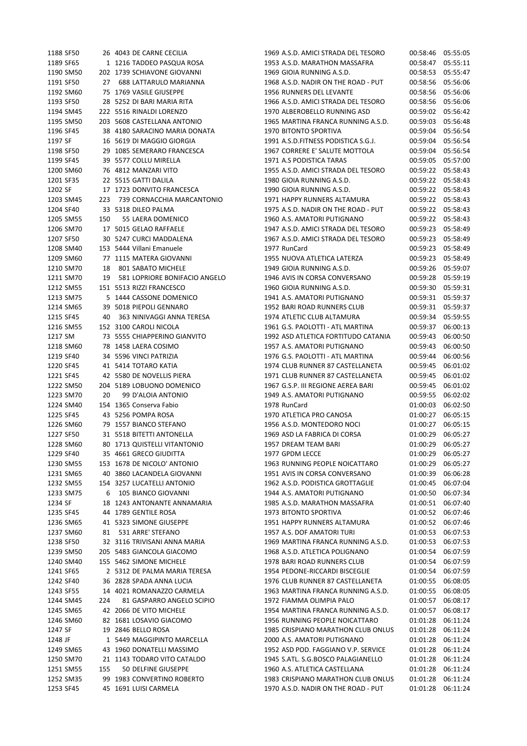| | | | | | | | | |
|---|---|---|---|---|---|---|---|---|
| 1188 | SF50 | 26 | 4043 | DE CARNE CECILIA | 1969 | A.S.D. AMICI STRADA DEL TESORO | 00:58:46 | 05:55:05 |
| 1189 | SF65 | 1 | 1216 | TADDEO PASQUA ROSA | 1953 | A.S.D. MARATHON MASSAFRA | 00:58:47 | 05:55:11 |
| 1190 | SM50 | 202 | 1739 | SCHIAVONE GIOVANNI | 1969 | GIOIA RUNNING A.S.D. | 00:58:53 | 05:55:47 |
| 1191 | SF50 | 27 | 688 | LATTARULO MARIANNA | 1968 | A.S.D. NADIR ON THE ROAD - PUT | 00:58:56 | 05:56:06 |
| 1192 | SM60 | 75 | 1769 | VASILE GIUSEPPE | 1956 | RUNNERS DEL LEVANTE | 00:58:56 | 05:56:06 |
| 1193 | SF50 | 28 | 5252 | DI BARI MARIA RITA | 1966 | A.S.D. AMICI STRADA DEL TESORO | 00:58:56 | 05:56:06 |
| 1194 | SM45 | 222 | 5516 | RINALDI LORENZO | 1970 | ALBEROBELLO RUNNING ASD | 00:59:02 | 05:56:42 |
| 1195 | SM50 | 203 | 5608 | CASTELLANA ANTONIO | 1965 | MARTINA FRANCA RUNNING A.S.D. | 00:59:03 | 05:56:48 |
| 1196 | SF45 | 38 | 4180 | SARACINO MARIA DONATA | 1970 | BITONTO SPORTIVA | 00:59:04 | 05:56:54 |
| 1197 | SF | 16 | 5619 | DI MAGGIO GIORGIA | 1991 | A.S.D.FITNESS PODISTICA S.G.J. | 00:59:04 | 05:56:54 |
| 1198 | SF50 | 29 | 1085 | SEMERARO FRANCESCA | 1967 | CORRERE E' SALUTE MOTTOLA | 00:59:04 | 05:56:54 |
| 1199 | SF45 | 39 | 5577 | COLLU MIRELLA | 1971 | A.S PODISTICA TARAS | 00:59:05 | 05:57:00 |
| 1200 | SM60 | 76 | 4812 | MANZARI VITO | 1955 | A.S.D. AMICI STRADA DEL TESORO | 00:59:22 | 05:58:43 |
| 1201 | SF35 | 22 | 5515 | GATTI DALILA | 1980 | GIOIA RUNNING A.S.D. | 00:59:22 | 05:58:43 |
| 1202 | SF | 17 | 1723 | DONVITO FRANCESCA | 1990 | GIOIA RUNNING A.S.D. | 00:59:22 | 05:58:43 |
| 1203 | SM45 | 223 | 739 | CORNACCHIA MARCANTONIO | 1971 | HAPPY RUNNERS ALTAMURA | 00:59:22 | 05:58:43 |
| 1204 | SF40 | 33 | 5318 | DILEO PALMA | 1975 | A.S.D. NADIR ON THE ROAD - PUT | 00:59:22 | 05:58:43 |
| 1205 | SM55 | 150 | 55 | LAERA DOMENICO | 1960 | A.S. AMATORI PUTIGNANO | 00:59:22 | 05:58:43 |
| 1206 | SM70 | 17 | 5015 | GELAO RAFFAELE | 1947 | A.S.D. AMICI STRADA DEL TESORO | 00:59:23 | 05:58:49 |
| 1207 | SF50 | 30 | 5247 | CURCI MADDALENA | 1967 | A.S.D. AMICI STRADA DEL TESORO | 00:59:23 | 05:58:49 |
| 1208 | SM40 | 153 | 5444 | Villani Emanuele | 1977 | RunCard | 00:59:23 | 05:58:49 |
| 1209 | SM60 | 77 | 1115 | MATERA GIOVANNI | 1955 | NUOVA ATLETICA LATERZA | 00:59:23 | 05:58:49 |
| 1210 | SM70 | 18 | 801 | SABATO MICHELE | 1949 | GIOIA RUNNING A.S.D. | 00:59:26 | 05:59:07 |
| 1211 | SM70 | 19 | 581 | LOPRIORE BONIFACIO ANGELO | 1946 | AVIS IN CORSA CONVERSANO | 00:59:28 | 05:59:19 |
| 1212 | SM55 | 151 | 5513 | RIZZI FRANCESCO | 1960 | GIOIA RUNNING A.S.D. | 00:59:30 | 05:59:31 |
| 1213 | SM75 | 5 | 1444 | CASSONE DOMENICO | 1941 | A.S. AMATORI PUTIGNANO | 00:59:31 | 05:59:37 |
| 1214 | SM65 | 39 | 5018 | PIEPOLI GENNARO | 1952 | BARI ROAD RUNNERS CLUB | 00:59:31 | 05:59:37 |
| 1215 | SF45 | 40 | 363 | NINIVAGGI ANNA TERESA | 1974 | ATLETIC CLUB ALTAMURA | 00:59:34 | 05:59:55 |
| 1216 | SM55 | 152 | 3100 | CAROLI NICOLA | 1961 | G.S. PAOLOTTI - ATL MARTINA | 00:59:37 | 06:00:13 |
| 1217 | SM | 73 | 5555 | CHIAPPERINO GIANVITO | 1992 | ASD ATLETICA FORTITUDO CATANIA | 00:59:43 | 06:00:50 |
| 1218 | SM60 | 78 | 1458 | LAERA COSIMO | 1957 | A.S. AMATORI PUTIGNANO | 00:59:43 | 06:00:50 |
| 1219 | SF40 | 34 | 5596 | VINCI PATRIZIA | 1976 | G.S. PAOLOTTI - ATL MARTINA | 00:59:44 | 06:00:56 |
| 1220 | SF45 | 41 | 5414 | TOTARO KATIA | 1974 | CLUB RUNNER 87 CASTELLANETA | 00:59:45 | 06:01:02 |
| 1221 | SF45 | 42 | 5580 | DE NOVELLIS PIERA | 1971 | CLUB RUNNER 87 CASTELLANETA | 00:59:45 | 06:01:02 |
| 1222 | SM50 | 204 | 5189 | LOBUONO DOMENICO | 1967 | G.S.P. III REGIONE AEREA BARI | 00:59:45 | 06:01:02 |
| 1223 | SM70 | 20 | 99 | D'ALOIA ANTONIO | 1949 | A.S. AMATORI PUTIGNANO | 00:59:55 | 06:02:02 |
| 1224 | SM40 | 154 | 1365 | Conserva Fabio | 1978 | RunCard | 01:00:03 | 06:02:50 |
| 1225 | SF45 | 43 | 5256 | POMPA ROSA | 1970 | ATLETICA PRO CANOSA | 01:00:27 | 06:05:15 |
| 1226 | SM60 | 79 | 1557 | BIANCO STEFANO | 1956 | A.S.D. MONTEDORO NOCI | 01:00:27 | 06:05:15 |
| 1227 | SF50 | 31 | 5518 | BITETTI ANTONELLA | 1969 | ASD LA FABRICA DI CORSA | 01:00:29 | 06:05:27 |
| 1228 | SM60 | 80 | 1713 | QUISTELLI VITANTONIO | 1957 | DREAM TEAM BARI | 01:00:29 | 06:05:27 |
| 1229 | SF40 | 35 | 4661 | GRECO GIUDITTA | 1977 | GPDM LECCE | 01:00:29 | 06:05:27 |
| 1230 | SM55 | 153 | 1678 | DE NICOLO' ANTONIO | 1963 | RUNNING PEOPLE NOICATTARO | 01:00:29 | 06:05:27 |
| 1231 | SM65 | 40 | 3860 | LACANDELA GIOVANNI | 1951 | AVIS IN CORSA CONVERSANO | 01:00:39 | 06:06:28 |
| 1232 | SM55 | 154 | 3257 | LUCATELLI ANTONIO | 1962 | A.S.D. PODISTICA GROTTAGLIE | 01:00:45 | 06:07:04 |
| 1233 | SM75 | 6 | 105 | BIANCO GIOVANNI | 1944 | A.S. AMATORI PUTIGNANO | 01:00:50 | 06:07:34 |
| 1234 | SF | 18 | 1243 | ANTONANTE ANNAMARIA | 1985 | A.S.D. MARATHON MASSAFRA | 01:00:51 | 06:07:40 |
| 1235 | SF45 | 44 | 1789 | GENTILE ROSA | 1973 | BITONTO SPORTIVA | 01:00:52 | 06:07:46 |
| 1236 | SM65 | 41 | 5323 | SIMONE GIUSEPPE | 1951 | HAPPY RUNNERS ALTAMURA | 01:00:52 | 06:07:46 |
| 1237 | SM60 | 81 | 531 | ARRE' STEFANO | 1957 | A.S. DOF AMATORI TURI | 01:00:53 | 06:07:53 |
| 1238 | SF50 | 32 | 3116 | TRIVISANI ANNA MARIA | 1969 | MARTINA FRANCA RUNNING A.S.D. | 01:00:53 | 06:07:53 |
| 1239 | SM50 | 205 | 5483 | GIANCOLA GIACOMO | 1968 | A.S.D. ATLETICA POLIGNANO | 01:00:54 | 06:07:59 |
| 1240 | SM40 | 155 | 5462 | SIMONE MICHELE | 1978 | BARI ROAD RUNNERS CLUB | 01:00:54 | 06:07:59 |
| 1241 | SF65 | 2 | 5312 | DE PALMA MARIA TERESA | 1954 | PEDONE-RICCARDI BISCEGLIE | 01:00:54 | 06:07:59 |
| 1242 | SF40 | 36 | 2828 | SPADA ANNA LUCIA | 1976 | CLUB RUNNER 87 CASTELLANETA | 01:00:55 | 06:08:05 |
| 1243 | SF55 | 14 | 4021 | ROMANAZZO CARMELA | 1963 | MARTINA FRANCA RUNNING A.S.D. | 01:00:55 | 06:08:05 |
| 1244 | SM45 | 224 | 81 | GASPARRO ANGELO SCIPIO | 1972 | FIAMMA OLIMPIA PALO | 01:00:57 | 06:08:17 |
| 1245 | SM65 | 42 | 2066 | DE VITO MICHELE | 1954 | MARTINA FRANCA RUNNING A.S.D. | 01:00:57 | 06:08:17 |
| 1246 | SM60 | 82 | 1681 | LOSAVIO GIACOMO | 1956 | RUNNING PEOPLE NOICATTARO | 01:01:28 | 06:11:24 |
| 1247 | SF | 19 | 2846 | BELLO ROSA | 1985 | CRISPIANO MARATHON CLUB ONLUS | 01:01:28 | 06:11:24 |
| 1248 | JF | 1 | 5449 | MAGGIPINTO MARCELLA | 2000 | A.S. AMATORI PUTIGNANO | 01:01:28 | 06:11:24 |
| 1249 | SM65 | 43 | 1960 | DONATELLI MASSIMO | 1952 | ASD POD. FAGGIANO V.P. SERVICE | 01:01:28 | 06:11:24 |
| 1250 | SM70 | 21 | 1143 | TODARO VITO CATALDO | 1945 | S.ATL. S.G.BOSCO PALAGIANELLO | 01:01:28 | 06:11:24 |
| 1251 | SM55 | 155 | 50 | DELFINE GIUSEPPE | 1960 | A.S. ATLETICA CASTELLANA | 01:01:28 | 06:11:24 |
| 1252 | SM35 | 99 | 1983 | CONVERTINO ROBERTO | 1983 | CRISPIANO MARATHON CLUB ONLUS | 01:01:28 | 06:11:24 |
| 1253 | SF45 | 45 | 1691 | LUISI CARMELA | 1970 | A.S.D. NADIR ON THE ROAD - PUT | 01:01:28 | 06:11:24 |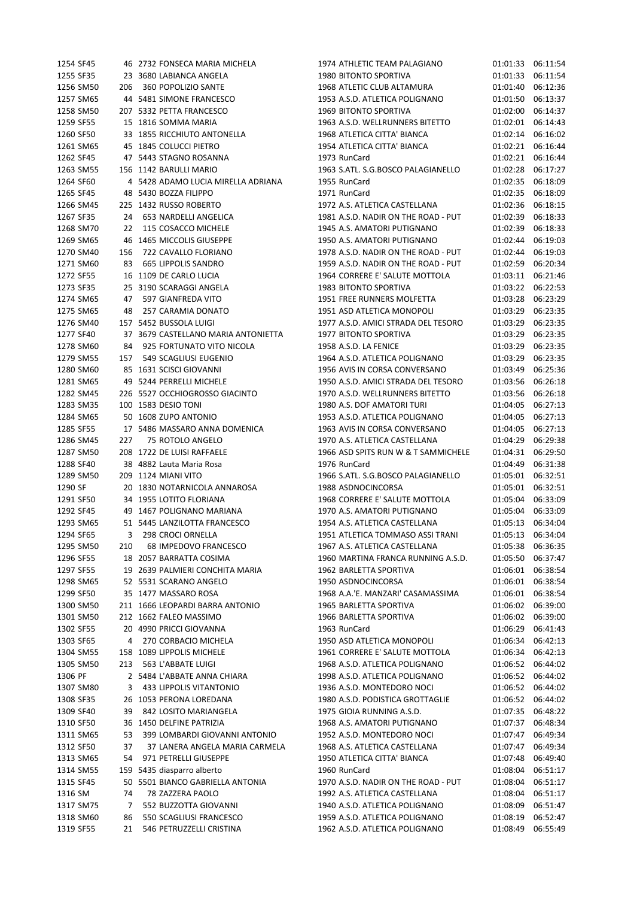| | | | | | | | | |
|---|---|---|---|---|---|---|---|---|
| 1254 | SF45 | 46 | 2732 | FONSECA MARIA MICHELA | 1974 | ATHLETIC TEAM PALAGIANO | 01:01:33 | 06:11:54 |
| 1255 | SF35 | 23 | 3680 | LABIANCA ANGELA | 1980 | BITONTO SPORTIVA | 01:01:33 | 06:11:54 |
| 1256 | SM50 | 206 | 360 | POPOLIZIO SANTE | 1968 | ATLETIC CLUB ALTAMURA | 01:01:40 | 06:12:36 |
| 1257 | SM65 | 44 | 5481 | SIMONE FRANCESCO | 1953 | A.S.D. ATLETICA POLIGNANO | 01:01:50 | 06:13:37 |
| 1258 | SM50 | 207 | 5332 | PETTA FRANCESCO | 1969 | BITONTO SPORTIVA | 01:02:00 | 06:14:37 |
| 1259 | SF55 | 15 | 1816 | SOMMA MARIA | 1963 | A.S.D. WELLRUNNERS BITETTO | 01:02:01 | 06:14:43 |
| 1260 | SF50 | 33 | 1855 | RICCHIUTO ANTONELLA | 1968 | ATLETICA CITTA' BIANCA | 01:02:14 | 06:16:02 |
| 1261 | SM65 | 45 | 1845 | COLUCCI PIETRO | 1954 | ATLETICA CITTA' BIANCA | 01:02:21 | 06:16:44 |
| 1262 | SF45 | 47 | 5443 | STAGNO ROSANNA | 1973 | RunCard | 01:02:21 | 06:16:44 |
| 1263 | SM55 | 156 | 1142 | BARULLI MARIO | 1963 | S.ATL. S.G.BOSCO PALAGIANELLO | 01:02:28 | 06:17:27 |
| 1264 | SF60 | 4 | 5428 | ADAMO LUCIA MIRELLA ADRIANA | 1955 | RunCard | 01:02:35 | 06:18:09 |
| 1265 | SF45 | 48 | 5430 | BOZZA FILIPPO | 1971 | RunCard | 01:02:35 | 06:18:09 |
| 1266 | SM45 | 225 | 1432 | RUSSO ROBERTO | 1972 | A.S. ATLETICA CASTELLANA | 01:02:36 | 06:18:15 |
| 1267 | SF35 | 24 | 653 | NARDELLI ANGELICA | 1981 | A.S.D. NADIR ON THE ROAD - PUT | 01:02:39 | 06:18:33 |
| 1268 | SM70 | 22 | 115 | COSACCO MICHELE | 1945 | A.S. AMATORI PUTIGNANO | 01:02:39 | 06:18:33 |
| 1269 | SM65 | 46 | 1465 | MICCOLIS GIUSEPPE | 1950 | A.S. AMATORI PUTIGNANO | 01:02:44 | 06:19:03 |
| 1270 | SM40 | 156 | 722 | CAVALLO FLORIANO | 1978 | A.S.D. NADIR ON THE ROAD - PUT | 01:02:44 | 06:19:03 |
| 1271 | SM60 | 83 | 665 | LIPPOLIS SANDRO | 1959 | A.S.D. NADIR ON THE ROAD - PUT | 01:02:59 | 06:20:34 |
| 1272 | SF55 | 16 | 1109 | DE CARLO LUCIA | 1964 | CORRERE E' SALUTE MOTTOLA | 01:03:11 | 06:21:46 |
| 1273 | SF35 | 25 | 3190 | SCARAGGI ANGELA | 1983 | BITONTO SPORTIVA | 01:03:22 | 06:22:53 |
| 1274 | SM65 | 47 | 597 | GIANFREDA VITO | 1951 | FREE RUNNERS MOLFETTA | 01:03:28 | 06:23:29 |
| 1275 | SM65 | 48 | 257 | CARAMIA DONATO | 1951 | ASD ATLETICA MONOPOLI | 01:03:29 | 06:23:35 |
| 1276 | SM40 | 157 | 5452 | BUSSOLA LUIGI | 1977 | A.S.D. AMICI STRADA DEL TESORO | 01:03:29 | 06:23:35 |
| 1277 | SF40 | 37 | 3679 | CASTELLANO MARIA ANTONIETTA | 1977 | BITONTO SPORTIVA | 01:03:29 | 06:23:35 |
| 1278 | SM60 | 84 | 925 | FORTUNATO VITO NICOLA | 1958 | A.S.D. LA FENICE | 01:03:29 | 06:23:35 |
| 1279 | SM55 | 157 | 549 | SCAGLIUSI EUGENIO | 1964 | A.S.D. ATLETICA POLIGNANO | 01:03:29 | 06:23:35 |
| 1280 | SM60 | 85 | 1631 | SCISCI GIOVANNI | 1956 | AVIS IN CORSA CONVERSANO | 01:03:49 | 06:25:36 |
| 1281 | SM65 | 49 | 5244 | PERRELLI MICHELE | 1950 | A.S.D. AMICI STRADA DEL TESORO | 01:03:56 | 06:26:18 |
| 1282 | SM45 | 226 | 5527 | OCCHIOGROSSO GIACINTO | 1970 | A.S.D. WELLRUNNERS BITETTO | 01:03:56 | 06:26:18 |
| 1283 | SM35 | 100 | 1583 | DESIO TONI | 1980 | A.S.D. DOF AMATORI TURI | 01:04:05 | 06:27:13 |
| 1284 | SM65 | 50 | 1608 | ZUPO ANTONIO | 1953 | A.S.D. ATLETICA POLIGNANO | 01:04:05 | 06:27:13 |
| 1285 | SF55 | 17 | 5486 | MASSARO ANNA DOMENICA | 1963 | AVIS IN CORSA CONVERSANO | 01:04:05 | 06:27:13 |
| 1286 | SM45 | 227 | 75 | ROTOLO ANGELO | 1970 | A.S. ATLETICA CASTELLANA | 01:04:29 | 06:29:38 |
| 1287 | SM50 | 208 | 1722 | DE LUISI RAFFAELE | 1966 | ASD SPITS RUN W & T SAMMICHELE | 01:04:31 | 06:29:50 |
| 1288 | SF40 | 38 | 4882 | Lauta Maria Rosa | 1976 | RunCard | 01:04:49 | 06:31:38 |
| 1289 | SM50 | 209 | 1124 | MIANI VITO | 1966 | S.ATL. S.G.BOSCO PALAGIANELLO | 01:05:01 | 06:32:51 |
| 1290 | SF | 20 | 1830 | NOTARNICOLA ANNAROSA | 1988 | ASDNOCINCORSA | 01:05:01 | 06:32:51 |
| 1291 | SF50 | 34 | 1955 | LOTITO FLORIANA | 1968 | CORRERE E' SALUTE MOTTOLA | 01:05:04 | 06:33:09 |
| 1292 | SF45 | 49 | 1467 | POLIGNANO MARIANA | 1970 | A.S. AMATORI PUTIGNANO | 01:05:04 | 06:33:09 |
| 1293 | SM65 | 51 | 5445 | LANZILOTTA FRANCESCO | 1954 | A.S. ATLETICA CASTELLANA | 01:05:13 | 06:34:04 |
| 1294 | SF65 | 3 | 298 | CROCI ORNELLA | 1951 | ATLETICA TOMMASO ASSI TRANI | 01:05:13 | 06:34:04 |
| 1295 | SM50 | 210 | 68 | IMPEDOVO FRANCESCO | 1967 | A.S. ATLETICA CASTELLANA | 01:05:38 | 06:36:35 |
| 1296 | SF55 | 18 | 2057 | BARRATTA COSIMA | 1960 | MARTINA FRANCA RUNNING A.S.D. | 01:05:50 | 06:37:47 |
| 1297 | SF55 | 19 | 2639 | PALMIERI CONCHITA MARIA | 1962 | BARLETTA SPORTIVA | 01:06:01 | 06:38:54 |
| 1298 | SM65 | 52 | 5531 | SCARANO ANGELO | 1950 | ASDNOCINCORSA | 01:06:01 | 06:38:54 |
| 1299 | SF50 | 35 | 1477 | MASSARO ROSA | 1968 | A.A.'E. MANZARI' CASAMASSIMA | 01:06:01 | 06:38:54 |
| 1300 | SM50 | 211 | 1666 | LEOPARDI BARRA ANTONIO | 1965 | BARLETTA SPORTIVA | 01:06:02 | 06:39:00 |
| 1301 | SM50 | 212 | 1662 | FALEO MASSIMO | 1966 | BARLETTA SPORTIVA | 01:06:02 | 06:39:00 |
| 1302 | SF55 | 20 | 4990 | PRICCI GIOVANNA | 1963 | RunCard | 01:06:29 | 06:41:43 |
| 1303 | SF65 | 4 | 270 | CORBACIO MICHELA | 1950 | ASD ATLETICA MONOPOLI | 01:06:34 | 06:42:13 |
| 1304 | SM55 | 158 | 1089 | LIPPOLIS MICHELE | 1961 | CORRERE E' SALUTE MOTTOLA | 01:06:34 | 06:42:13 |
| 1305 | SM50 | 213 | 563 | L'ABBATE LUIGI | 1968 | A.S.D. ATLETICA POLIGNANO | 01:06:52 | 06:44:02 |
| 1306 | PF | 2 | 5484 | L'ABBATE ANNA CHIARA | 1998 | A.S.D. ATLETICA POLIGNANO | 01:06:52 | 06:44:02 |
| 1307 | SM80 | 3 | 433 | LIPPOLIS VITANTONIO | 1936 | A.S.D. MONTEDORO NOCI | 01:06:52 | 06:44:02 |
| 1308 | SF35 | 26 | 1053 | PERONA LOREDANA | 1980 | A.S.D. PODISTICA GROTTAGLIE | 01:06:52 | 06:44:02 |
| 1309 | SF40 | 39 | 842 | LOSITO MARIANGELA | 1975 | GIOIA RUNNING A.S.D. | 01:07:35 | 06:48:22 |
| 1310 | SF50 | 36 | 1450 | DELFINE PATRIZIA | 1968 | A.S. AMATORI PUTIGNANO | 01:07:37 | 06:48:34 |
| 1311 | SM65 | 53 | 399 | LOMBARDI GIOVANNI ANTONIO | 1952 | A.S.D. MONTEDORO NOCI | 01:07:47 | 06:49:34 |
| 1312 | SF50 | 37 | 37 | LANERA ANGELA MARIA CARMELA | 1968 | A.S. ATLETICA CASTELLANA | 01:07:47 | 06:49:34 |
| 1313 | SM65 | 54 | 971 | PETRELLI GIUSEPPE | 1950 | ATLETICA CITTA' BIANCA | 01:07:48 | 06:49:40 |
| 1314 | SM55 | 159 | 5435 | diasparro alberto | 1960 | RunCard | 01:08:04 | 06:51:17 |
| 1315 | SF45 | 50 | 5501 | BIANCO GABRIELLA ANTONIA | 1970 | A.S.D. NADIR ON THE ROAD - PUT | 01:08:04 | 06:51:17 |
| 1316 | SM | 74 | 78 | ZAZZERA PAOLO | 1992 | A.S. ATLETICA CASTELLANA | 01:08:04 | 06:51:17 |
| 1317 | SM75 | 7 | 552 | BUZZOTTA GIOVANNI | 1940 | A.S.D. ATLETICA POLIGNANO | 01:08:09 | 06:51:47 |
| 1318 | SM60 | 86 | 550 | SCAGLIUSI FRANCESCO | 1959 | A.S.D. ATLETICA POLIGNANO | 01:08:19 | 06:52:47 |
| 1319 | SF55 | 21 | 546 | PETRUZZELLI CRISTINA | 1962 | A.S.D. ATLETICA POLIGNANO | 01:08:49 | 06:55:49 |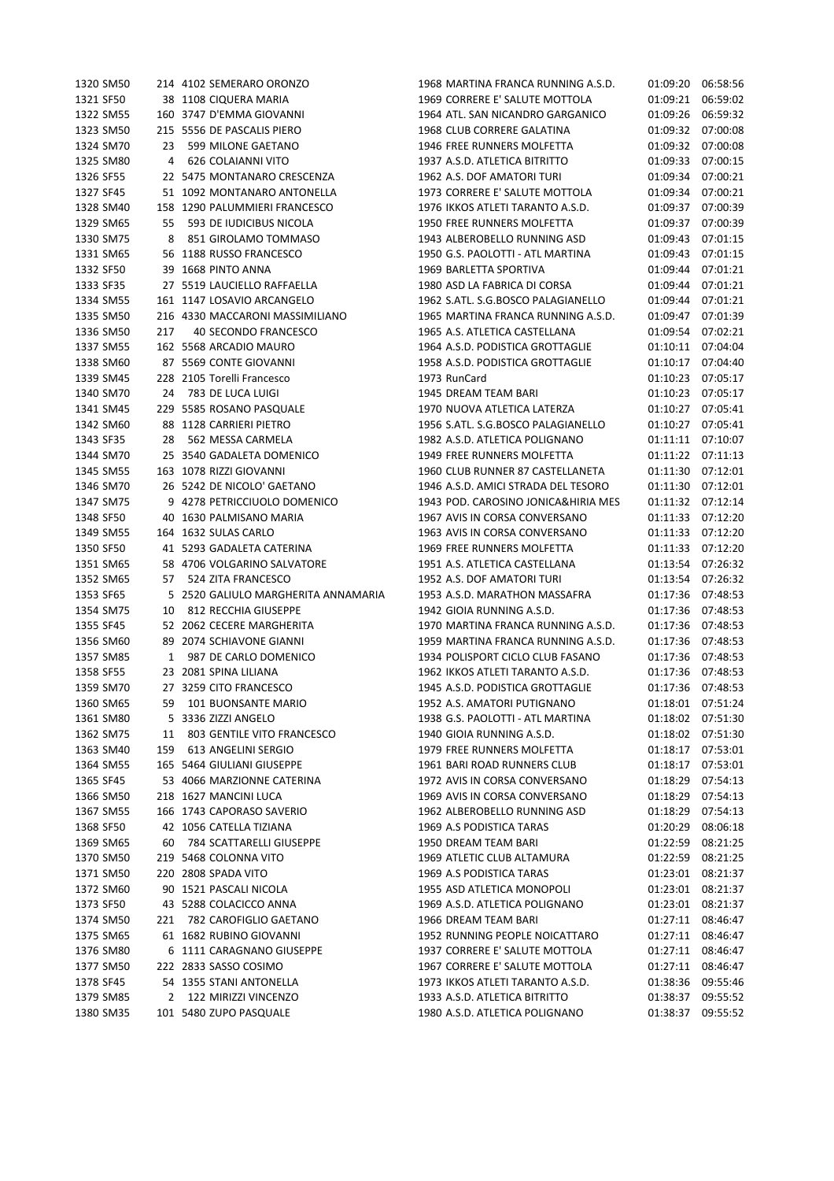| | | | | | | | | | |
|---|---|---|---|---|---|---|---|---|---|
| 1320 | SM50 | 214 | 4102 | SEMERARO ORONZO | 1968 | MARTINA FRANCA RUNNING A.S.D. | 01:09:20 | 06:58:56 |
| 1321 | SF50 | 38 | 1108 | CIQUERA MARIA | 1969 | CORRERE E' SALUTE MOTTOLA | 01:09:21 | 06:59:02 |
| 1322 | SM55 | 160 | 3747 | D'EMMA GIOVANNI | 1964 | ATL. SAN NICANDRO GARGANICO | 01:09:26 | 06:59:32 |
| 1323 | SM50 | 215 | 5556 | DE PASCALIS PIERO | 1968 | CLUB CORRERE GALATINA | 01:09:32 | 07:00:08 |
| 1324 | SM70 | 23 | 599 | MILONE GAETANO | 1946 | FREE RUNNERS MOLFETTA | 01:09:32 | 07:00:08 |
| 1325 | SM80 | 4 | 626 | COLAIANNI VITO | 1937 | A.S.D. ATLETICA BITRITTO | 01:09:33 | 07:00:15 |
| 1326 | SF55 | 22 | 5475 | MONTANARO CRESCENZA | 1962 | A.S. DOF AMATORI TURI | 01:09:34 | 07:00:21 |
| 1327 | SF45 | 51 | 1092 | MONTANARO ANTONELLA | 1973 | CORRERE E' SALUTE MOTTOLA | 01:09:34 | 07:00:21 |
| 1328 | SM40 | 158 | 1290 | PALUMMIERI FRANCESCO | 1976 | IKKOS ATLETI TARANTO A.S.D. | 01:09:37 | 07:00:39 |
| 1329 | SM65 | 55 | 593 | DE IUDICIBUS NICOLA | 1950 | FREE RUNNERS MOLFETTA | 01:09:37 | 07:00:39 |
| 1330 | SM75 | 8 | 851 | GIROLAMO TOMMASO | 1943 | ALBEROBELLO RUNNING ASD | 01:09:43 | 07:01:15 |
| 1331 | SM65 | 56 | 1188 | RUSSO FRANCESCO | 1950 | G.S. PAOLOTTI - ATL MARTINA | 01:09:43 | 07:01:15 |
| 1332 | SF50 | 39 | 1668 | PINTO ANNA | 1969 | BARLETTA SPORTIVA | 01:09:44 | 07:01:21 |
| 1333 | SF35 | 27 | 5519 | LAUCIELLO RAFFAELLA | 1980 | ASD LA FABRICA DI CORSA | 01:09:44 | 07:01:21 |
| 1334 | SM55 | 161 | 1147 | LOSAVIO ARCANGELO | 1962 | S.ATL. S.G.BOSCO PALAGIANELLO | 01:09:44 | 07:01:21 |
| 1335 | SM50 | 216 | 4330 | MACCARONI MASSIMILIANO | 1965 | MARTINA FRANCA RUNNING A.S.D. | 01:09:47 | 07:01:39 |
| 1336 | SM50 | 217 | 40 | SECONDO FRANCESCO | 1965 | A.S. ATLETICA CASTELLANA | 01:09:54 | 07:02:21 |
| 1337 | SM55 | 162 | 5568 | ARCADIO MAURO | 1964 | A.S.D. PODISTICA GROTTAGLIE | 01:10:11 | 07:04:04 |
| 1338 | SM60 | 87 | 5569 | CONTE GIOVANNI | 1958 | A.S.D. PODISTICA GROTTAGLIE | 01:10:17 | 07:04:40 |
| 1339 | SM45 | 228 | 2105 | Torelli Francesco | 1973 | RunCard | 01:10:23 | 07:05:17 |
| 1340 | SM70 | 24 | 783 | DE LUCA LUIGI | 1945 | DREAM TEAM BARI | 01:10:23 | 07:05:17 |
| 1341 | SM45 | 229 | 5585 | ROSANO PASQUALE | 1970 | NUOVA ATLETICA LATERZA | 01:10:27 | 07:05:41 |
| 1342 | SM60 | 88 | 1128 | CARRIERI PIETRO | 1956 | S.ATL. S.G.BOSCO PALAGIANELLO | 01:10:27 | 07:05:41 |
| 1343 | SF35 | 28 | 562 | MESSA CARMELA | 1982 | A.S.D. ATLETICA POLIGNANO | 01:11:11 | 07:10:07 |
| 1344 | SM70 | 25 | 3540 | GADALETA DOMENICO | 1949 | FREE RUNNERS MOLFETTA | 01:11:22 | 07:11:13 |
| 1345 | SM55 | 163 | 1078 | RIZZI GIOVANNI | 1960 | CLUB RUNNER 87 CASTELLANETA | 01:11:30 | 07:12:01 |
| 1346 | SM70 | 26 | 5242 | DE NICOLO' GAETANO | 1946 | A.S.D. AMICI STRADA DEL TESORO | 01:11:30 | 07:12:01 |
| 1347 | SM75 | 9 | 4278 | PETRICCIUOLO DOMENICO | 1943 | POD. CAROSINO JONICA&HIRIA MES | 01:11:32 | 07:12:14 |
| 1348 | SF50 | 40 | 1630 | PALMISANO MARIA | 1967 | AVIS IN CORSA CONVERSANO | 01:11:33 | 07:12:20 |
| 1349 | SM55 | 164 | 1632 | SULAS CARLO | 1963 | AVIS IN CORSA CONVERSANO | 01:11:33 | 07:12:20 |
| 1350 | SF50 | 41 | 5293 | GADALETA CATERINA | 1969 | FREE RUNNERS MOLFETTA | 01:11:33 | 07:12:20 |
| 1351 | SM65 | 58 | 4706 | VOLGARINO SALVATORE | 1951 | A.S. ATLETICA CASTELLANA | 01:13:54 | 07:26:32 |
| 1352 | SM65 | 57 | 524 | ZITA FRANCESCO | 1952 | A.S. DOF AMATORI TURI | 01:13:54 | 07:26:32 |
| 1353 | SF65 | 5 | 2520 | GALIULO MARGHERITA ANNAMARIA | 1953 | A.S.D. MARATHON MASSAFRA | 01:17:36 | 07:48:53 |
| 1354 | SM75 | 10 | 812 | RECCHIA GIUSEPPE | 1942 | GIOIA RUNNING A.S.D. | 01:17:36 | 07:48:53 |
| 1355 | SF45 | 52 | 2062 | CECERE MARGHERITA | 1970 | MARTINA FRANCA RUNNING A.S.D. | 01:17:36 | 07:48:53 |
| 1356 | SM60 | 89 | 2074 | SCHIAVONE GIANNI | 1959 | MARTINA FRANCA RUNNING A.S.D. | 01:17:36 | 07:48:53 |
| 1357 | SM85 | 1 | 987 | DE CARLO DOMENICO | 1934 | POLISPORT CICLO CLUB FASANO | 01:17:36 | 07:48:53 |
| 1358 | SF55 | 23 | 2081 | SPINA LILIANA | 1962 | IKKOS ATLETI TARANTO A.S.D. | 01:17:36 | 07:48:53 |
| 1359 | SM70 | 27 | 3259 | CITO FRANCESCO | 1945 | A.S.D. PODISTICA GROTTAGLIE | 01:17:36 | 07:48:53 |
| 1360 | SM65 | 59 | 101 | BUONSANTE MARIO | 1952 | A.S. AMATORI PUTIGNANO | 01:18:01 | 07:51:24 |
| 1361 | SM80 | 5 | 3336 | ZIZZI ANGELO | 1938 | G.S. PAOLOTTI - ATL MARTINA | 01:18:02 | 07:51:30 |
| 1362 | SM75 | 11 | 803 | GENTILE VITO FRANCESCO | 1940 | GIOIA RUNNING A.S.D. | 01:18:02 | 07:51:30 |
| 1363 | SM40 | 159 | 613 | ANGELINI SERGIO | 1979 | FREE RUNNERS MOLFETTA | 01:18:17 | 07:53:01 |
| 1364 | SM55 | 165 | 5464 | GIULIANI GIUSEPPE | 1961 | BARI ROAD RUNNERS CLUB | 01:18:17 | 07:53:01 |
| 1365 | SF45 | 53 | 4066 | MARZIONNE CATERINA | 1972 | AVIS IN CORSA CONVERSANO | 01:18:29 | 07:54:13 |
| 1366 | SM50 | 218 | 1627 | MANCINI LUCA | 1969 | AVIS IN CORSA CONVERSANO | 01:18:29 | 07:54:13 |
| 1367 | SM55 | 166 | 1743 | CAPORASO SAVERIO | 1962 | ALBEROBELLO RUNNING ASD | 01:18:29 | 07:54:13 |
| 1368 | SF50 | 42 | 1056 | CATELLA TIZIANA | 1969 | A.S PODISTICA TARAS | 01:20:29 | 08:06:18 |
| 1369 | SM65 | 60 | 784 | SCATTARELLI GIUSEPPE | 1950 | DREAM TEAM BARI | 01:22:59 | 08:21:25 |
| 1370 | SM50 | 219 | 5468 | COLONNA VITO | 1969 | ATLETIC CLUB ALTAMURA | 01:22:59 | 08:21:25 |
| 1371 | SM50 | 220 | 2808 | SPADA VITO | 1969 | A.S PODISTICA TARAS | 01:23:01 | 08:21:37 |
| 1372 | SM60 | 90 | 1521 | PASCALI NICOLA | 1955 | ASD ATLETICA MONOPOLI | 01:23:01 | 08:21:37 |
| 1373 | SF50 | 43 | 5288 | COLACICCO ANNA | 1969 | A.S.D. ATLETICA POLIGNANO | 01:23:01 | 08:21:37 |
| 1374 | SM50 | 221 | 782 | CAROFIGLIO GAETANO | 1966 | DREAM TEAM BARI | 01:27:11 | 08:46:47 |
| 1375 | SM65 | 61 | 1682 | RUBINO GIOVANNI | 1952 | RUNNING PEOPLE NOICATTARO | 01:27:11 | 08:46:47 |
| 1376 | SM80 | 6 | 1111 | CARAGNANO GIUSEPPE | 1937 | CORRERE E' SALUTE MOTTOLA | 01:27:11 | 08:46:47 |
| 1377 | SM50 | 222 | 2833 | SASSO COSIMO | 1967 | CORRERE E' SALUTE MOTTOLA | 01:27:11 | 08:46:47 |
| 1378 | SF45 | 54 | 1355 | STANI ANTONELLA | 1973 | IKKOS ATLETI TARANTO A.S.D. | 01:38:36 | 09:55:46 |
| 1379 | SM85 | 2 | 122 | MIRIZZI VINCENZO | 1933 | A.S.D. ATLETICA BITRITTO | 01:38:37 | 09:55:52 |
| 1380 | SM35 | 101 | 5480 | ZUPO PASQUALE | 1980 | A.S.D. ATLETICA POLIGNANO | 01:38:37 | 09:55:52 |